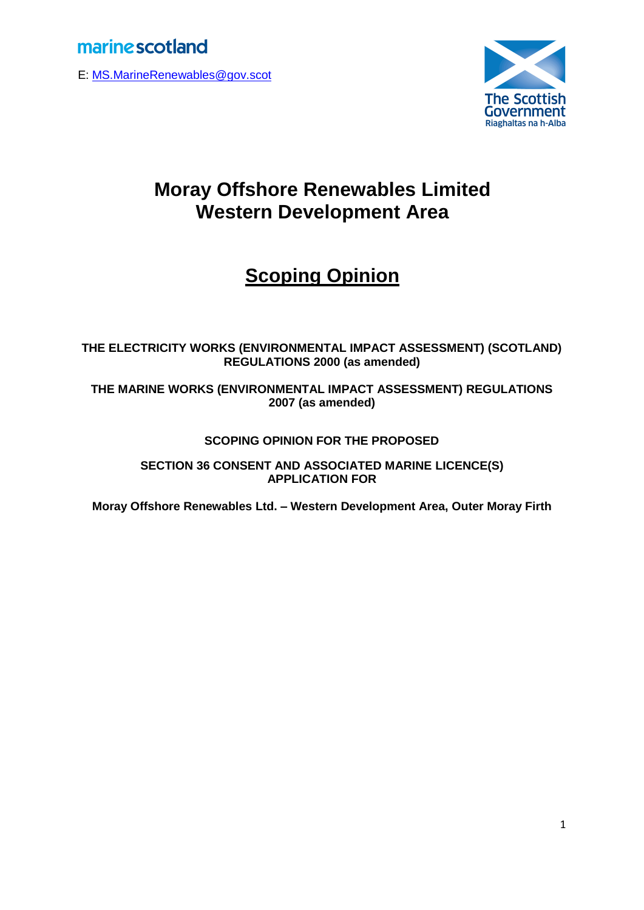marinescotland

E: MS.MarineRenewables@gov.scot

The Scottish Government
Riaghaltas na h-Alba

# Moray Offshore Renewables Limited Western Development Area

# Scoping Opinion

**THE ELECTRICITY WORKS (ENVIRONMENTAL IMPACT ASSESSMENT) (SCOTLAND) REGULATIONS 2000 (as amended)**

**THE MARINE WORKS (ENVIRONMENTAL IMPACT ASSESSMENT) REGULATIONS 2007 (as amended)**

**SCOPING OPINION FOR THE PROPOSED**

**SECTION 36 CONSENT AND ASSOCIATED MARINE LICENCE(S) APPLICATION FOR**

**Moray Offshore Renewables Ltd. – Western Development Area, Outer Moray Firth**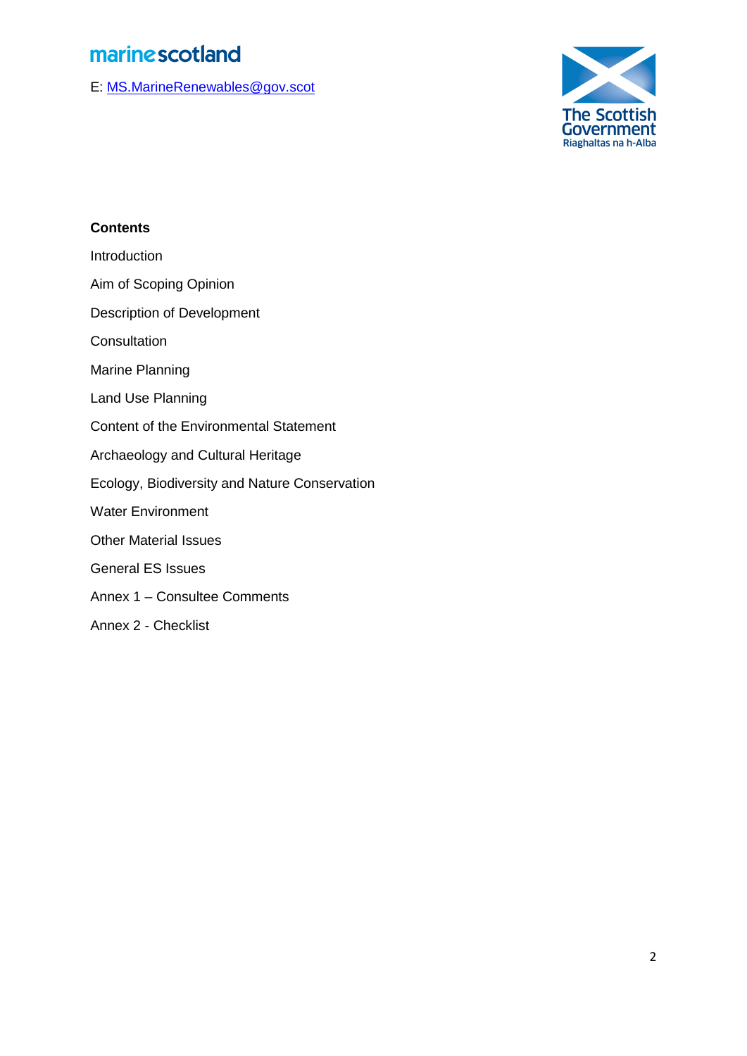marinescotland

E: MS.MarineRenewables@gov.scot

**Contents**

Introduction

Aim of Scoping Opinion

Description of Development

Consultation

Marine Planning

Land Use Planning

Content of the Environmental Statement

Archaeology and Cultural Heritage

Ecology, Biodiversity and Nature Conservation

Water Environment

Other Material Issues

General ES Issues

Annex 1 – Consultee Comments

Annex 2 - Checklist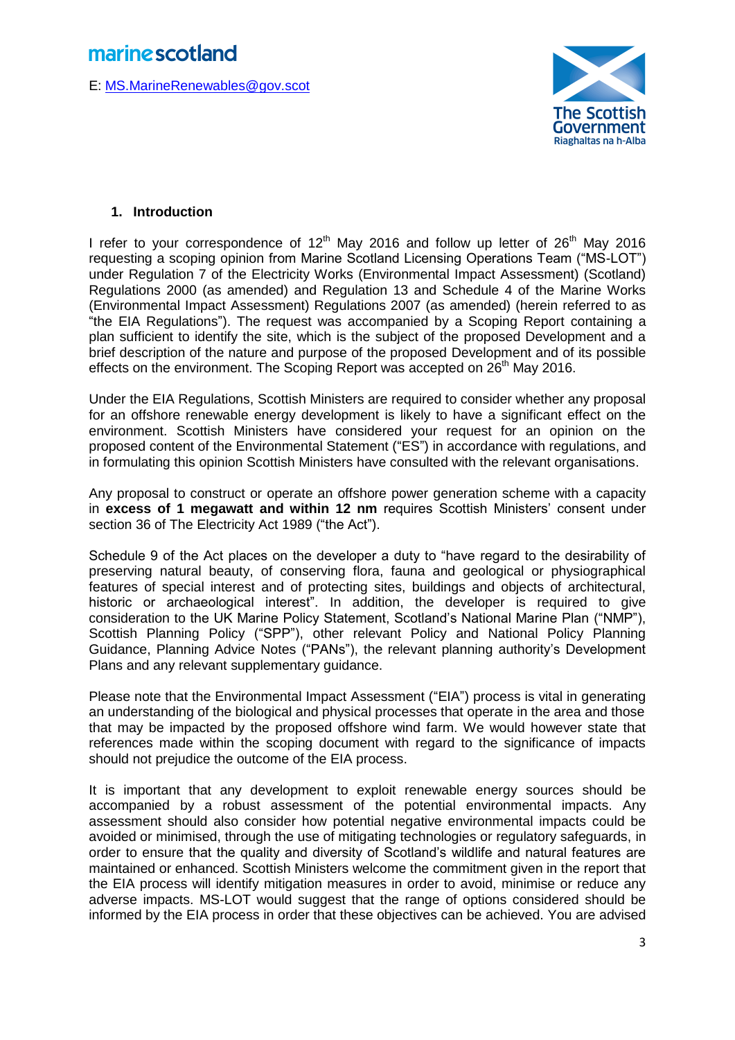marine scotland

E: MS.MarineRenewables@gov.scot

The Scottish Government
Riaghaltas na h-Alba

## 1. Introduction

I refer to your correspondence of 12th May 2016 and follow up letter of 26th May 2016 requesting a scoping opinion from Marine Scotland Licensing Operations Team ("MS-LOT") under Regulation 7 of the Electricity Works (Environmental Impact Assessment) (Scotland) Regulations 2000 (as amended) and Regulation 13 and Schedule 4 of the Marine Works (Environmental Impact Assessment) Regulations 2007 (as amended) (herein referred to as "the EIA Regulations"). The request was accompanied by a Scoping Report containing a plan sufficient to identify the site, which is the subject of the proposed Development and a brief description of the nature and purpose of the proposed Development and of its possible effects on the environment. The Scoping Report was accepted on 26th May 2016.

Under the EIA Regulations, Scottish Ministers are required to consider whether any proposal for an offshore renewable energy development is likely to have a significant effect on the environment. Scottish Ministers have considered your request for an opinion on the proposed content of the Environmental Statement ("ES") in accordance with regulations, and in formulating this opinion Scottish Ministers have consulted with the relevant organisations.

Any proposal to construct or operate an offshore power generation scheme with a capacity in **excess of 1 megawatt and within 12 nm** requires Scottish Ministers' consent under section 36 of The Electricity Act 1989 ("the Act").

Schedule 9 of the Act places on the developer a duty to "have regard to the desirability of preserving natural beauty, of conserving flora, fauna and geological or physiographical features of special interest and of protecting sites, buildings and objects of architectural, historic or archaeological interest". In addition, the developer is required to give consideration to the UK Marine Policy Statement, Scotland's National Marine Plan ("NMP"), Scottish Planning Policy ("SPP"), other relevant Policy and National Policy Planning Guidance, Planning Advice Notes ("PANs"), the relevant planning authority's Development Plans and any relevant supplementary guidance.

Please note that the Environmental Impact Assessment ("EIA") process is vital in generating an understanding of the biological and physical processes that operate in the area and those that may be impacted by the proposed offshore wind farm. We would however state that references made within the scoping document with regard to the significance of impacts should not prejudice the outcome of the EIA process.

It is important that any development to exploit renewable energy sources should be accompanied by a robust assessment of the potential environmental impacts. Any assessment should also consider how potential negative environmental impacts could be avoided or minimised, through the use of mitigating technologies or regulatory safeguards, in order to ensure that the quality and diversity of Scotland's wildlife and natural features are maintained or enhanced. Scottish Ministers welcome the commitment given in the report that the EIA process will identify mitigation measures in order to avoid, minimise or reduce any adverse impacts. MS-LOT would suggest that the range of options considered should be informed by the EIA process in order that these objectives can be achieved. You are advised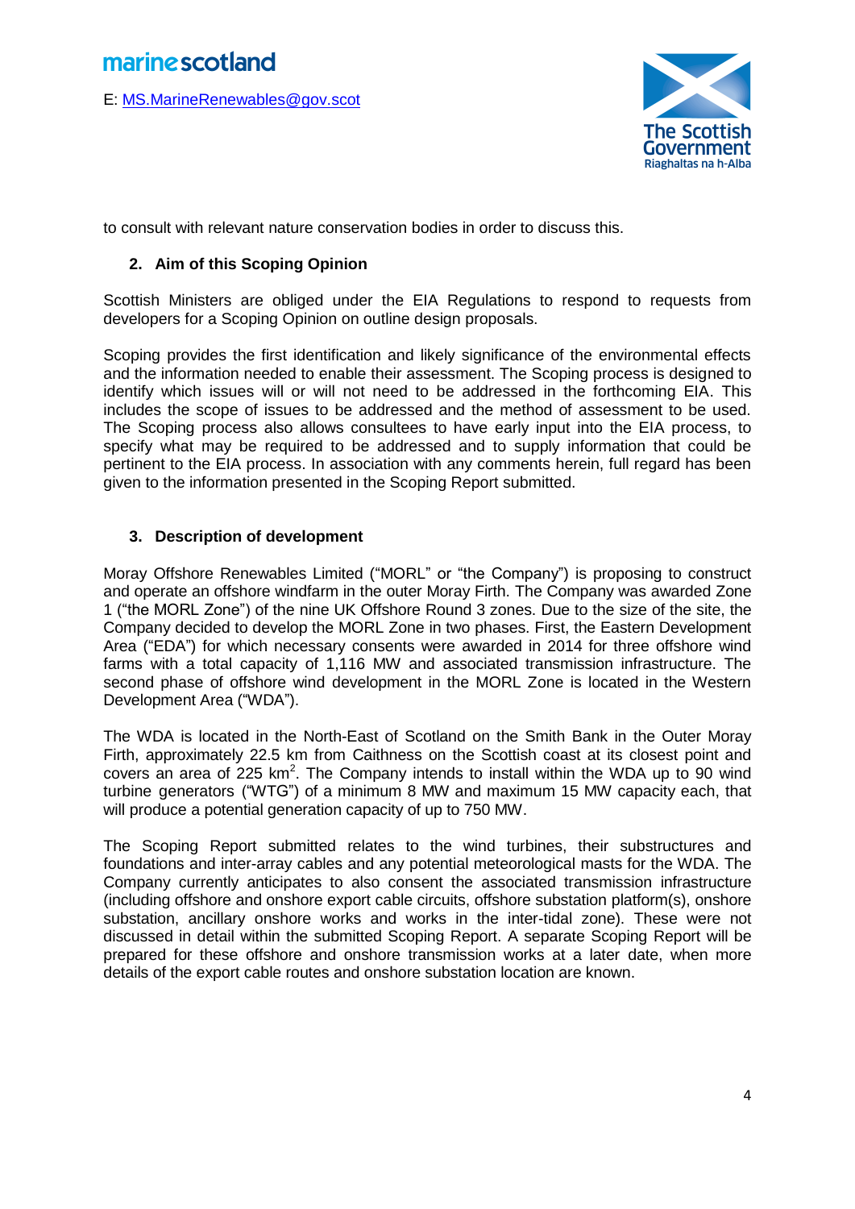to consult with relevant nature conservation bodies in order to discuss this.

## 2. Aim of this Scoping Opinion

Scottish Ministers are obliged under the EIA Regulations to respond to requests from developers for a Scoping Opinion on outline design proposals.

Scoping provides the first identification and likely significance of the environmental effects and the information needed to enable their assessment. The Scoping process is designed to identify which issues will or will not need to be addressed in the forthcoming EIA. This includes the scope of issues to be addressed and the method of assessment to be used. The Scoping process also allows consultees to have early input into the EIA process, to specify what may be required to be addressed and to supply information that could be pertinent to the EIA process. In association with any comments herein, full regard has been given to the information presented in the Scoping Report submitted.

## 3. Description of development

Moray Offshore Renewables Limited ("MORL" or "the Company") is proposing to construct and operate an offshore windfarm in the outer Moray Firth. The Company was awarded Zone 1 ("the MORL Zone") of the nine UK Offshore Round 3 zones. Due to the size of the site, the Company decided to develop the MORL Zone in two phases. First, the Eastern Development Area ("EDA") for which necessary consents were awarded in 2014 for three offshore wind farms with a total capacity of 1,116 MW and associated transmission infrastructure. The second phase of offshore wind development in the MORL Zone is located in the Western Development Area ("WDA").

The WDA is located in the North-East of Scotland on the Smith Bank in the Outer Moray Firth, approximately 22.5 km from Caithness on the Scottish coast at its closest point and covers an area of 225 $km^2$. The Company intends to install within the WDA up to 90 wind turbine generators ("WTG") of a minimum 8 MW and maximum 15 MW capacity each, that will produce a potential generation capacity of up to 750 MW.

The Scoping Report submitted relates to the wind turbines, their substructures and foundations and inter-array cables and any potential meteorological masts for the WDA. The Company currently anticipates to also consent the associated transmission infrastructure (including offshore and onshore export cable circuits, offshore substation platform(s), onshore substation, ancillary onshore works and works in the inter-tidal zone). These were not discussed in detail within the submitted Scoping Report. A separate Scoping Report will be prepared for these offshore and onshore transmission works at a later date, when more details of the export cable routes and onshore substation location are known.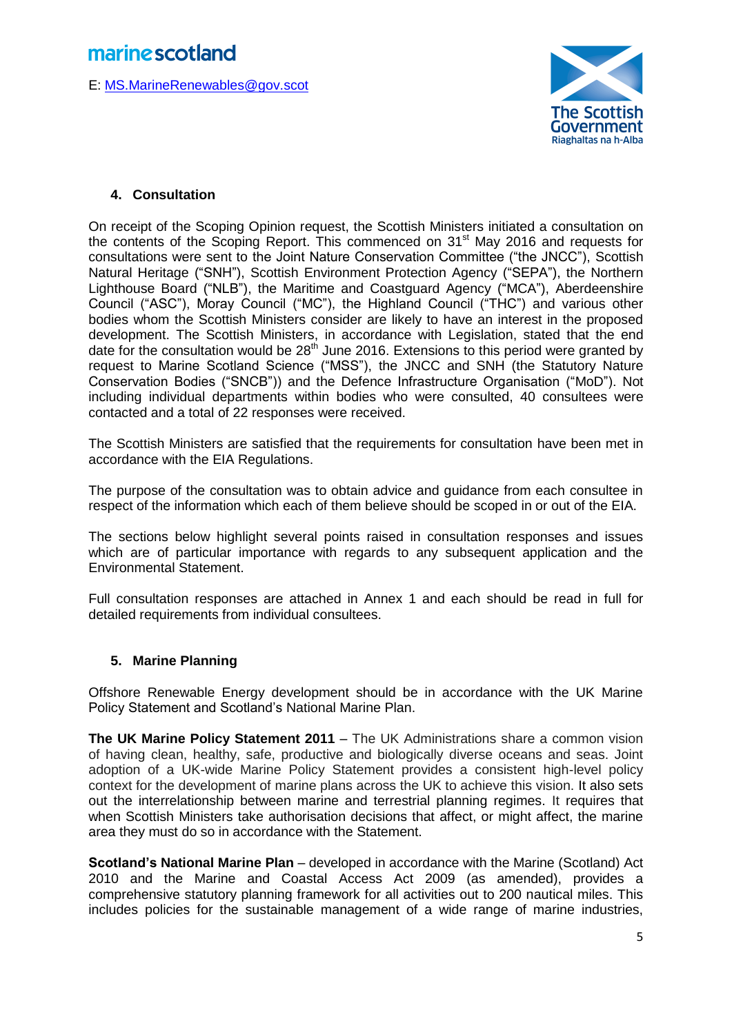## 4. Consultation

On receipt of the Scoping Opinion request, the Scottish Ministers initiated a consultation on the contents of the Scoping Report. This commenced on 31st May 2016 and requests for consultations were sent to the Joint Nature Conservation Committee ("the JNCC"), Scottish Natural Heritage ("SNH"), Scottish Environment Protection Agency ("SEPA"), the Northern Lighthouse Board ("NLB"), the Maritime and Coastguard Agency ("MCA"), Aberdeenshire Council ("ASC"), Moray Council ("MC"), the Highland Council ("THC") and various other bodies whom the Scottish Ministers consider are likely to have an interest in the proposed development. The Scottish Ministers, in accordance with Legislation, stated that the end date for the consultation would be 28th June 2016. Extensions to this period were granted by request to Marine Scotland Science ("MSS"), the JNCC and SNH (the Statutory Nature Conservation Bodies ("SNCB")) and the Defence Infrastructure Organisation ("MoD"). Not including individual departments within bodies who were consulted, 40 consultees were contacted and a total of 22 responses were received.

The Scottish Ministers are satisfied that the requirements for consultation have been met in accordance with the EIA Regulations.

The purpose of the consultation was to obtain advice and guidance from each consultee in respect of the information which each of them believe should be scoped in or out of the EIA.

The sections below highlight several points raised in consultation responses and issues which are of particular importance with regards to any subsequent application and the Environmental Statement.

Full consultation responses are attached in Annex 1 and each should be read in full for detailed requirements from individual consultees.

## 5. Marine Planning

Offshore Renewable Energy development should be in accordance with the UK Marine Policy Statement and Scotland's National Marine Plan.

**The UK Marine Policy Statement 2011** – The UK Administrations share a common vision of having clean, healthy, safe, productive and biologically diverse oceans and seas. Joint adoption of a UK-wide Marine Policy Statement provides a consistent high-level policy context for the development of marine plans across the UK to achieve this vision. It also sets out the interrelationship between marine and terrestrial planning regimes. It requires that when Scottish Ministers take authorisation decisions that affect, or might affect, the marine area they must do so in accordance with the Statement.

**Scotland's National Marine Plan** – developed in accordance with the Marine (Scotland) Act 2010 and the Marine and Coastal Access Act 2009 (as amended), provides a comprehensive statutory planning framework for all activities out to 200 nautical miles. This includes policies for the sustainable management of a wide range of marine industries,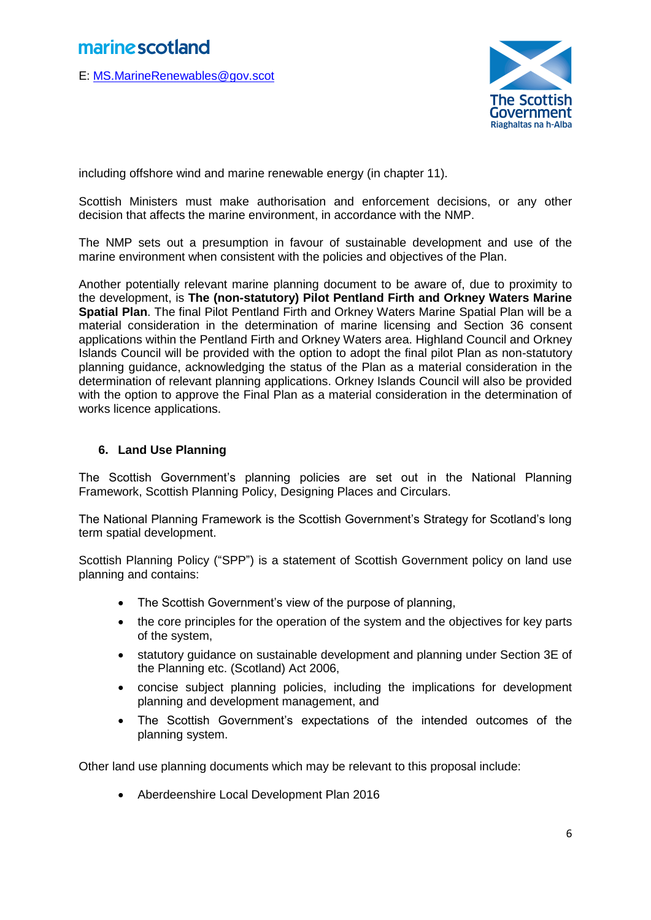including offshore wind and marine renewable energy (in chapter 11).

Scottish Ministers must make authorisation and enforcement decisions, or any other decision that affects the marine environment, in accordance with the NMP.

The NMP sets out a presumption in favour of sustainable development and use of the marine environment when consistent with the policies and objectives of the Plan.

Another potentially relevant marine planning document to be aware of, due to proximity to the development, is **The (non-statutory) Pilot Pentland Firth and Orkney Waters Marine Spatial Plan**. The final Pilot Pentland Firth and Orkney Waters Marine Spatial Plan will be a material consideration in the determination of marine licensing and Section 36 consent applications within the Pentland Firth and Orkney Waters area. Highland Council and Orkney Islands Council will be provided with the option to adopt the final pilot Plan as non-statutory planning guidance, acknowledging the status of the Plan as a material consideration in the determination of relevant planning applications. Orkney Islands Council will also be provided with the option to approve the Final Plan as a material consideration in the determination of works licence applications.

## 6. Land Use Planning

The Scottish Government's planning policies are set out in the National Planning Framework, Scottish Planning Policy, Designing Places and Circulars.

The National Planning Framework is the Scottish Government's Strategy for Scotland's long term spatial development.

Scottish Planning Policy ("SPP") is a statement of Scottish Government policy on land use planning and contains:

- The Scottish Government's view of the purpose of planning,
- the core principles for the operation of the system and the objectives for key parts of the system,
- statutory guidance on sustainable development and planning under Section 3E of the Planning etc. (Scotland) Act 2006,
- concise subject planning policies, including the implications for development planning and development management, and
- The Scottish Government's expectations of the intended outcomes of the planning system.

Other land use planning documents which may be relevant to this proposal include:

- Aberdeenshire Local Development Plan 2016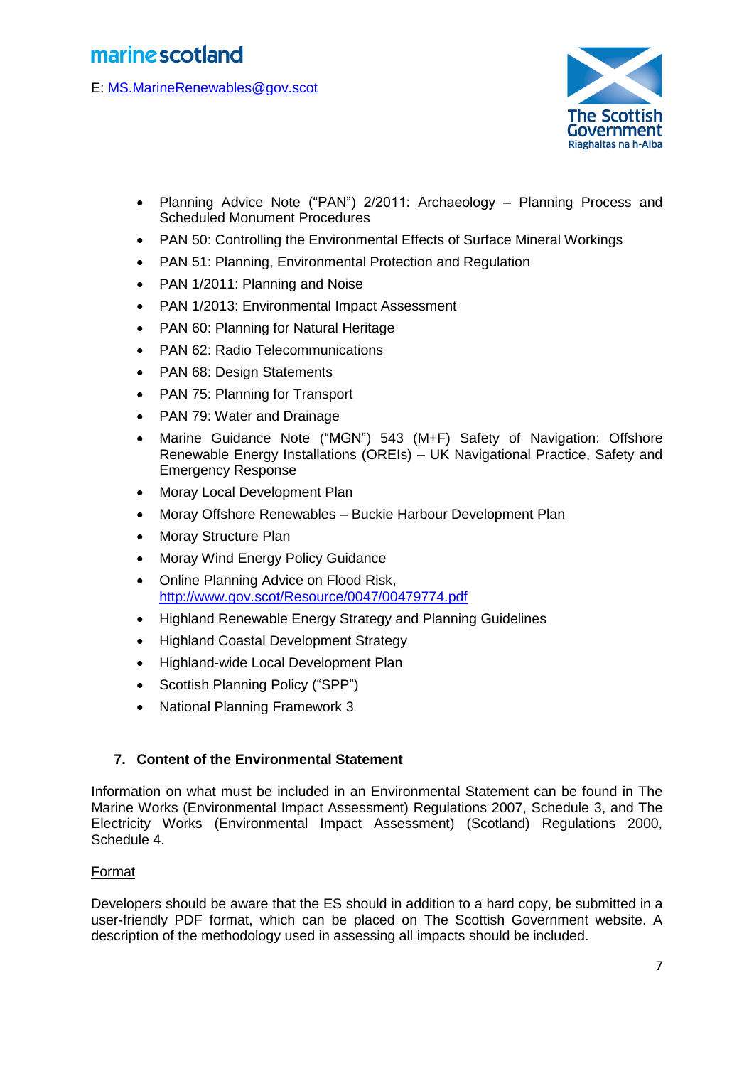- Planning Advice Note ("PAN") 2/2011: Archaeology – Planning Process and Scheduled Monument Procedures
- PAN 50: Controlling the Environmental Effects of Surface Mineral Workings
- PAN 51: Planning, Environmental Protection and Regulation
- PAN 1/2011: Planning and Noise
- PAN 1/2013: Environmental Impact Assessment
- PAN 60: Planning for Natural Heritage
- PAN 62: Radio Telecommunications
- PAN 68: Design Statements
- PAN 75: Planning for Transport
- PAN 79: Water and Drainage
- Marine Guidance Note ("MGN") 543 (M+F) Safety of Navigation: Offshore Renewable Energy Installations (OREIs) – UK Navigational Practice, Safety and Emergency Response
- Moray Local Development Plan
- Moray Offshore Renewables – Buckie Harbour Development Plan
- Moray Structure Plan
- Moray Wind Energy Policy Guidance
- Online Planning Advice on Flood Risk, http://www.gov.scot/Resource/0047/00479774.pdf
- Highland Renewable Energy Strategy and Planning Guidelines
- Highland Coastal Development Strategy
- Highland-wide Local Development Plan
- Scottish Planning Policy ("SPP")
- National Planning Framework 3

## 7. Content of the Environmental Statement

Information on what must be included in an Environmental Statement can be found in The Marine Works (Environmental Impact Assessment) Regulations 2007, Schedule 3, and The Electricity Works (Environmental Impact Assessment) (Scotland) Regulations 2000, Schedule 4.

Format

Developers should be aware that the ES should in addition to a hard copy, be submitted in a user-friendly PDF format, which can be placed on The Scottish Government website. A description of the methodology used in assessing all impacts should be included.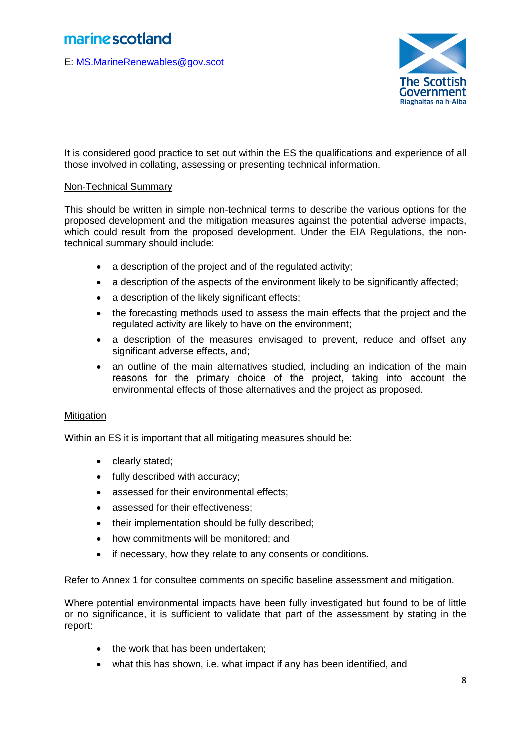It is considered good practice to set out within the ES the qualifications and experience of all those involved in collating, assessing or presenting technical information.

Non-Technical Summary

This should be written in simple non-technical terms to describe the various options for the proposed development and the mitigation measures against the potential adverse impacts, which could result from the proposed development. Under the EIA Regulations, the non-technical summary should include:

- a description of the project and of the regulated activity;
- a description of the aspects of the environment likely to be significantly affected;
- a description of the likely significant effects;
- the forecasting methods used to assess the main effects that the project and the regulated activity are likely to have on the environment;
- a description of the measures envisaged to prevent, reduce and offset any significant adverse effects, and;
- an outline of the main alternatives studied, including an indication of the main reasons for the primary choice of the project, taking into account the environmental effects of those alternatives and the project as proposed.

Mitigation

Within an ES it is important that all mitigating measures should be:

- clearly stated;
- fully described with accuracy;
- assessed for their environmental effects;
- assessed for their effectiveness;
- their implementation should be fully described;
- how commitments will be monitored; and
- if necessary, how they relate to any consents or conditions.

Refer to Annex 1 for consultee comments on specific baseline assessment and mitigation.

Where potential environmental impacts have been fully investigated but found to be of little or no significance, it is sufficient to validate that part of the assessment by stating in the report:

- the work that has been undertaken;
- what this has shown, i.e. what impact if any has been identified, and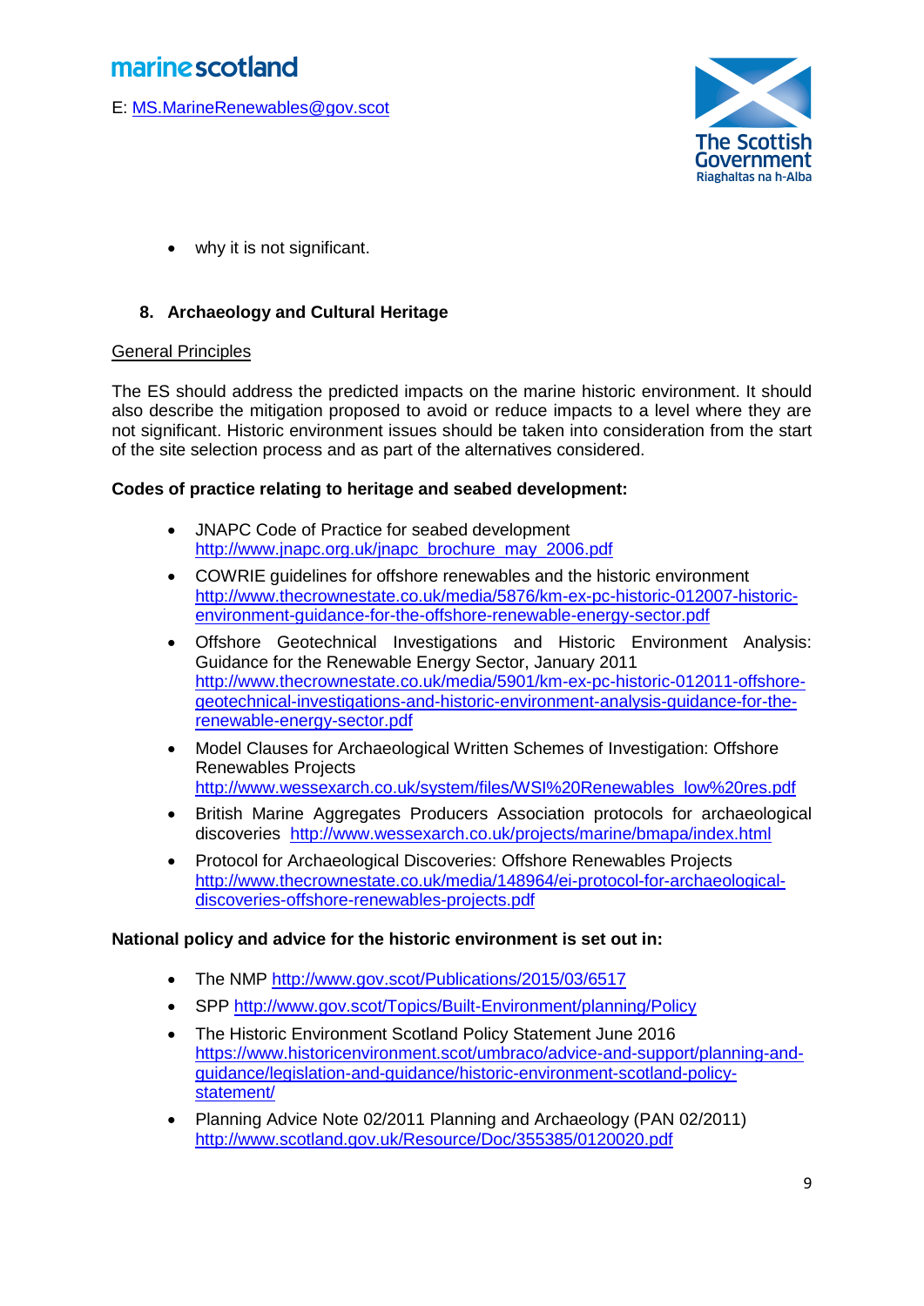- why it is not significant.

## 8. Archaeology and Cultural Heritage

General Principles

The ES should address the predicted impacts on the marine historic environment. It should also describe the mitigation proposed to avoid or reduce impacts to a level where they are not significant. Historic environment issues should be taken into consideration from the start of the site selection process and as part of the alternatives considered.

**Codes of practice relating to heritage and seabed development:**

- JNAPC Code of Practice for seabed development http://www.jnapc.org.uk/jnapc_brochure_may_2006.pdf
- COWRIE guidelines for offshore renewables and the historic environment http://www.thecrownestate.co.uk/media/5876/km-ex-pc-historic-012007-historic-environment-guidance-for-the-offshore-renewable-energy-sector.pdf
- Offshore Geotechnical Investigations and Historic Environment Analysis: Guidance for the Renewable Energy Sector, January 2011 http://www.thecrownestate.co.uk/media/5901/km-ex-pc-historic-012011-offshore-geotechnical-investigations-and-historic-environment-analysis-guidance-for-the-renewable-energy-sector.pdf
- Model Clauses for Archaeological Written Schemes of Investigation: Offshore Renewables Projects http://www.wessexarch.co.uk/system/files/WSI%20Renewables_low%20res.pdf
- British Marine Aggregates Producers Association protocols for archaeological discoveries http://www.wessexarch.co.uk/projects/marine/bmapa/index.html
- Protocol for Archaeological Discoveries: Offshore Renewables Projects http://www.thecrownestate.co.uk/media/148964/ei-protocol-for-archaeological-discoveries-offshore-renewables-projects.pdf

**National policy and advice for the historic environment is set out in:**

- The NMP http://www.gov.scot/Publications/2015/03/6517
- SPP http://www.gov.scot/Topics/Built-Environment/planning/Policy
- The Historic Environment Scotland Policy Statement June 2016 https://www.historicenvironment.scot/umbraco/advice-and-support/planning-and-guidance/legislation-and-guidance/historic-environment-scotland-policy-statement/
- Planning Advice Note 02/2011 Planning and Archaeology (PAN 02/2011) http://www.scotland.gov.uk/Resource/Doc/355385/0120020.pdf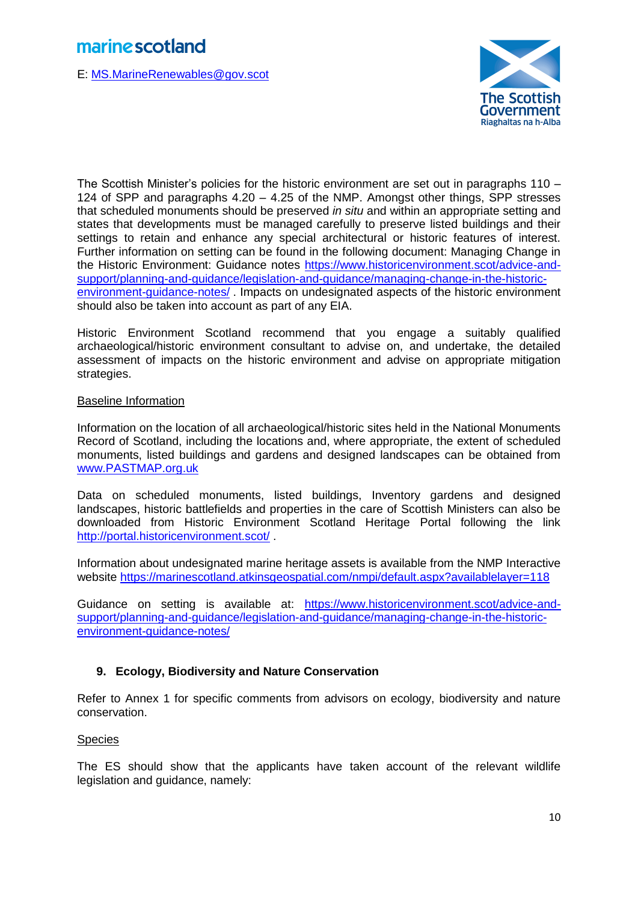The Scottish Minister's policies for the historic environment are set out in paragraphs 110 – 124 of SPP and paragraphs 4.20 – 4.25 of the NMP. Amongst other things, SPP stresses that scheduled monuments should be preserved *in situ* and within an appropriate setting and states that developments must be managed carefully to preserve listed buildings and their settings to retain and enhance any special architectural or historic features of interest. Further information on setting can be found in the following document: Managing Change in the Historic Environment: Guidance notes https://www.historicenvironment.scot/advice-and-support/planning-and-guidance/legislation-and-guidance/managing-change-in-the-historic-environment-guidance-notes/ . Impacts on undesignated aspects of the historic environment should also be taken into account as part of any EIA.

Historic Environment Scotland recommend that you engage a suitably qualified archaeological/historic environment consultant to advise on, and undertake, the detailed assessment of impacts on the historic environment and advise on appropriate mitigation strategies.

Baseline Information

Information on the location of all archaeological/historic sites held in the National Monuments Record of Scotland, including the locations and, where appropriate, the extent of scheduled monuments, listed buildings and gardens and designed landscapes can be obtained from www.PASTMAP.org.uk

Data on scheduled monuments, listed buildings, Inventory gardens and designed landscapes, historic battlefields and properties in the care of Scottish Ministers can also be downloaded from Historic Environment Scotland Heritage Portal following the link http://portal.historicenvironment.scot/ .

Information about undesignated marine heritage assets is available from the NMP Interactive website https://marinescotland.atkinsgeospatial.com/nmpi/default.aspx?availablelayer=118

Guidance on setting is available at: https://www.historicenvironment.scot/advice-and-support/planning-and-guidance/legislation-and-guidance/managing-change-in-the-historic-environment-guidance-notes/

## 9. Ecology, Biodiversity and Nature Conservation

Refer to Annex 1 for specific comments from advisors on ecology, biodiversity and nature conservation.

Species

The ES should show that the applicants have taken account of the relevant wildlife legislation and guidance, namely: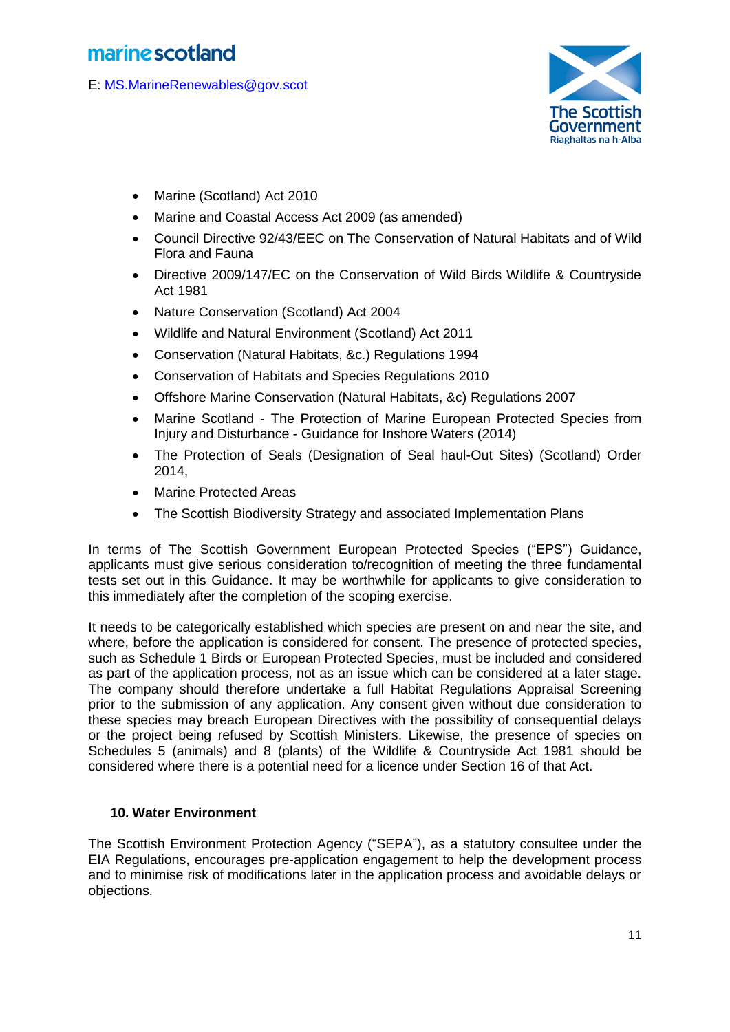- Marine (Scotland) Act 2010
- Marine and Coastal Access Act 2009 (as amended)
- Council Directive 92/43/EEC on The Conservation of Natural Habitats and of Wild Flora and Fauna
- Directive 2009/147/EC on the Conservation of Wild Birds Wildlife & Countryside Act 1981
- Nature Conservation (Scotland) Act 2004
- Wildlife and Natural Environment (Scotland) Act 2011
- Conservation (Natural Habitats, &c.) Regulations 1994
- Conservation of Habitats and Species Regulations 2010
- Offshore Marine Conservation (Natural Habitats, &c) Regulations 2007
- Marine Scotland - The Protection of Marine European Protected Species from Injury and Disturbance - Guidance for Inshore Waters (2014)
- The Protection of Seals (Designation of Seal haul-Out Sites) (Scotland) Order 2014,
- Marine Protected Areas
- The Scottish Biodiversity Strategy and associated Implementation Plans

In terms of The Scottish Government European Protected Species ("EPS") Guidance, applicants must give serious consideration to/recognition of meeting the three fundamental tests set out in this Guidance. It may be worthwhile for applicants to give consideration to this immediately after the completion of the scoping exercise.

It needs to be categorically established which species are present on and near the site, and where, before the application is considered for consent. The presence of protected species, such as Schedule 1 Birds or European Protected Species, must be included and considered as part of the application process, not as an issue which can be considered at a later stage. The company should therefore undertake a full Habitat Regulations Appraisal Screening prior to the submission of any application. Any consent given without due consideration to these species may breach European Directives with the possibility of consequential delays or the project being refused by Scottish Ministers. Likewise, the presence of species on Schedules 5 (animals) and 8 (plants) of the Wildlife & Countryside Act 1981 should be considered where there is a potential need for a licence under Section 16 of that Act.

### 10. Water Environment

The Scottish Environment Protection Agency ("SEPA"), as a statutory consultee under the EIA Regulations, encourages pre-application engagement to help the development process and to minimise risk of modifications later in the application process and avoidable delays or objections.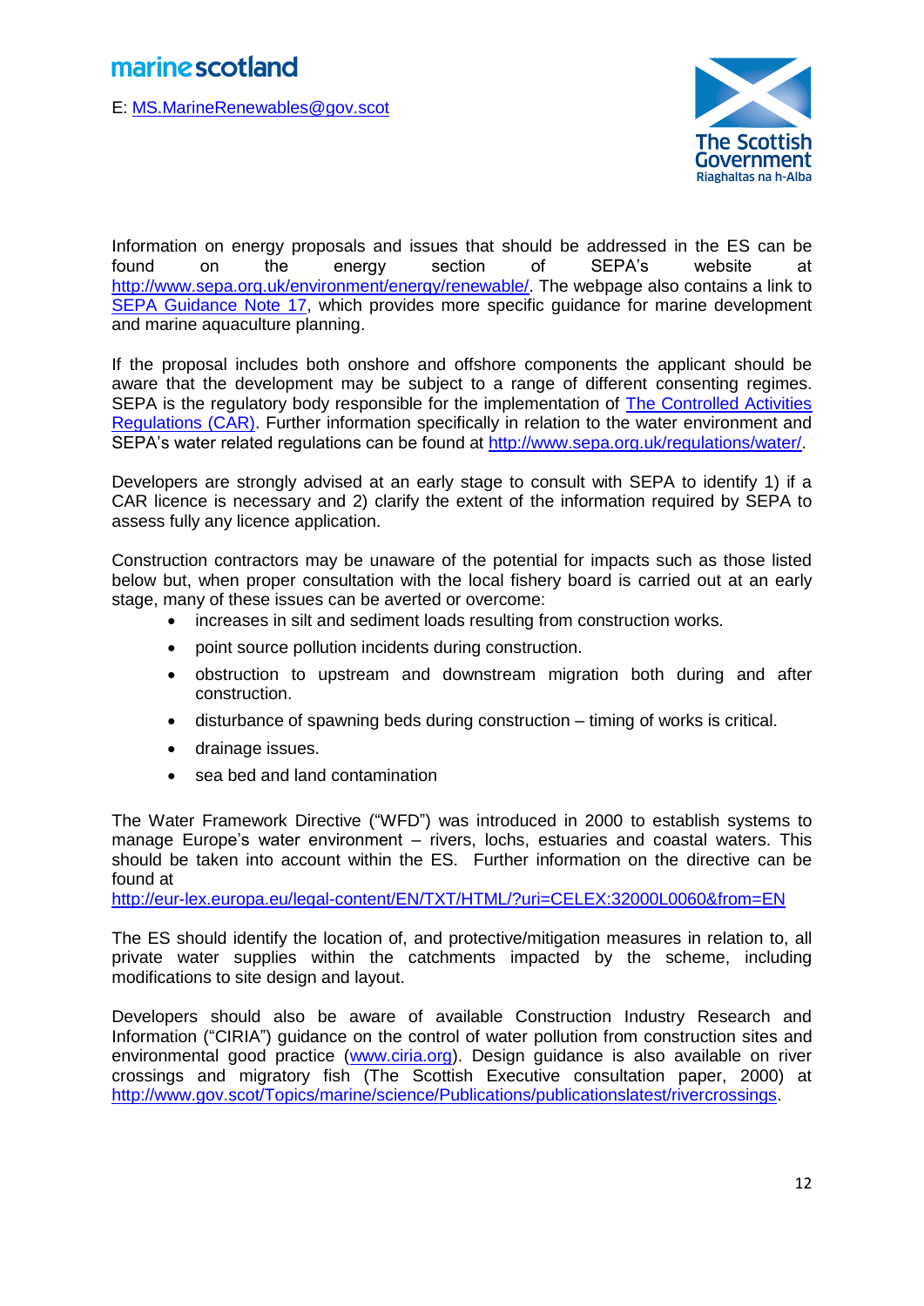Information on energy proposals and issues that should be addressed in the ES can be found on the energy section of SEPA's website at http://www.sepa.org.uk/environment/energy/renewable/. The webpage also contains a link to SEPA Guidance Note 17, which provides more specific guidance for marine development and marine aquaculture planning.

If the proposal includes both onshore and offshore components the applicant should be aware that the development may be subject to a range of different consenting regimes. SEPA is the regulatory body responsible for the implementation of The Controlled Activities Regulations (CAR). Further information specifically in relation to the water environment and SEPA's water related regulations can be found at http://www.sepa.org.uk/regulations/water/.

Developers are strongly advised at an early stage to consult with SEPA to identify 1) if a CAR licence is necessary and 2) clarify the extent of the information required by SEPA to assess fully any licence application.

Construction contractors may be unaware of the potential for impacts such as those listed below but, when proper consultation with the local fishery board is carried out at an early stage, many of these issues can be averted or overcome:

- increases in silt and sediment loads resulting from construction works.
- point source pollution incidents during construction.
- obstruction to upstream and downstream migration both during and after construction.
- disturbance of spawning beds during construction – timing of works is critical.
- drainage issues.
- sea bed and land contamination

The Water Framework Directive ("WFD") was introduced in 2000 to establish systems to manage Europe's water environment – rivers, lochs, estuaries and coastal waters. This should be taken into account within the ES. Further information on the directive can be found at
http://eur-lex.europa.eu/legal-content/EN/TXT/HTML/?uri=CELEX:32000L0060&from=EN

The ES should identify the location of, and protective/mitigation measures in relation to, all private water supplies within the catchments impacted by the scheme, including modifications to site design and layout.

Developers should also be aware of available Construction Industry Research and Information ("CIRIA") guidance on the control of water pollution from construction sites and environmental good practice (www.ciria.org). Design guidance is also available on river crossings and migratory fish (The Scottish Executive consultation paper, 2000) at http://www.gov.scot/Topics/marine/science/Publications/publicationslatest/rivercrossings.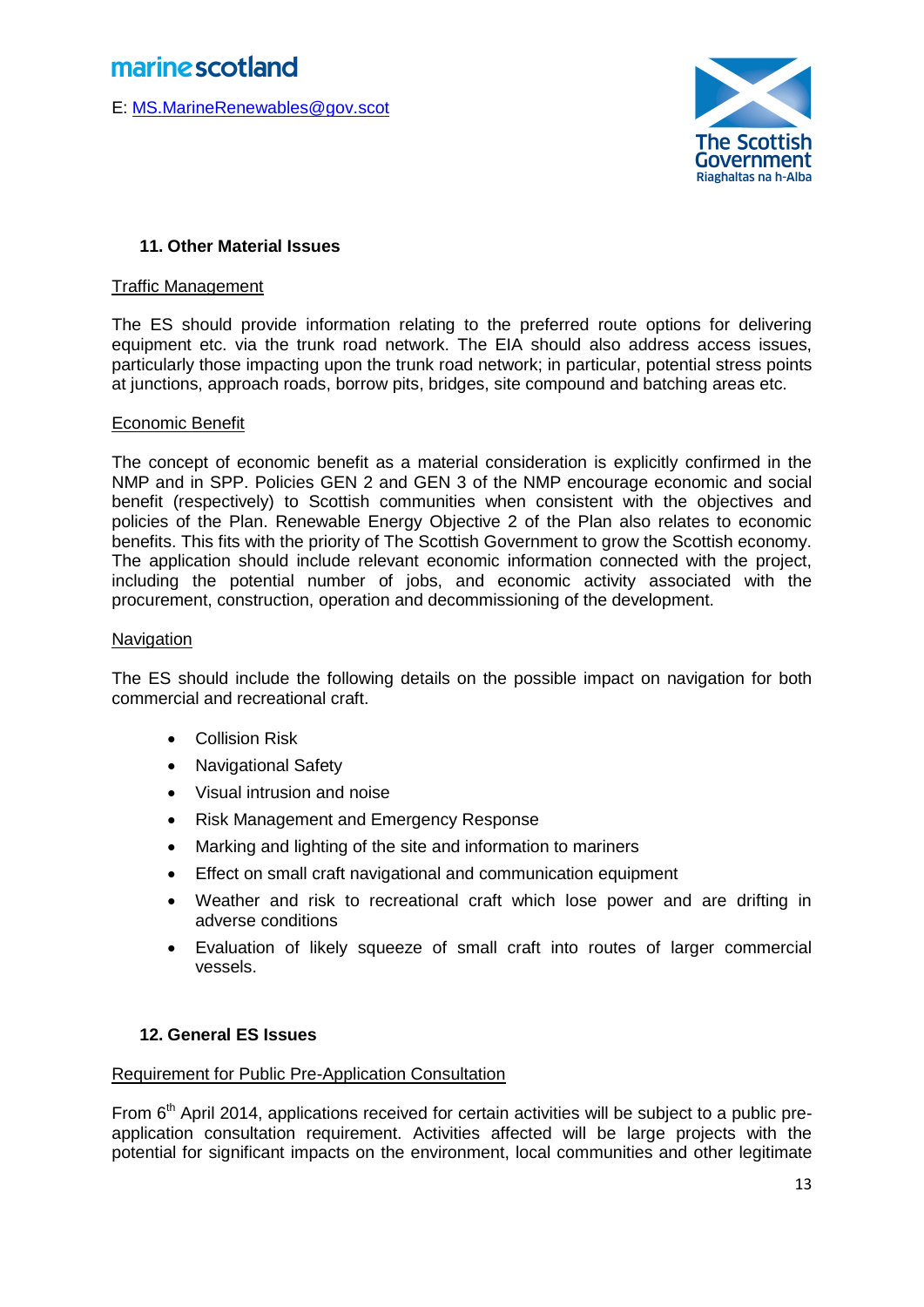### 11. Other Material Issues

Traffic Management

The ES should provide information relating to the preferred route options for delivering equipment etc. via the trunk road network. The EIA should also address access issues, particularly those impacting upon the trunk road network; in particular, potential stress points at junctions, approach roads, borrow pits, bridges, site compound and batching areas etc.

Economic Benefit

The concept of economic benefit as a material consideration is explicitly confirmed in the NMP and in SPP. Policies GEN 2 and GEN 3 of the NMP encourage economic and social benefit (respectively) to Scottish communities when consistent with the objectives and policies of the Plan. Renewable Energy Objective 2 of the Plan also relates to economic benefits. This fits with the priority of The Scottish Government to grow the Scottish economy. The application should include relevant economic information connected with the project, including the potential number of jobs, and economic activity associated with the procurement, construction, operation and decommissioning of the development.

Navigation

The ES should include the following details on the possible impact on navigation for both commercial and recreational craft.

- Collision Risk
- Navigational Safety
- Visual intrusion and noise
- Risk Management and Emergency Response
- Marking and lighting of the site and information to mariners
- Effect on small craft navigational and communication equipment
- Weather and risk to recreational craft which lose power and are drifting in adverse conditions
- Evaluation of likely squeeze of small craft into routes of larger commercial vessels.

### 12. General ES Issues

Requirement for Public Pre-Application Consultation

From 6th April 2014, applications received for certain activities will be subject to a public pre-application consultation requirement. Activities affected will be large projects with the potential for significant impacts on the environment, local communities and other legitimate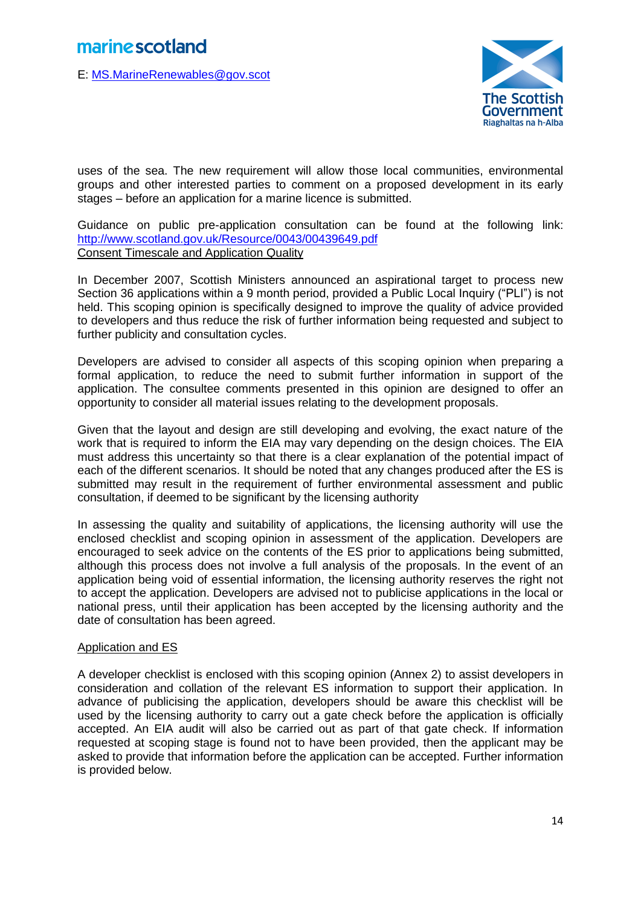uses of the sea. The new requirement will allow those local communities, environmental groups and other interested parties to comment on a proposed development in its early stages – before an application for a marine licence is submitted.

Guidance on public pre-application consultation can be found at the following link: http://www.scotland.gov.uk/Resource/0043/00439649.pdf

Consent Timescale and Application Quality

In December 2007, Scottish Ministers announced an aspirational target to process new Section 36 applications within a 9 month period, provided a Public Local Inquiry ("PLI") is not held. This scoping opinion is specifically designed to improve the quality of advice provided to developers and thus reduce the risk of further information being requested and subject to further publicity and consultation cycles.

Developers are advised to consider all aspects of this scoping opinion when preparing a formal application, to reduce the need to submit further information in support of the application. The consultee comments presented in this opinion are designed to offer an opportunity to consider all material issues relating to the development proposals.

Given that the layout and design are still developing and evolving, the exact nature of the work that is required to inform the EIA may vary depending on the design choices. The EIA must address this uncertainty so that there is a clear explanation of the potential impact of each of the different scenarios. It should be noted that any changes produced after the ES is submitted may result in the requirement of further environmental assessment and public consultation, if deemed to be significant by the licensing authority

In assessing the quality and suitability of applications, the licensing authority will use the enclosed checklist and scoping opinion in assessment of the application. Developers are encouraged to seek advice on the contents of the ES prior to applications being submitted, although this process does not involve a full analysis of the proposals. In the event of an application being void of essential information, the licensing authority reserves the right not to accept the application. Developers are advised not to publicise applications in the local or national press, until their application has been accepted by the licensing authority and the date of consultation has been agreed.

Application and ES

A developer checklist is enclosed with this scoping opinion (Annex 2) to assist developers in consideration and collation of the relevant ES information to support their application. In advance of publicising the application, developers should be aware this checklist will be used by the licensing authority to carry out a gate check before the application is officially accepted. An EIA audit will also be carried out as part of that gate check. If information requested at scoping stage is found not to have been provided, then the applicant may be asked to provide that information before the application can be accepted. Further information is provided below.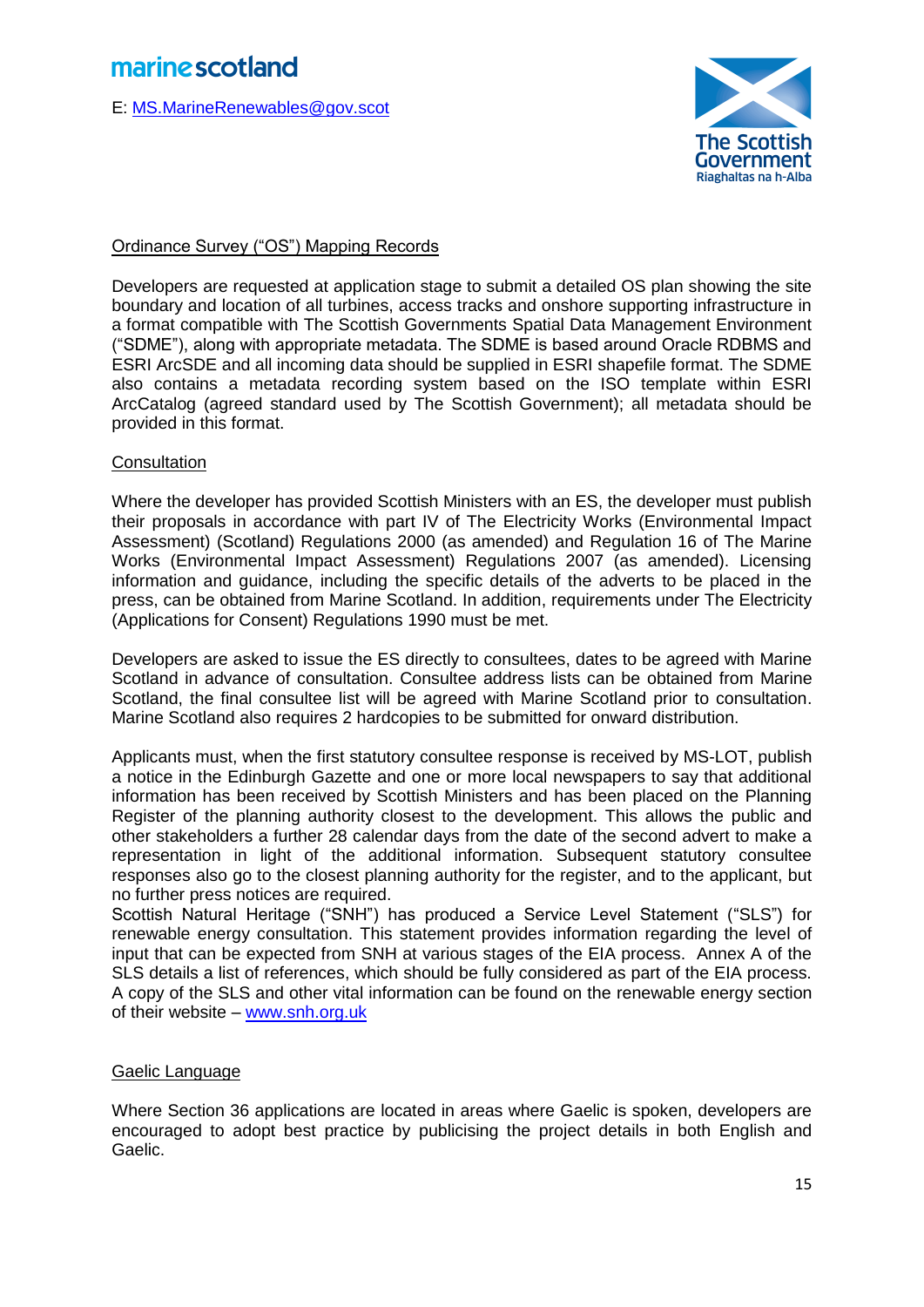## Ordinance Survey ("OS") Mapping Records

Developers are requested at application stage to submit a detailed OS plan showing the site boundary and location of all turbines, access tracks and onshore supporting infrastructure in a format compatible with The Scottish Governments Spatial Data Management Environment ("SDME"), along with appropriate metadata. The SDME is based around Oracle RDBMS and ESRI ArcSDE and all incoming data should be supplied in ESRI shapefile format. The SDME also contains a metadata recording system based on the ISO template within ESRI ArcCatalog (agreed standard used by The Scottish Government); all metadata should be provided in this format.

## Consultation

Where the developer has provided Scottish Ministers with an ES, the developer must publish their proposals in accordance with part IV of The Electricity Works (Environmental Impact Assessment) (Scotland) Regulations 2000 (as amended) and Regulation 16 of The Marine Works (Environmental Impact Assessment) Regulations 2007 (as amended). Licensing information and guidance, including the specific details of the adverts to be placed in the press, can be obtained from Marine Scotland. In addition, requirements under The Electricity (Applications for Consent) Regulations 1990 must be met.

Developers are asked to issue the ES directly to consultees, dates to be agreed with Marine Scotland in advance of consultation. Consultee address lists can be obtained from Marine Scotland, the final consultee list will be agreed with Marine Scotland prior to consultation. Marine Scotland also requires 2 hardcopies to be submitted for onward distribution.

Applicants must, when the first statutory consultee response is received by MS-LOT, publish a notice in the Edinburgh Gazette and one or more local newspapers to say that additional information has been received by Scottish Ministers and has been placed on the Planning Register of the planning authority closest to the development. This allows the public and other stakeholders a further 28 calendar days from the date of the second advert to make a representation in light of the additional information. Subsequent statutory consultee responses also go to the closest planning authority for the register, and to the applicant, but no further press notices are required.

Scottish Natural Heritage ("SNH") has produced a Service Level Statement ("SLS") for renewable energy consultation. This statement provides information regarding the level of input that can be expected from SNH at various stages of the EIA process. Annex A of the SLS details a list of references, which should be fully considered as part of the EIA process. A copy of the SLS and other vital information can be found on the renewable energy section of their website – www.snh.org.uk

## Gaelic Language

Where Section 36 applications are located in areas where Gaelic is spoken, developers are encouraged to adopt best practice by publicising the project details in both English and Gaelic.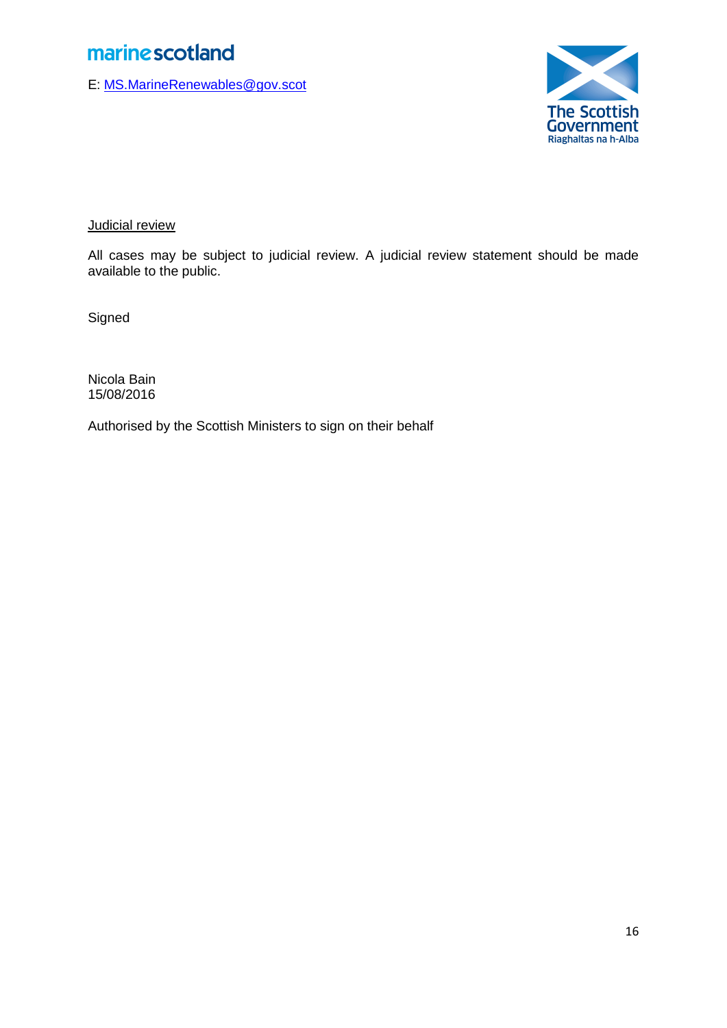marine scotland

E: MS.MarineRenewables@gov.scot

The Scottish Government
Riaghaltas na h-Alba

Judicial review

All cases may be subject to judicial review. A judicial review statement should be made available to the public.

Signed

Nicola Bain
15/08/2016

Authorised by the Scottish Ministers to sign on their behalf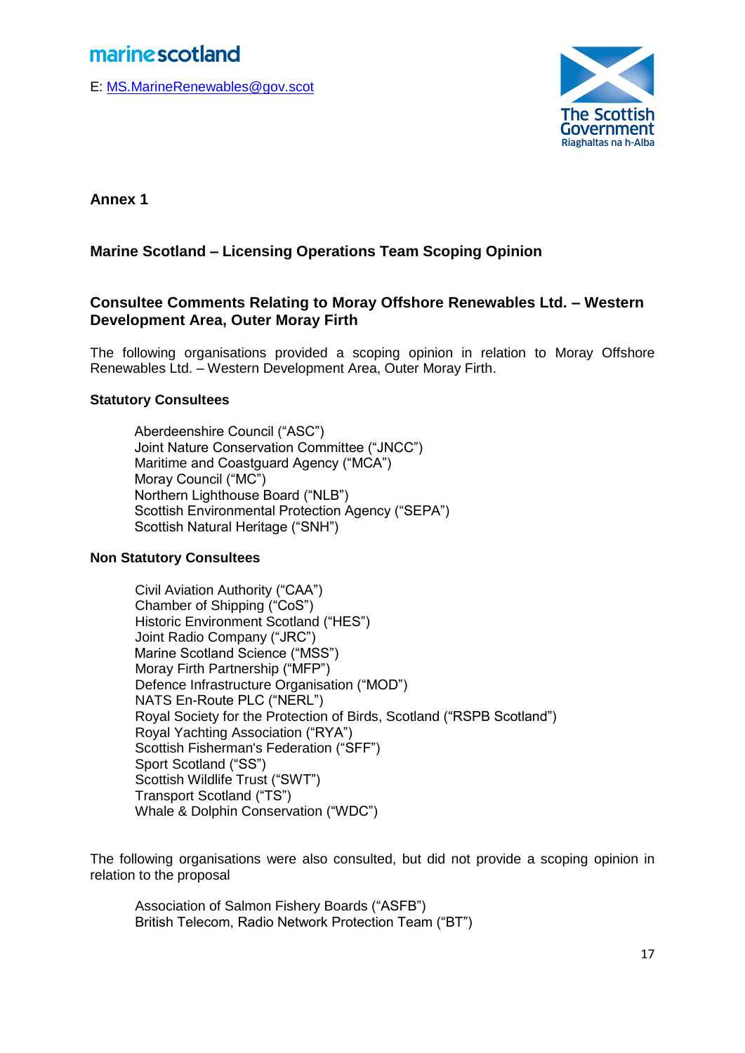marine scotland

E: MS.MarineRenewables@gov.scot

The Scottish Government
Riaghaltas na h-Alba

**Annex 1**

**Marine Scotland – Licensing Operations Team Scoping Opinion**

**Consultee Comments Relating to Moray Offshore Renewables Ltd. – Western Development Area, Outer Moray Firth**

The following organisations provided a scoping opinion in relation to Moray Offshore Renewables Ltd. – Western Development Area, Outer Moray Firth.

**Statutory Consultees**

Aberdeenshire Council ("ASC")
Joint Nature Conservation Committee ("JNCC")
Maritime and Coastguard Agency ("MCA")
Moray Council ("MC")
Northern Lighthouse Board ("NLB")
Scottish Environmental Protection Agency ("SEPA")
Scottish Natural Heritage ("SNH")

**Non Statutory Consultees**

Civil Aviation Authority ("CAA")
Chamber of Shipping ("CoS")
Historic Environment Scotland ("HES")
Joint Radio Company ("JRC")
Marine Scotland Science ("MSS")
Moray Firth Partnership ("MFP")
Defence Infrastructure Organisation ("MOD")
NATS En-Route PLC ("NERL")
Royal Society for the Protection of Birds, Scotland ("RSPB Scotland")
Royal Yachting Association ("RYA")
Scottish Fisherman's Federation ("SFF")
Sport Scotland ("SS")
Scottish Wildlife Trust ("SWT")
Transport Scotland ("TS")
Whale & Dolphin Conservation ("WDC")

The following organisations were also consulted, but did not provide a scoping opinion in relation to the proposal

Association of Salmon Fishery Boards ("ASFB")
British Telecom, Radio Network Protection Team ("BT")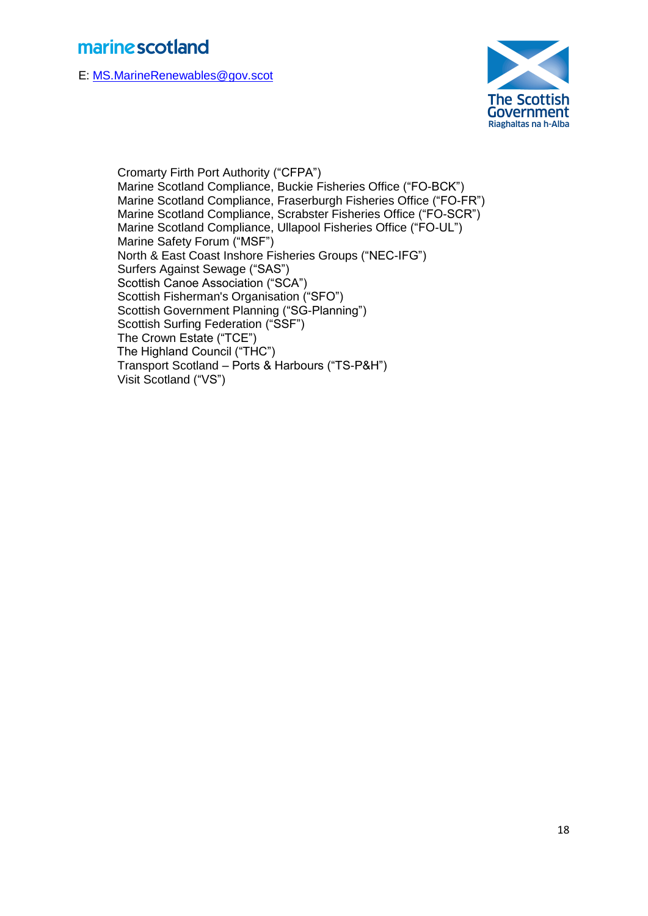Cromarty Firth Port Authority (“CFPA”)
Marine Scotland Compliance, Buckie Fisheries Office (“FO-BCK”)
Marine Scotland Compliance, Fraserburgh Fisheries Office (“FO-FR”)
Marine Scotland Compliance, Scrabster Fisheries Office (“FO-SCR”)
Marine Scotland Compliance, Ullapool Fisheries Office (“FO-UL”)
Marine Safety Forum (“MSF”)
North & East Coast Inshore Fisheries Groups (“NEC-IFG”)
Surfers Against Sewage (“SAS”)
Scottish Canoe Association (“SCA”)
Scottish Fisherman's Organisation (“SFO”)
Scottish Government Planning (“SG-Planning”)
Scottish Surfing Federation (“SSF”)
The Crown Estate (“TCE”)
The Highland Council (“THC”)
Transport Scotland – Ports & Harbours (“TS-P&H”)
Visit Scotland (“VS”)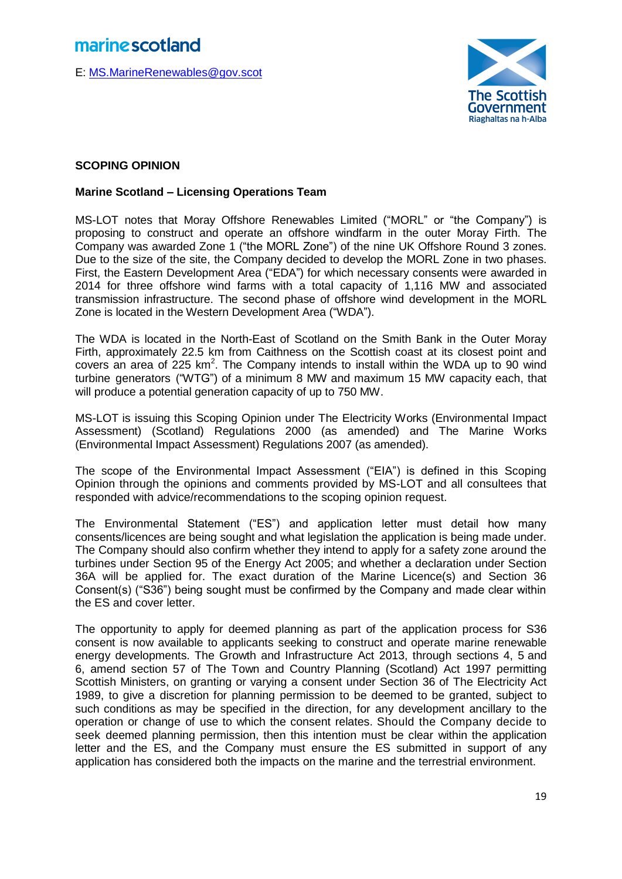marine scotland

E: MS.MarineRenewables@gov.scot

The Scottish Government
Riaghaltas na h-Alba

**SCOPING OPINION**

**Marine Scotland – Licensing Operations Team**

MS-LOT notes that Moray Offshore Renewables Limited ("MORL" or "the Company") is proposing to construct and operate an offshore windfarm in the outer Moray Firth. The Company was awarded Zone 1 ("the MORL Zone") of the nine UK Offshore Round 3 zones. Due to the size of the site, the Company decided to develop the MORL Zone in two phases. First, the Eastern Development Area ("EDA") for which necessary consents were awarded in 2014 for three offshore wind farms with a total capacity of 1,116 MW and associated transmission infrastructure. The second phase of offshore wind development in the MORL Zone is located in the Western Development Area ("WDA").

The WDA is located in the North-East of Scotland on the Smith Bank in the Outer Moray Firth, approximately 22.5 km from Caithness on the Scottish coast at its closest point and covers an area of 225 $km^2$. The Company intends to install within the WDA up to 90 wind turbine generators ("WTG") of a minimum 8 MW and maximum 15 MW capacity each, that will produce a potential generation capacity of up to 750 MW.

MS-LOT is issuing this Scoping Opinion under The Electricity Works (Environmental Impact Assessment) (Scotland) Regulations 2000 (as amended) and The Marine Works (Environmental Impact Assessment) Regulations 2007 (as amended).

The scope of the Environmental Impact Assessment ("EIA") is defined in this Scoping Opinion through the opinions and comments provided by MS-LOT and all consultees that responded with advice/recommendations to the scoping opinion request.

The Environmental Statement ("ES") and application letter must detail how many consents/licences are being sought and what legislation the application is being made under. The Company should also confirm whether they intend to apply for a safety zone around the turbines under Section 95 of the Energy Act 2005; and whether a declaration under Section 36A will be applied for. The exact duration of the Marine Licence(s) and Section 36 Consent(s) ("S36") being sought must be confirmed by the Company and made clear within the ES and cover letter.

The opportunity to apply for deemed planning as part of the application process for S36 consent is now available to applicants seeking to construct and operate marine renewable energy developments. The Growth and Infrastructure Act 2013, through sections 4, 5 and 6, amend section 57 of The Town and Country Planning (Scotland) Act 1997 permitting Scottish Ministers, on granting or varying a consent under Section 36 of The Electricity Act 1989, to give a discretion for planning permission to be deemed to be granted, subject to such conditions as may be specified in the direction, for any development ancillary to the operation or change of use to which the consent relates. Should the Company decide to seek deemed planning permission, then this intention must be clear within the application letter and the ES, and the Company must ensure the ES submitted in support of any application has considered both the impacts on the marine and the terrestrial environment.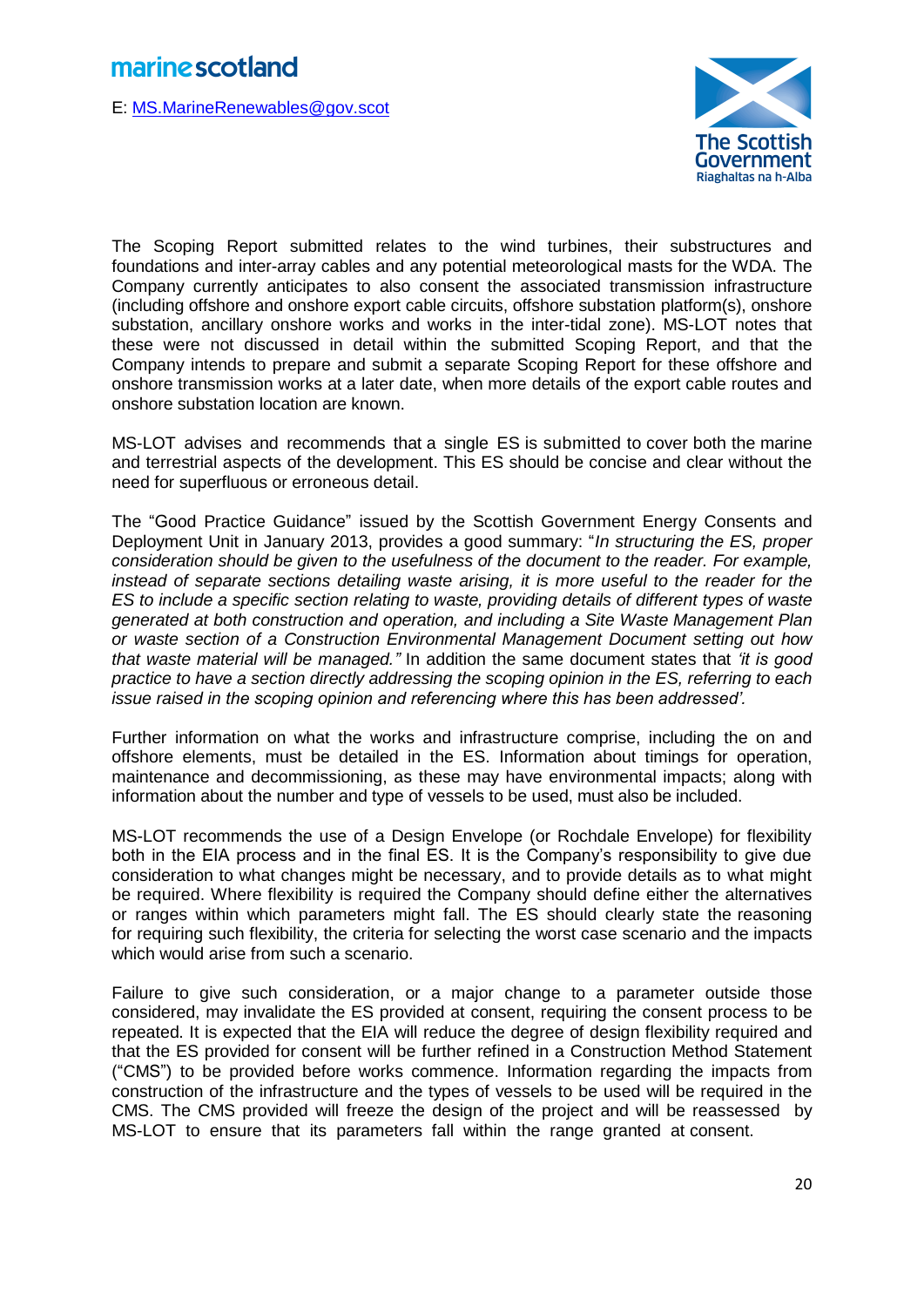The Scoping Report submitted relates to the wind turbines, their substructures and foundations and inter-array cables and any potential meteorological masts for the WDA. The Company currently anticipates to also consent the associated transmission infrastructure (including offshore and onshore export cable circuits, offshore substation platform(s), onshore substation, ancillary onshore works and works in the inter-tidal zone). MS-LOT notes that these were not discussed in detail within the submitted Scoping Report, and that the Company intends to prepare and submit a separate Scoping Report for these offshore and onshore transmission works at a later date, when more details of the export cable routes and onshore substation location are known.

MS-LOT advises and recommends that a single ES is submitted to cover both the marine and terrestrial aspects of the development. This ES should be concise and clear without the need for superfluous or erroneous detail.

The "Good Practice Guidance" issued by the Scottish Government Energy Consents and Deployment Unit in January 2013, provides a good summary: "*In structuring the ES, proper consideration should be given to the usefulness of the document to the reader. For example, instead of separate sections detailing waste arising, it is more useful to the reader for the ES to include a specific section relating to waste, providing details of different types of waste generated at both construction and operation, and including a Site Waste Management Plan or waste section of a Construction Environmental Management Document setting out how that waste material will be managed."* In addition the same document states that *'it is good practice to have a section directly addressing the scoping opinion in the ES, referring to each issue raised in the scoping opinion and referencing where this has been addressed'.*

Further information on what the works and infrastructure comprise, including the on and offshore elements, must be detailed in the ES. Information about timings for operation, maintenance and decommissioning, as these may have environmental impacts; along with information about the number and type of vessels to be used, must also be included.

MS-LOT recommends the use of a Design Envelope (or Rochdale Envelope) for flexibility both in the EIA process and in the final ES. It is the Company's responsibility to give due consideration to what changes might be necessary, and to provide details as to what might be required. Where flexibility is required the Company should define either the alternatives or ranges within which parameters might fall. The ES should clearly state the reasoning for requiring such flexibility, the criteria for selecting the worst case scenario and the impacts which would arise from such a scenario.

Failure to give such consideration, or a major change to a parameter outside those considered, may invalidate the ES provided at consent, requiring the consent process to be repeated. It is expected that the EIA will reduce the degree of design flexibility required and that the ES provided for consent will be further refined in a Construction Method Statement ("CMS") to be provided before works commence. Information regarding the impacts from construction of the infrastructure and the types of vessels to be used will be required in the CMS. The CMS provided will freeze the design of the project and will be reassessed by MS-LOT to ensure that its parameters fall within the range granted at consent.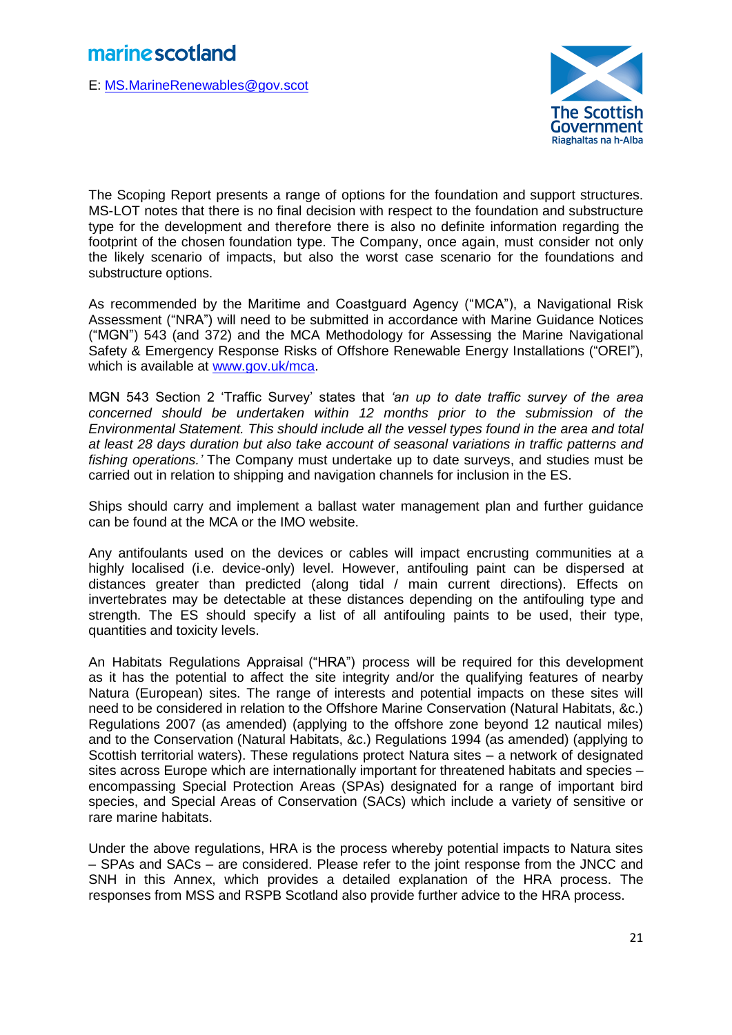The Scoping Report presents a range of options for the foundation and support structures. MS-LOT notes that there is no final decision with respect to the foundation and substructure type for the development and therefore there is also no definite information regarding the footprint of the chosen foundation type. The Company, once again, must consider not only the likely scenario of impacts, but also the worst case scenario for the foundations and substructure options.

As recommended by the Maritime and Coastguard Agency ("MCA"), a Navigational Risk Assessment ("NRA") will need to be submitted in accordance with Marine Guidance Notices ("MGN") 543 (and 372) and the MCA Methodology for Assessing the Marine Navigational Safety & Emergency Response Risks of Offshore Renewable Energy Installations ("OREI"), which is available at www.gov.uk/mca.

MGN 543 Section 2 'Traffic Survey' states that *'an up to date traffic survey of the area concerned should be undertaken within 12 months prior to the submission of the Environmental Statement. This should include all the vessel types found in the area and total at least 28 days duration but also take account of seasonal variations in traffic patterns and fishing operations.'* The Company must undertake up to date surveys, and studies must be carried out in relation to shipping and navigation channels for inclusion in the ES.

Ships should carry and implement a ballast water management plan and further guidance can be found at the MCA or the IMO website.

Any antifoulants used on the devices or cables will impact encrusting communities at a highly localised (i.e. device-only) level. However, antifouling paint can be dispersed at distances greater than predicted (along tidal / main current directions). Effects on invertebrates may be detectable at these distances depending on the antifouling type and strength. The ES should specify a list of all antifouling paints to be used, their type, quantities and toxicity levels.

An Habitats Regulations Appraisal ("HRA") process will be required for this development as it has the potential to affect the site integrity and/or the qualifying features of nearby Natura (European) sites. The range of interests and potential impacts on these sites will need to be considered in relation to the Offshore Marine Conservation (Natural Habitats, &c.) Regulations 2007 (as amended) (applying to the offshore zone beyond 12 nautical miles) and to the Conservation (Natural Habitats, &c.) Regulations 1994 (as amended) (applying to Scottish territorial waters). These regulations protect Natura sites – a network of designated sites across Europe which are internationally important for threatened habitats and species – encompassing Special Protection Areas (SPAs) designated for a range of important bird species, and Special Areas of Conservation (SACs) which include a variety of sensitive or rare marine habitats.

Under the above regulations, HRA is the process whereby potential impacts to Natura sites – SPAs and SACs – are considered. Please refer to the joint response from the JNCC and SNH in this Annex, which provides a detailed explanation of the HRA process. The responses from MSS and RSPB Scotland also provide further advice to the HRA process.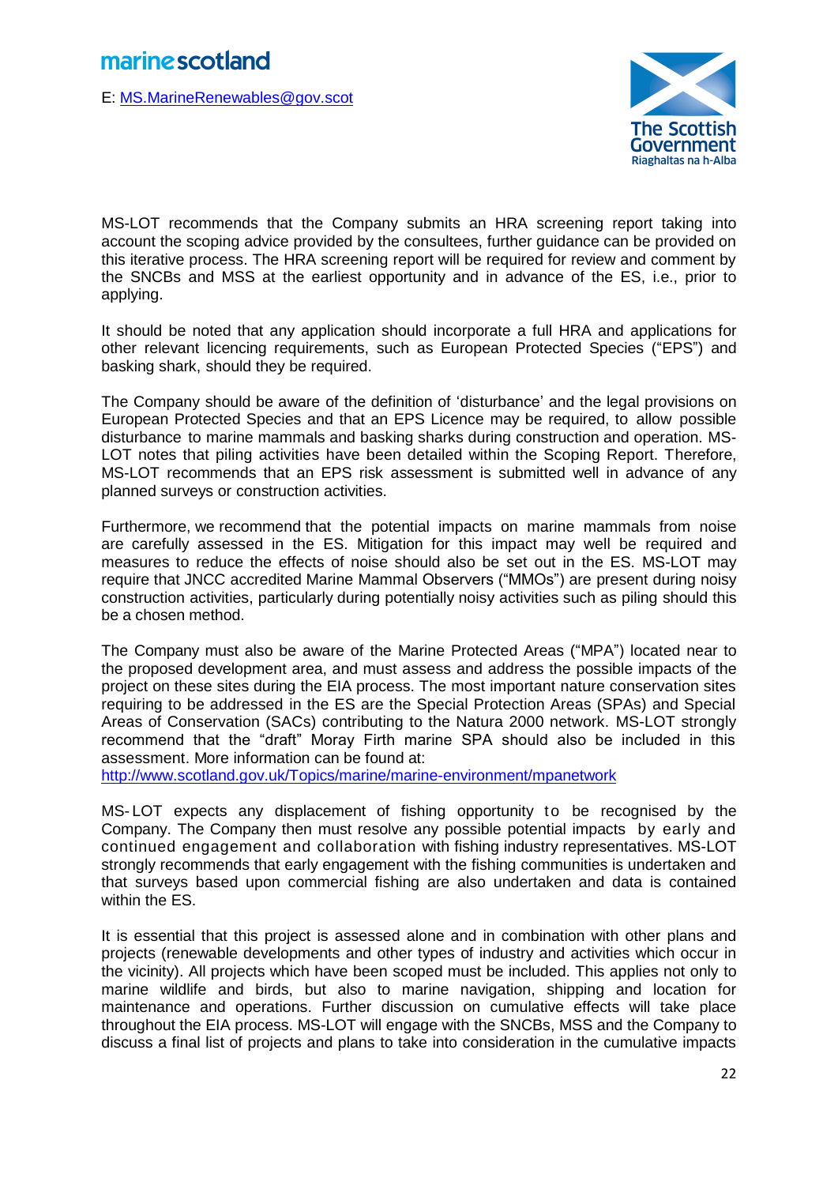MS-LOT recommends that the Company submits an HRA screening report taking into account the scoping advice provided by the consultees, further guidance can be provided on this iterative process. The HRA screening report will be required for review and comment by the SNCBs and MSS at the earliest opportunity and in advance of the ES, i.e., prior to applying.

It should be noted that any application should incorporate a full HRA and applications for other relevant licencing requirements, such as European Protected Species ("EPS") and basking shark, should they be required.

The Company should be aware of the definition of 'disturbance' and the legal provisions on European Protected Species and that an EPS Licence may be required, to allow possible disturbance to marine mammals and basking sharks during construction and operation. MS-LOT notes that piling activities have been detailed within the Scoping Report. Therefore, MS-LOT recommends that an EPS risk assessment is submitted well in advance of any planned surveys or construction activities.

Furthermore, we recommend that the potential impacts on marine mammals from noise are carefully assessed in the ES. Mitigation for this impact may well be required and measures to reduce the effects of noise should also be set out in the ES. MS-LOT may require that JNCC accredited Marine Mammal Observers ("MMOs") are present during noisy construction activities, particularly during potentially noisy activities such as piling should this be a chosen method.

The Company must also be aware of the Marine Protected Areas ("MPA") located near to the proposed development area, and must assess and address the possible impacts of the project on these sites during the EIA process. The most important nature conservation sites requiring to be addressed in the ES are the Special Protection Areas (SPAs) and Special Areas of Conservation (SACs) contributing to the Natura 2000 network. MS-LOT strongly recommend that the "draft" Moray Firth marine SPA should also be included in this assessment. More information can be found at:
http://www.scotland.gov.uk/Topics/marine/marine-environment/mpanetwork

MS-LOT expects any displacement of fishing opportunity to be recognised by the Company. The Company then must resolve any possible potential impacts by early and continued engagement and collaboration with fishing industry representatives. MS-LOT strongly recommends that early engagement with the fishing communities is undertaken and that surveys based upon commercial fishing are also undertaken and data is contained within the ES.

It is essential that this project is assessed alone and in combination with other plans and projects (renewable developments and other types of industry and activities which occur in the vicinity). All projects which have been scoped must be included. This applies not only to marine wildlife and birds, but also to marine navigation, shipping and location for maintenance and operations. Further discussion on cumulative effects will take place throughout the EIA process. MS-LOT will engage with the SNCBs, MSS and the Company to discuss a final list of projects and plans to take into consideration in the cumulative impacts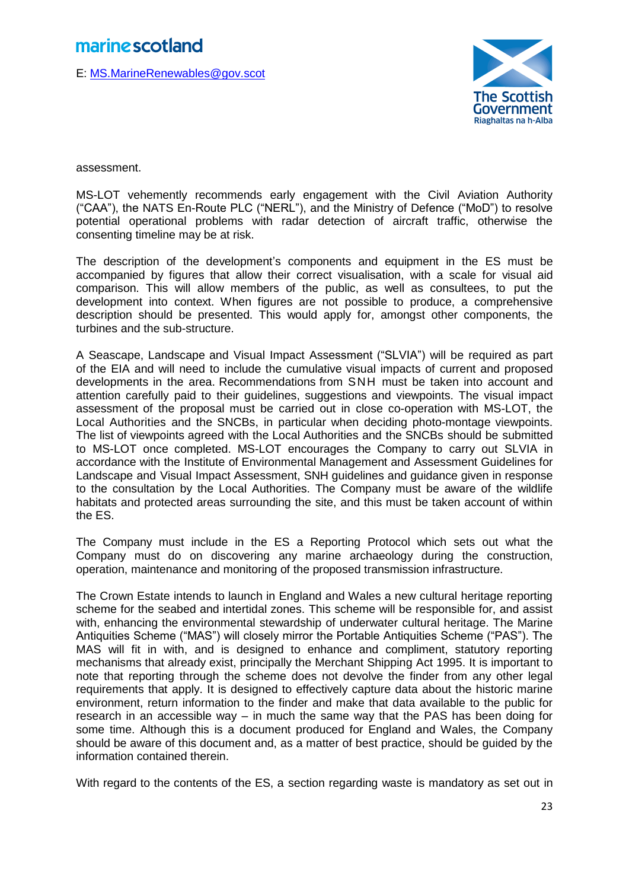assessment.

MS-LOT vehemently recommends early engagement with the Civil Aviation Authority ("CAA"), the NATS En-Route PLC ("NERL"), and the Ministry of Defence ("MoD") to resolve potential operational problems with radar detection of aircraft traffic, otherwise the consenting timeline may be at risk.

The description of the development's components and equipment in the ES must be accompanied by figures that allow their correct visualisation, with a scale for visual aid comparison. This will allow members of the public, as well as consultees, to put the development into context. When figures are not possible to produce, a comprehensive description should be presented. This would apply for, amongst other components, the turbines and the sub-structure.

A Seascape, Landscape and Visual Impact Assessment ("SLVIA") will be required as part of the EIA and will need to include the cumulative visual impacts of current and proposed developments in the area. Recommendations from SNH must be taken into account and attention carefully paid to their guidelines, suggestions and viewpoints. The visual impact assessment of the proposal must be carried out in close co-operation with MS-LOT, the Local Authorities and the SNCBs, in particular when deciding photo-montage viewpoints. The list of viewpoints agreed with the Local Authorities and the SNCBs should be submitted to MS-LOT once completed. MS-LOT encourages the Company to carry out SLVIA in accordance with the Institute of Environmental Management and Assessment Guidelines for Landscape and Visual Impact Assessment, SNH guidelines and guidance given in response to the consultation by the Local Authorities. The Company must be aware of the wildlife habitats and protected areas surrounding the site, and this must be taken account of within the ES.

The Company must include in the ES a Reporting Protocol which sets out what the Company must do on discovering any marine archaeology during the construction, operation, maintenance and monitoring of the proposed transmission infrastructure.

The Crown Estate intends to launch in England and Wales a new cultural heritage reporting scheme for the seabed and intertidal zones. This scheme will be responsible for, and assist with, enhancing the environmental stewardship of underwater cultural heritage. The Marine Antiquities Scheme ("MAS") will closely mirror the Portable Antiquities Scheme ("PAS"). The MAS will fit in with, and is designed to enhance and compliment, statutory reporting mechanisms that already exist, principally the Merchant Shipping Act 1995. It is important to note that reporting through the scheme does not devolve the finder from any other legal requirements that apply. It is designed to effectively capture data about the historic marine environment, return information to the finder and make that data available to the public for research in an accessible way – in much the same way that the PAS has been doing for some time. Although this is a document produced for England and Wales, the Company should be aware of this document and, as a matter of best practice, should be guided by the information contained therein.

With regard to the contents of the ES, a section regarding waste is mandatory as set out in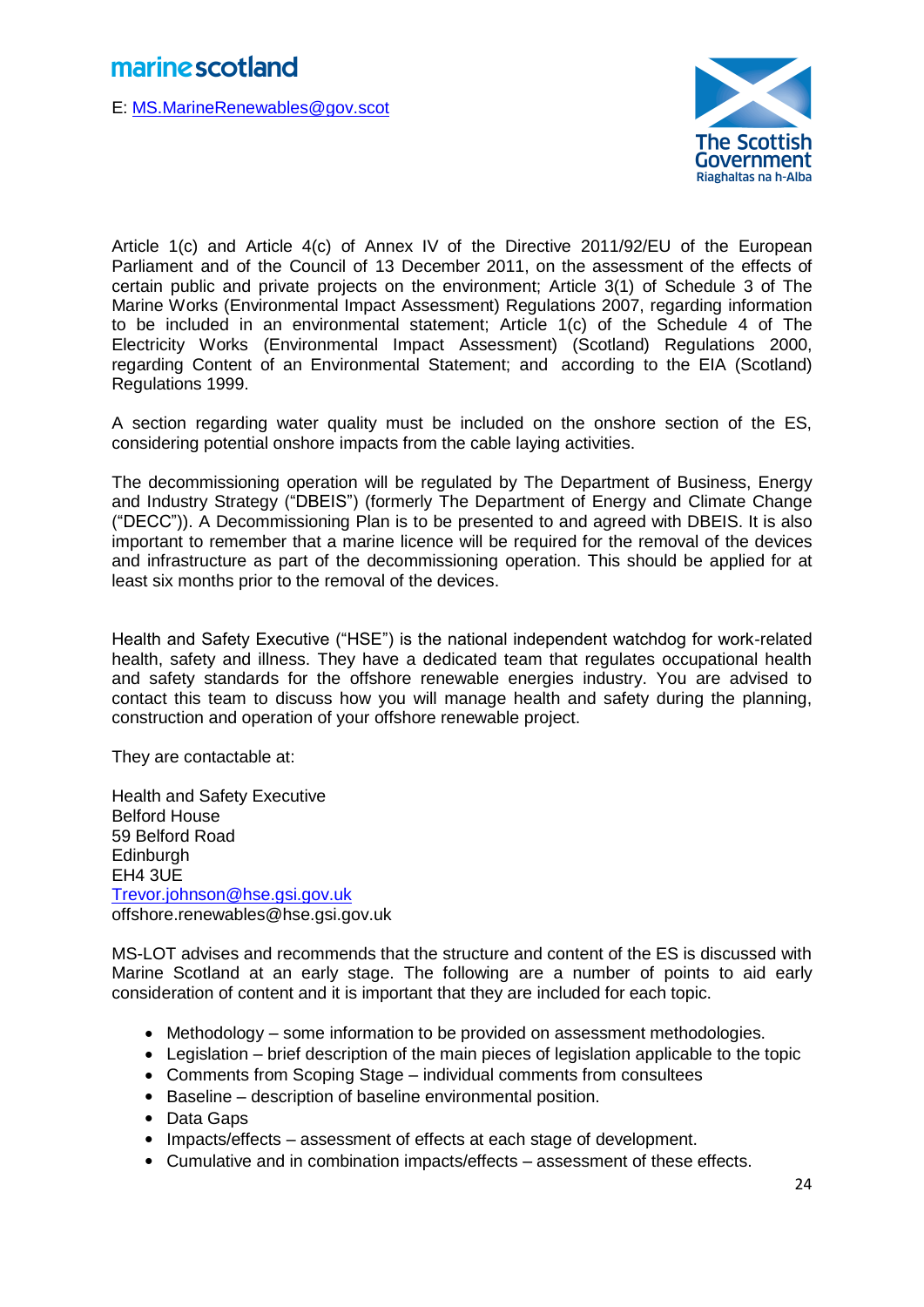Article 1(c) and Article 4(c) of Annex IV of the Directive 2011/92/EU of the European Parliament and of the Council of 13 December 2011, on the assessment of the effects of certain public and private projects on the environment; Article 3(1) of Schedule 3 of The Marine Works (Environmental Impact Assessment) Regulations 2007, regarding information to be included in an environmental statement; Article 1(c) of the Schedule 4 of The Electricity Works (Environmental Impact Assessment) (Scotland) Regulations 2000, regarding Content of an Environmental Statement; and according to the EIA (Scotland) Regulations 1999.

A section regarding water quality must be included on the onshore section of the ES, considering potential onshore impacts from the cable laying activities.

The decommissioning operation will be regulated by The Department of Business, Energy and Industry Strategy ("DBEIS") (formerly The Department of Energy and Climate Change ("DECC")). A Decommissioning Plan is to be presented to and agreed with DBEIS. It is also important to remember that a marine licence will be required for the removal of the devices and infrastructure as part of the decommissioning operation. This should be applied for at least six months prior to the removal of the devices.

Health and Safety Executive ("HSE") is the national independent watchdog for work-related health, safety and illness. They have a dedicated team that regulates occupational health and safety standards for the offshore renewable energies industry. You are advised to contact this team to discuss how you will manage health and safety during the planning, construction and operation of your offshore renewable project.

They are contactable at:

Health and Safety Executive
Belford House
59 Belford Road
Edinburgh
EH4 3UE
Trevor.johnson@hse.gsi.gov.uk
offshore.renewables@hse.gsi.gov.uk

MS-LOT advises and recommends that the structure and content of the ES is discussed with Marine Scotland at an early stage. The following are a number of points to aid early consideration of content and it is important that they are included for each topic.

- Methodology – some information to be provided on assessment methodologies.
- Legislation – brief description of the main pieces of legislation applicable to the topic
- Comments from Scoping Stage – individual comments from consultees
- Baseline – description of baseline environmental position.
- Data Gaps
- Impacts/effects – assessment of effects at each stage of development.
- Cumulative and in combination impacts/effects – assessment of these effects.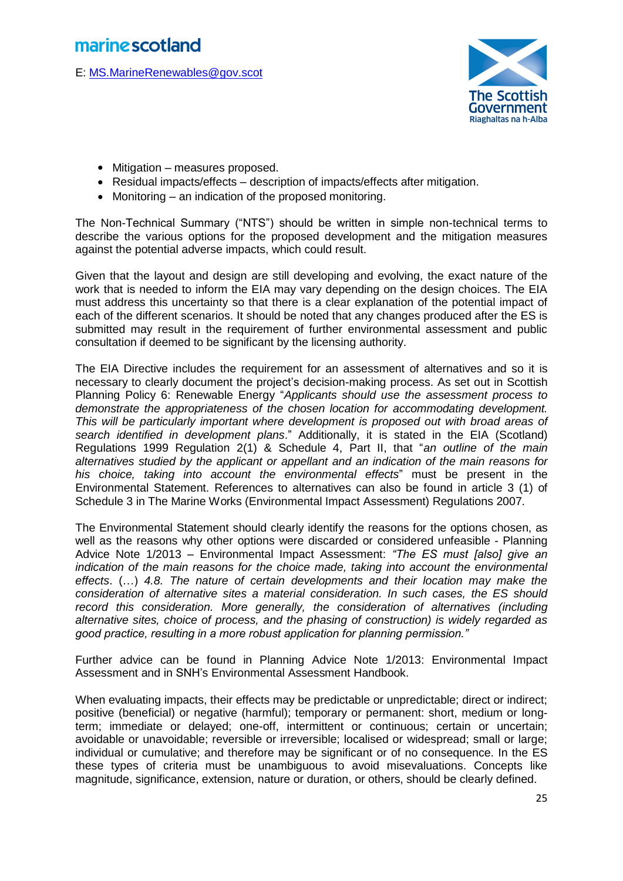- Mitigation – measures proposed.
- Residual impacts/effects – description of impacts/effects after mitigation.
- Monitoring – an indication of the proposed monitoring.

The Non-Technical Summary ("NTS") should be written in simple non-technical terms to describe the various options for the proposed development and the mitigation measures against the potential adverse impacts, which could result.

Given that the layout and design are still developing and evolving, the exact nature of the work that is needed to inform the EIA may vary depending on the design choices. The EIA must address this uncertainty so that there is a clear explanation of the potential impact of each of the different scenarios. It should be noted that any changes produced after the ES is submitted may result in the requirement of further environmental assessment and public consultation if deemed to be significant by the licensing authority.

The EIA Directive includes the requirement for an assessment of alternatives and so it is necessary to clearly document the project's decision-making process. As set out in Scottish Planning Policy 6: Renewable Energy "*Applicants should use the assessment process to demonstrate the appropriateness of the chosen location for accommodating development. This will be particularly important where development is proposed out with broad areas of search identified in development plans*." Additionally, it is stated in the EIA (Scotland) Regulations 1999 Regulation 2(1) & Schedule 4, Part II, that "*an outline of the main alternatives studied by the applicant or appellant and an indication of the main reasons for his choice, taking into account the environmental effects*" must be present in the Environmental Statement. References to alternatives can also be found in article 3 (1) of Schedule 3 in The Marine Works (Environmental Impact Assessment) Regulations 2007.

The Environmental Statement should clearly identify the reasons for the options chosen, as well as the reasons why other options were discarded or considered unfeasible - Planning Advice Note 1/2013 – Environmental Impact Assessment: *"The ES must [also] give an indication of the main reasons for the choice made, taking into account the environmental effects*. (…) *4.8. The nature of certain developments and their location may make the consideration of alternative sites a material consideration. In such cases, the ES should record this consideration. More generally, the consideration of alternatives (including alternative sites, choice of process, and the phasing of construction) is widely regarded as good practice, resulting in a more robust application for planning permission."*

Further advice can be found in Planning Advice Note 1/2013: Environmental Impact Assessment and in SNH's Environmental Assessment Handbook.

When evaluating impacts, their effects may be predictable or unpredictable; direct or indirect; positive (beneficial) or negative (harmful); temporary or permanent: short, medium or long-term; immediate or delayed; one-off, intermittent or continuous; certain or uncertain; avoidable or unavoidable; reversible or irreversible; localised or widespread; small or large; individual or cumulative; and therefore may be significant or of no consequence. In the ES these types of criteria must be unambiguous to avoid misevaluations. Concepts like magnitude, significance, extension, nature or duration, or others, should be clearly defined.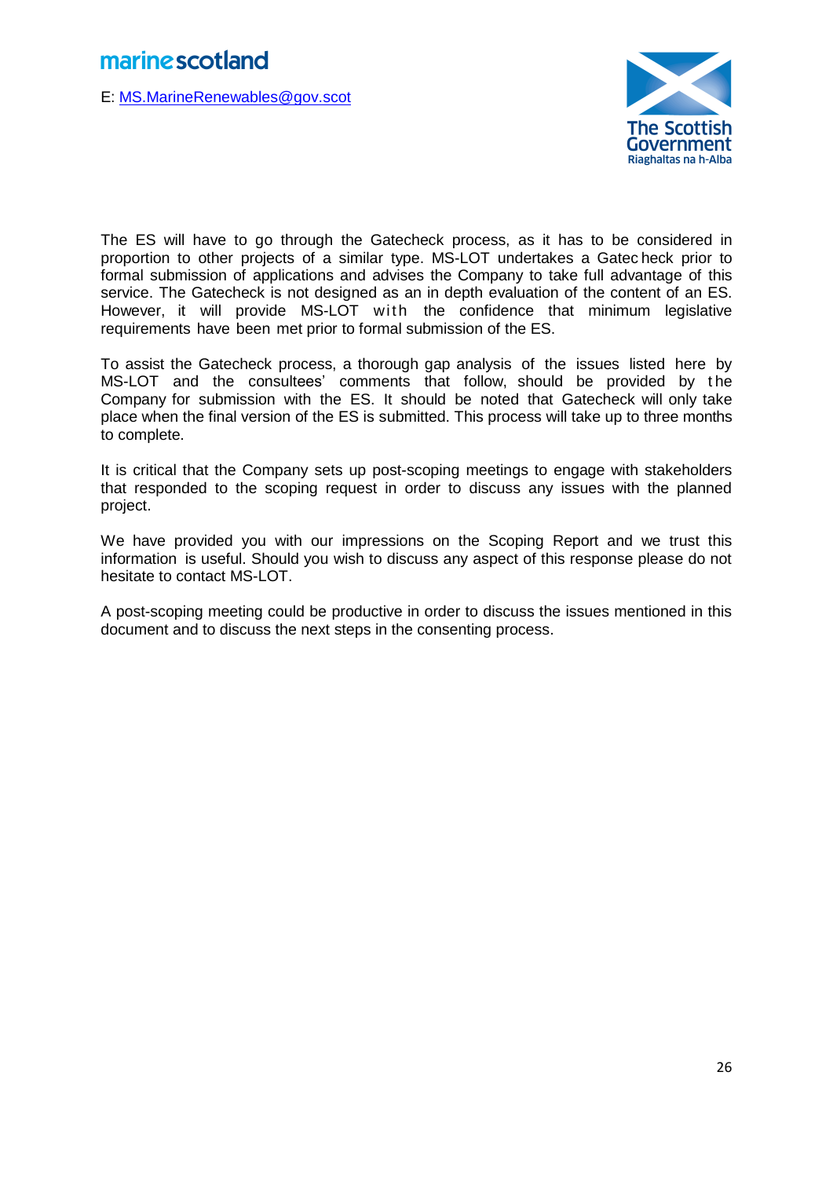The ES will have to go through the Gatecheck process, as it has to be considered in proportion to other projects of a similar type. MS-LOT undertakes a Gatecheck prior to formal submission of applications and advises the Company to take full advantage of this service. The Gatecheck is not designed as an in depth evaluation of the content of an ES. However, it will provide MS-LOT with the confidence that minimum legislative requirements have been met prior to formal submission of the ES.

To assist the Gatecheck process, a thorough gap analysis of the issues listed here by MS-LOT and the consultees' comments that follow, should be provided by the Company for submission with the ES. It should be noted that Gatecheck will only take place when the final version of the ES is submitted. This process will take up to three months to complete.

It is critical that the Company sets up post-scoping meetings to engage with stakeholders that responded to the scoping request in order to discuss any issues with the planned project.

We have provided you with our impressions on the Scoping Report and we trust this information is useful. Should you wish to discuss any aspect of this response please do not hesitate to contact MS-LOT.

A post-scoping meeting could be productive in order to discuss the issues mentioned in this document and to discuss the next steps in the consenting process.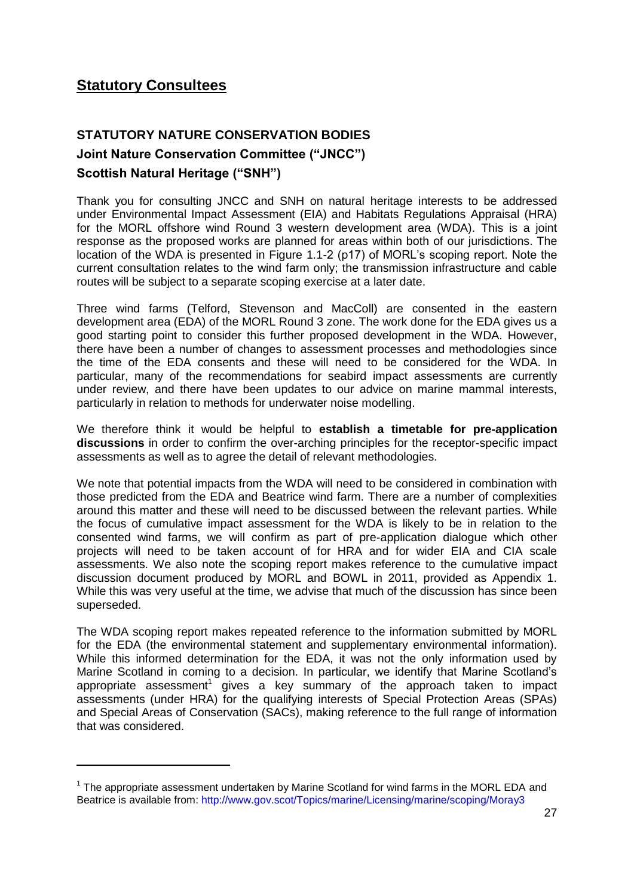## Statutory Consultees

### STATUTORY NATURE CONSERVATION BODIES

### Joint Nature Conservation Committee ("JNCC")

### Scottish Natural Heritage ("SNH")

Thank you for consulting JNCC and SNH on natural heritage interests to be addressed under Environmental Impact Assessment (EIA) and Habitats Regulations Appraisal (HRA) for the MORL offshore wind Round 3 western development area (WDA). This is a joint response as the proposed works are planned for areas within both of our jurisdictions. The location of the WDA is presented in Figure 1.1-2 (p17) of MORL's scoping report. Note the current consultation relates to the wind farm only; the transmission infrastructure and cable routes will be subject to a separate scoping exercise at a later date.

Three wind farms (Telford, Stevenson and MacColl) are consented in the eastern development area (EDA) of the MORL Round 3 zone. The work done for the EDA gives us a good starting point to consider this further proposed development in the WDA. However, there have been a number of changes to assessment processes and methodologies since the time of the EDA consents and these will need to be considered for the WDA. In particular, many of the recommendations for seabird impact assessments are currently under review, and there have been updates to our advice on marine mammal interests, particularly in relation to methods for underwater noise modelling.

We therefore think it would be helpful to **establish a timetable for pre-application discussions** in order to confirm the over-arching principles for the receptor-specific impact assessments as well as to agree the detail of relevant methodologies.

We note that potential impacts from the WDA will need to be considered in combination with those predicted from the EDA and Beatrice wind farm. There are a number of complexities around this matter and these will need to be discussed between the relevant parties. While the focus of cumulative impact assessment for the WDA is likely to be in relation to the consented wind farms, we will confirm as part of pre-application dialogue which other projects will need to be taken account of for HRA and for wider EIA and CIA scale assessments. We also note the scoping report makes reference to the cumulative impact discussion document produced by MORL and BOWL in 2011, provided as Appendix 1. While this was very useful at the time, we advise that much of the discussion has since been superseded.

The WDA scoping report makes repeated reference to the information submitted by MORL for the EDA (the environmental statement and supplementary environmental information). While this informed determination for the EDA, it was not the only information used by Marine Scotland in coming to a decision. In particular, we identify that Marine Scotland's appropriate assessment[1] gives a key summary of the approach taken to impact assessments (under HRA) for the qualifying interests of Special Protection Areas (SPAs) and Special Areas of Conservation (SACs), making reference to the full range of information that was considered.

---

[1] The appropriate assessment undertaken by Marine Scotland for wind farms in the MORL EDA and Beatrice is available from: http://www.gov.scot/Topics/marine/Licensing/marine/scoping/Moray3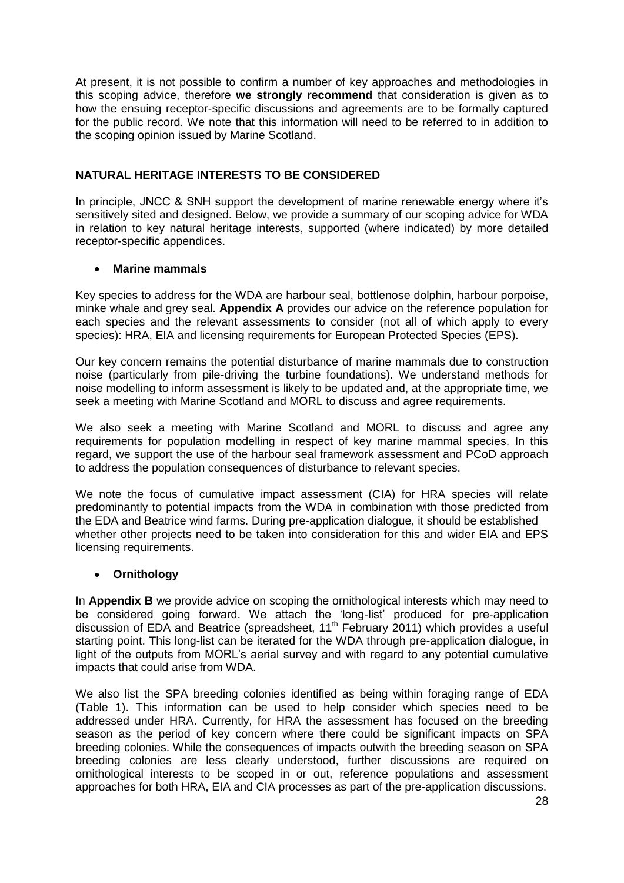At present, it is not possible to confirm a number of key approaches and methodologies in this scoping advice, therefore **we strongly recommend** that consideration is given as to how the ensuing receptor-specific discussions and agreements are to be formally captured for the public record. We note that this information will need to be referred to in addition to the scoping opinion issued by Marine Scotland.

## NATURAL HERITAGE INTERESTS TO BE CONSIDERED

In principle, JNCC & SNH support the development of marine renewable energy where it's sensitively sited and designed. Below, we provide a summary of our scoping advice for WDA in relation to key natural heritage interests, supported (where indicated) by more detailed receptor-specific appendices.

- **Marine mammals**

Key species to address for the WDA are harbour seal, bottlenose dolphin, harbour porpoise, minke whale and grey seal. **Appendix A** provides our advice on the reference population for each species and the relevant assessments to consider (not all of which apply to every species): HRA, EIA and licensing requirements for European Protected Species (EPS).

Our key concern remains the potential disturbance of marine mammals due to construction noise (particularly from pile-driving the turbine foundations). We understand methods for noise modelling to inform assessment is likely to be updated and, at the appropriate time, we seek a meeting with Marine Scotland and MORL to discuss and agree requirements.

We also seek a meeting with Marine Scotland and MORL to discuss and agree any requirements for population modelling in respect of key marine mammal species. In this regard, we support the use of the harbour seal framework assessment and PCoD approach to address the population consequences of disturbance to relevant species.

We note the focus of cumulative impact assessment (CIA) for HRA species will relate predominantly to potential impacts from the WDA in combination with those predicted from the EDA and Beatrice wind farms. During pre-application dialogue, it should be established whether other projects need to be taken into consideration for this and wider EIA and EPS licensing requirements.

- **Ornithology**

In **Appendix B** we provide advice on scoping the ornithological interests which may need to be considered going forward. We attach the 'long-list' produced for pre-application discussion of EDA and Beatrice (spreadsheet, 11th February 2011) which provides a useful starting point. This long-list can be iterated for the WDA through pre-application dialogue, in light of the outputs from MORL's aerial survey and with regard to any potential cumulative impacts that could arise from WDA.

We also list the SPA breeding colonies identified as being within foraging range of EDA (Table 1). This information can be used to help consider which species need to be addressed under HRA. Currently, for HRA the assessment has focused on the breeding season as the period of key concern where there could be significant impacts on SPA breeding colonies. While the consequences of impacts outwith the breeding season on SPA breeding colonies are less clearly understood, further discussions are required on ornithological interests to be scoped in or out, reference populations and assessment approaches for both HRA, EIA and CIA processes as part of the pre-application discussions.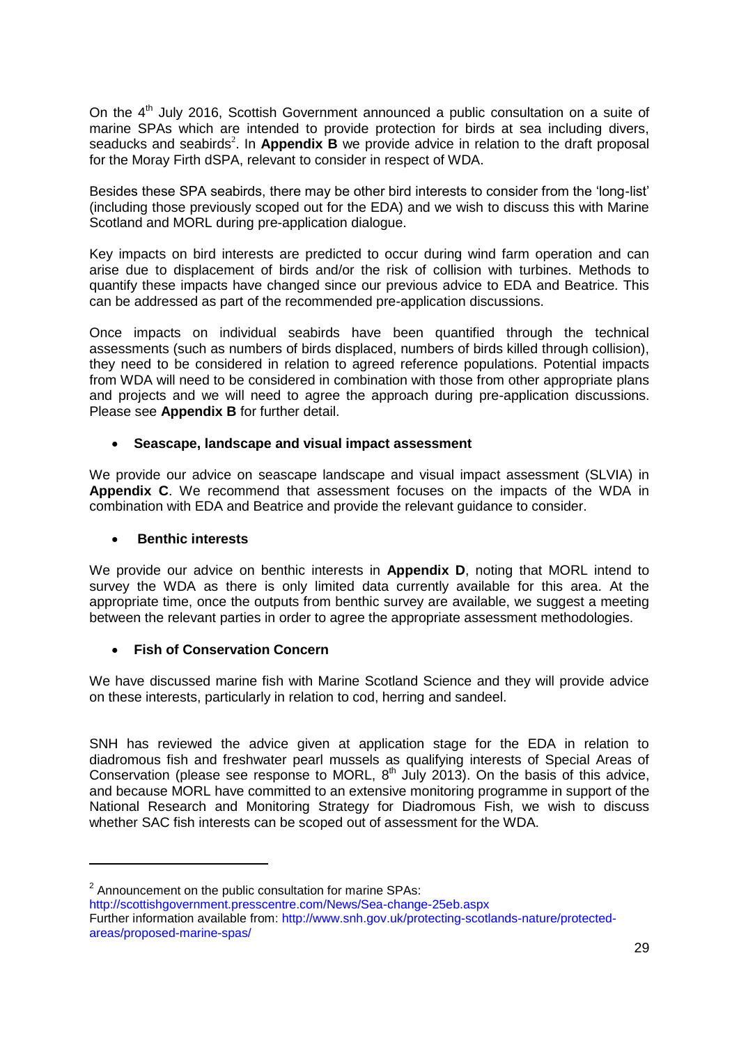On the 4th July 2016, Scottish Government announced a public consultation on a suite of marine SPAs which are intended to provide protection for birds at sea including divers, seaducks and seabirds[2]. In **Appendix B** we provide advice in relation to the draft proposal for the Moray Firth dSPA, relevant to consider in respect of WDA.

Besides these SPA seabirds, there may be other bird interests to consider from the 'long-list' (including those previously scoped out for the EDA) and we wish to discuss this with Marine Scotland and MORL during pre-application dialogue.

Key impacts on bird interests are predicted to occur during wind farm operation and can arise due to displacement of birds and/or the risk of collision with turbines. Methods to quantify these impacts have changed since our previous advice to EDA and Beatrice. This can be addressed as part of the recommended pre-application discussions.

Once impacts on individual seabirds have been quantified through the technical assessments (such as numbers of birds displaced, numbers of birds killed through collision), they need to be considered in relation to agreed reference populations. Potential impacts from WDA will need to be considered in combination with those from other appropriate plans and projects and we will need to agree the approach during pre-application discussions. Please see **Appendix B** for further detail.

- **Seascape, landscape and visual impact assessment**

We provide our advice on seascape landscape and visual impact assessment (SLVIA) in **Appendix C**. We recommend that assessment focuses on the impacts of the WDA in combination with EDA and Beatrice and provide the relevant guidance to consider.

- **Benthic interests**

We provide our advice on benthic interests in **Appendix D**, noting that MORL intend to survey the WDA as there is only limited data currently available for this area. At the appropriate time, once the outputs from benthic survey are available, we suggest a meeting between the relevant parties in order to agree the appropriate assessment methodologies.

- **Fish of Conservation Concern**

We have discussed marine fish with Marine Scotland Science and they will provide advice on these interests, particularly in relation to cod, herring and sandeel.

SNH has reviewed the advice given at application stage for the EDA in relation to diadromous fish and freshwater pearl mussels as qualifying interests of Special Areas of Conservation (please see response to MORL, 8th July 2013). On the basis of this advice, and because MORL have committed to an extensive monitoring programme in support of the National Research and Monitoring Strategy for Diadromous Fish, we wish to discuss whether SAC fish interests can be scoped out of assessment for the WDA.

---

[2] Announcement on the public consultation for marine SPAs:
http://scottishgovernment.presscentre.com/News/Sea-change-25eb.aspx
Further information available from: http://www.snh.gov.uk/protecting-scotlands-nature/protected-areas/proposed-marine-spas/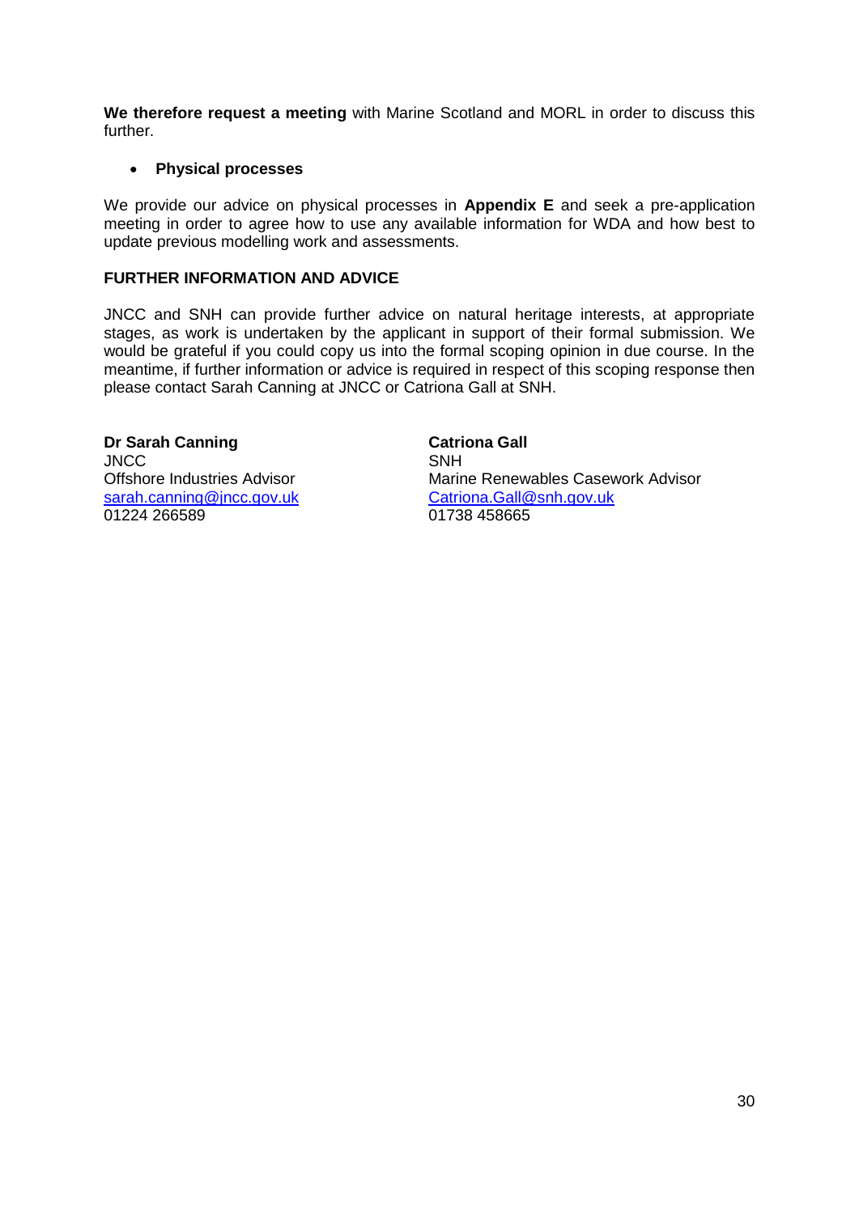**We therefore request a meeting** with Marine Scotland and MORL in order to discuss this further.

- **Physical processes**

We provide our advice on physical processes in **Appendix E** and seek a pre-application meeting in order to agree how to use any available information for WDA and how best to update previous modelling work and assessments.

**FURTHER INFORMATION AND ADVICE**

JNCC and SNH can provide further advice on natural heritage interests, at appropriate stages, as work is undertaken by the applicant in support of their formal submission. We would be grateful if you could copy us into the formal scoping opinion in due course. In the meantime, if further information or advice is required in respect of this scoping response then please contact Sarah Canning at JNCC or Catriona Gall at SNH.

**Dr Sarah Canning**
JNCC
Offshore Industries Advisor
sarah.canning@jncc.gov.uk
01224 266589

**Catriona Gall**
SNH
Marine Renewables Casework Advisor
Catriona.Gall@snh.gov.uk
01738 458665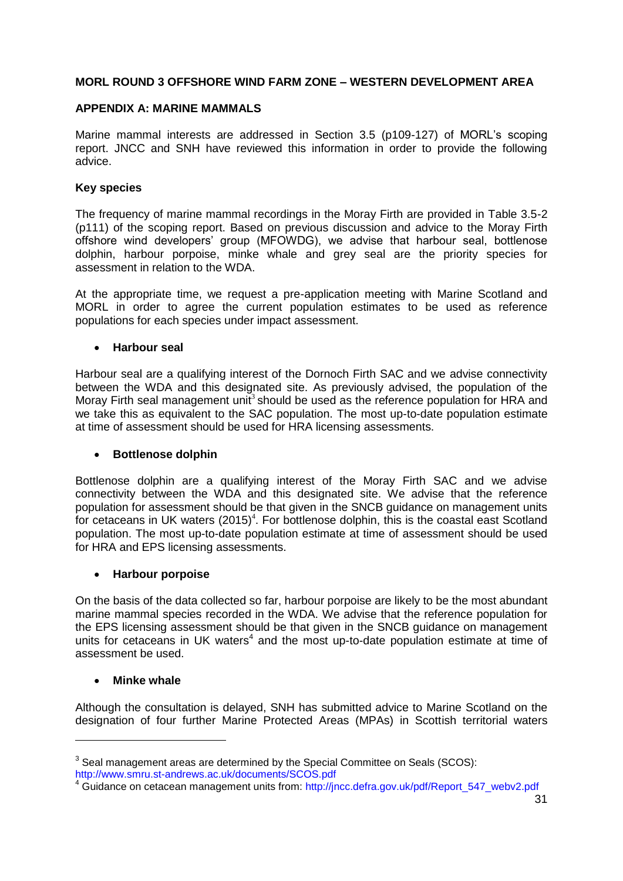**MORL ROUND 3 OFFSHORE WIND FARM ZONE – WESTERN DEVELOPMENT AREA**

**APPENDIX A: MARINE MAMMALS**

Marine mammal interests are addressed in Section 3.5 (p109-127) of MORL's scoping report. JNCC and SNH have reviewed this information in order to provide the following advice.

**Key species**

The frequency of marine mammal recordings in the Moray Firth are provided in Table 3.5-2 (p111) of the scoping report. Based on previous discussion and advice to the Moray Firth offshore wind developers' group (MFOWDG), we advise that harbour seal, bottlenose dolphin, harbour porpoise, minke whale and grey seal are the priority species for assessment in relation to the WDA.

At the appropriate time, we request a pre-application meeting with Marine Scotland and MORL in order to agree the current population estimates to be used as reference populations for each species under impact assessment.

- **Harbour seal**

Harbour seal are a qualifying interest of the Dornoch Firth SAC and we advise connectivity between the WDA and this designated site. As previously advised, the population of the Moray Firth seal management unit[3] should be used as the reference population for HRA and we take this as equivalent to the SAC population. The most up-to-date population estimate at time of assessment should be used for HRA licensing assessments.

- **Bottlenose dolphin**

Bottlenose dolphin are a qualifying interest of the Moray Firth SAC and we advise connectivity between the WDA and this designated site. We advise that the reference population for assessment should be that given in the SNCB guidance on management units for cetaceans in UK waters (2015)[4]. For bottlenose dolphin, this is the coastal east Scotland population. The most up-to-date population estimate at time of assessment should be used for HRA and EPS licensing assessments.

- **Harbour porpoise**

On the basis of the data collected so far, harbour porpoise are likely to be the most abundant marine mammal species recorded in the WDA. We advise that the reference population for the EPS licensing assessment should be that given in the SNCB guidance on management units for cetaceans in UK waters[4] and the most up-to-date population estimate at time of assessment be used.

- **Minke whale**

Although the consultation is delayed, SNH has submitted advice to Marine Scotland on the designation of four further Marine Protected Areas (MPAs) in Scottish territorial waters

---

[3] Seal management areas are determined by the Special Committee on Seals (SCOS): http://www.smru.st-andrews.ac.uk/documents/SCOS.pdf

[4] Guidance on cetacean management units from: http://jncc.defra.gov.uk/pdf/Report_547_webv2.pdf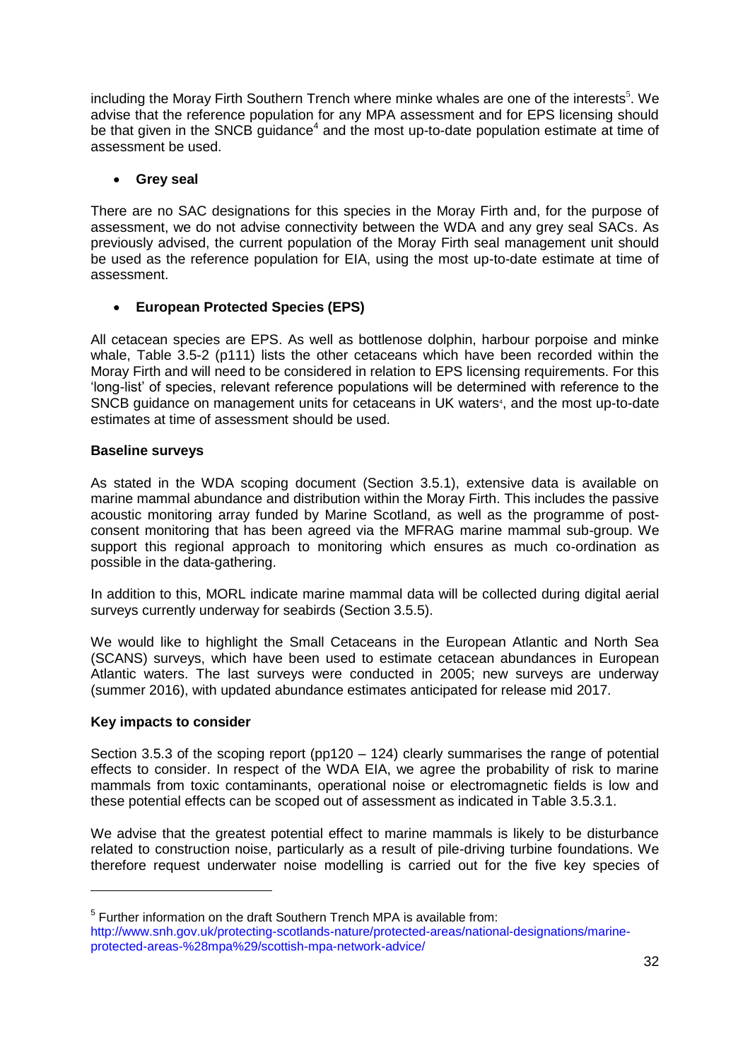including the Moray Firth Southern Trench where minke whales are one of the interests[5]. We advise that the reference population for any MPA assessment and for EPS licensing should be that given in the SNCB guidance[4] and the most up-to-date population estimate at time of assessment be used.

- **Grey seal**

There are no SAC designations for this species in the Moray Firth and, for the purpose of assessment, we do not advise connectivity between the WDA and any grey seal SACs. As previously advised, the current population of the Moray Firth seal management unit should be used as the reference population for EIA, using the most up-to-date estimate at time of assessment.

- **European Protected Species (EPS)**

All cetacean species are EPS. As well as bottlenose dolphin, harbour porpoise and minke whale, Table 3.5-2 (p111) lists the other cetaceans which have been recorded within the Moray Firth and will need to be considered in relation to EPS licensing requirements. For this 'long-list' of species, relevant reference populations will be determined with reference to the SNCB guidance on management units for cetaceans in UK waters[4], and the most up-to-date estimates at time of assessment should be used.

**Baseline surveys**

As stated in the WDA scoping document (Section 3.5.1), extensive data is available on marine mammal abundance and distribution within the Moray Firth. This includes the passive acoustic monitoring array funded by Marine Scotland, as well as the programme of post-consent monitoring that has been agreed via the MFRAG marine mammal sub-group. We support this regional approach to monitoring which ensures as much co-ordination as possible in the data-gathering.

In addition to this, MORL indicate marine mammal data will be collected during digital aerial surveys currently underway for seabirds (Section 3.5.5).

We would like to highlight the Small Cetaceans in the European Atlantic and North Sea (SCANS) surveys, which have been used to estimate cetacean abundances in European Atlantic waters. The last surveys were conducted in 2005; new surveys are underway (summer 2016), with updated abundance estimates anticipated for release mid 2017.

**Key impacts to consider**

Section 3.5.3 of the scoping report (pp120 – 124) clearly summarises the range of potential effects to consider. In respect of the WDA EIA, we agree the probability of risk to marine mammals from toxic contaminants, operational noise or electromagnetic fields is low and these potential effects can be scoped out of assessment as indicated in Table 3.5.3.1.

We advise that the greatest potential effect to marine mammals is likely to be disturbance related to construction noise, particularly as a result of pile-driving turbine foundations. We therefore request underwater noise modelling is carried out for the five key species of

---

[5] Further information on the draft Southern Trench MPA is available from: http://www.snh.gov.uk/protecting-scotlands-nature/protected-areas/national-designations/marine-protected-areas-%28mpa%29/scottish-mpa-network-advice/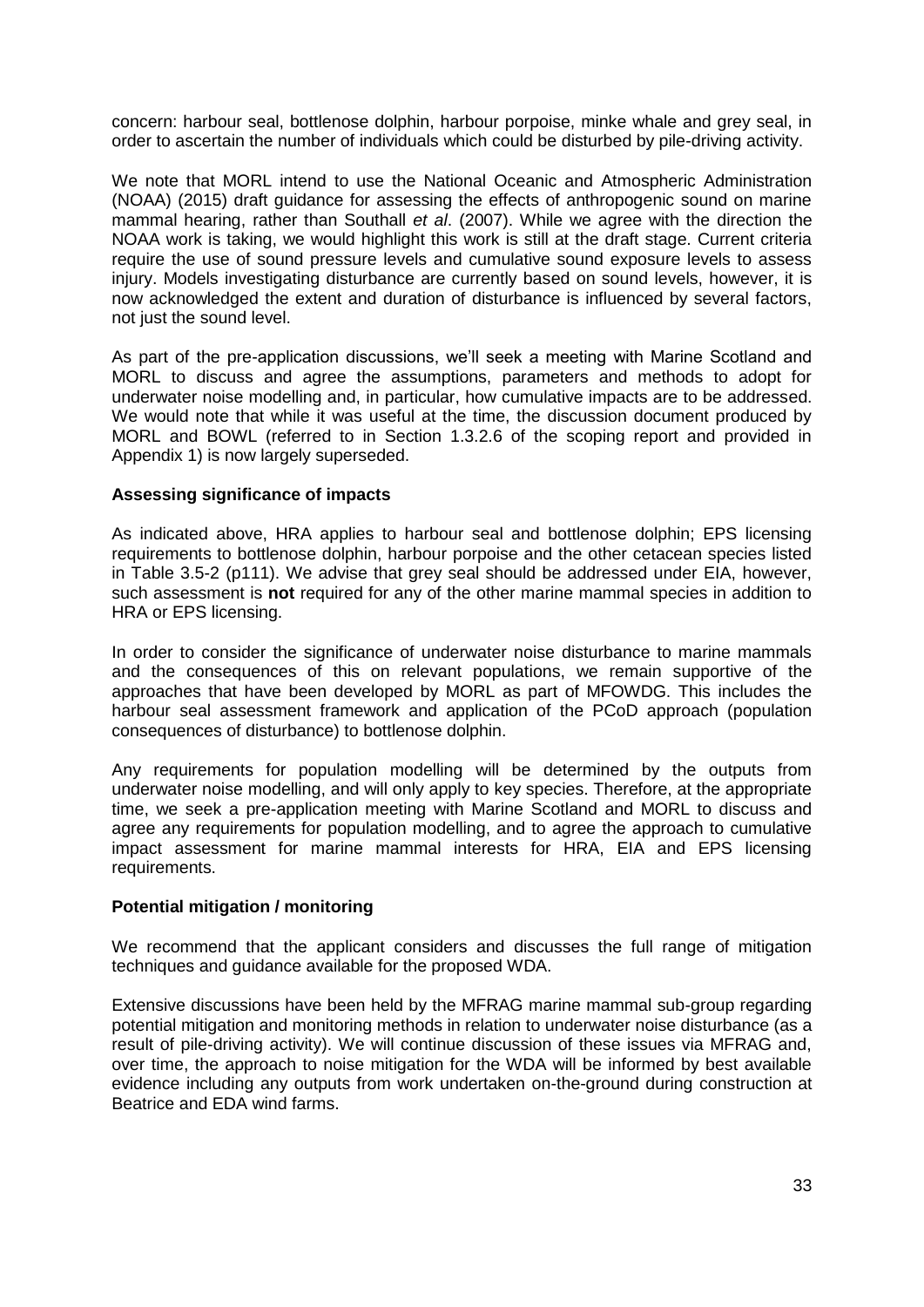concern: harbour seal, bottlenose dolphin, harbour porpoise, minke whale and grey seal, in order to ascertain the number of individuals which could be disturbed by pile-driving activity.

We note that MORL intend to use the National Oceanic and Atmospheric Administration (NOAA) (2015) draft guidance for assessing the effects of anthropogenic sound on marine mammal hearing, rather than Southall *et al*. (2007). While we agree with the direction the NOAA work is taking, we would highlight this work is still at the draft stage. Current criteria require the use of sound pressure levels and cumulative sound exposure levels to assess injury. Models investigating disturbance are currently based on sound levels, however, it is now acknowledged the extent and duration of disturbance is influenced by several factors, not just the sound level.

As part of the pre-application discussions, we'll seek a meeting with Marine Scotland and MORL to discuss and agree the assumptions, parameters and methods to adopt for underwater noise modelling and, in particular, how cumulative impacts are to be addressed. We would note that while it was useful at the time, the discussion document produced by MORL and BOWL (referred to in Section 1.3.2.6 of the scoping report and provided in Appendix 1) is now largely superseded.

**Assessing significance of impacts**

As indicated above, HRA applies to harbour seal and bottlenose dolphin; EPS licensing requirements to bottlenose dolphin, harbour porpoise and the other cetacean species listed in Table 3.5-2 (p111). We advise that grey seal should be addressed under EIA, however, such assessment is **not** required for any of the other marine mammal species in addition to HRA or EPS licensing.

In order to consider the significance of underwater noise disturbance to marine mammals and the consequences of this on relevant populations, we remain supportive of the approaches that have been developed by MORL as part of MFOWDG. This includes the harbour seal assessment framework and application of the PCoD approach (population consequences of disturbance) to bottlenose dolphin.

Any requirements for population modelling will be determined by the outputs from underwater noise modelling, and will only apply to key species. Therefore, at the appropriate time, we seek a pre-application meeting with Marine Scotland and MORL to discuss and agree any requirements for population modelling, and to agree the approach to cumulative impact assessment for marine mammal interests for HRA, EIA and EPS licensing requirements.

**Potential mitigation / monitoring**

We recommend that the applicant considers and discusses the full range of mitigation techniques and guidance available for the proposed WDA.

Extensive discussions have been held by the MFRAG marine mammal sub-group regarding potential mitigation and monitoring methods in relation to underwater noise disturbance (as a result of pile-driving activity). We will continue discussion of these issues via MFRAG and, over time, the approach to noise mitigation for the WDA will be informed by best available evidence including any outputs from work undertaken on-the-ground during construction at Beatrice and EDA wind farms.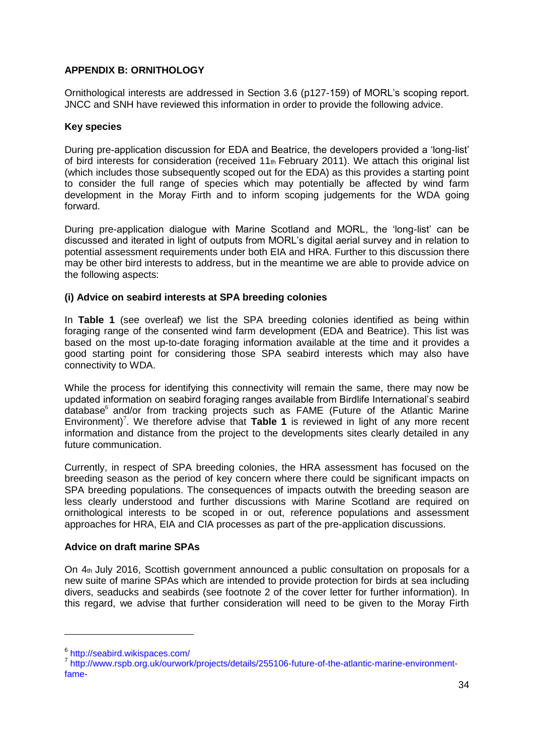**APPENDIX B: ORNITHOLOGY**

Ornithological interests are addressed in Section 3.6 (p127-159) of MORL's scoping report. JNCC and SNH have reviewed this information in order to provide the following advice.

**Key species**

During pre-application discussion for EDA and Beatrice, the developers provided a 'long-list' of bird interests for consideration (received 11th February 2011). We attach this original list (which includes those subsequently scoped out for the EDA) as this provides a starting point to consider the full range of species which may potentially be affected by wind farm development in the Moray Firth and to inform scoping judgements for the WDA going forward.

During pre-application dialogue with Marine Scotland and MORL, the 'long-list' can be discussed and iterated in light of outputs from MORL's digital aerial survey and in relation to potential assessment requirements under both EIA and HRA. Further to this discussion there may be other bird interests to address, but in the meantime we are able to provide advice on the following aspects:

**(i) Advice on seabird interests at SPA breeding colonies**

In **Table 1** (see overleaf) we list the SPA breeding colonies identified as being within foraging range of the consented wind farm development (EDA and Beatrice). This list was based on the most up-to-date foraging information available at the time and it provides a good starting point for considering those SPA seabird interests which may also have connectivity to WDA.

While the process for identifying this connectivity will remain the same, there may now be updated information on seabird foraging ranges available from Birdlife International's seabird database[6] and/or from tracking projects such as FAME (Future of the Atlantic Marine Environment)[7]. We therefore advise that **Table 1** is reviewed in light of any more recent information and distance from the project to the developments sites clearly detailed in any future communication.

Currently, in respect of SPA breeding colonies, the HRA assessment has focused on the breeding season as the period of key concern where there could be significant impacts on SPA breeding populations. The consequences of impacts outwith the breeding season are less clearly understood and further discussions with Marine Scotland are required on ornithological interests to be scoped in or out, reference populations and assessment approaches for HRA, EIA and CIA processes as part of the pre-application discussions.

**Advice on draft marine SPAs**

On 4th July 2016, Scottish government announced a public consultation on proposals for a new suite of marine SPAs which are intended to provide protection for birds at sea including divers, seaducks and seabirds (see footnote 2 of the cover letter for further information). In this regard, we advise that further consideration will need to be given to the Moray Firth

---

[6] http://seabird.wikispaces.com/

[7] http://www.rspb.org.uk/ourwork/projects/details/255106-future-of-the-atlantic-marine-environment-fame-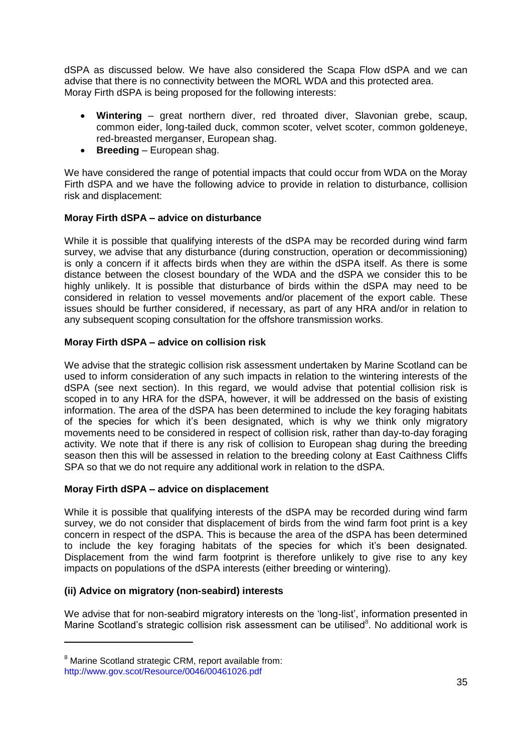dSPA as discussed below. We have also considered the Scapa Flow dSPA and we can advise that there is no connectivity between the MORL WDA and this protected area. Moray Firth dSPA is being proposed for the following interests:

- **Wintering** – great northern diver, red throated diver, Slavonian grebe, scaup, common eider, long-tailed duck, common scoter, velvet scoter, common goldeneye, red-breasted merganser, European shag.
- **Breeding** – European shag.

We have considered the range of potential impacts that could occur from WDA on the Moray Firth dSPA and we have the following advice to provide in relation to disturbance, collision risk and displacement:

**Moray Firth dSPA – advice on disturbance**

While it is possible that qualifying interests of the dSPA may be recorded during wind farm survey, we advise that any disturbance (during construction, operation or decommissioning) is only a concern if it affects birds when they are within the dSPA itself. As there is some distance between the closest boundary of the WDA and the dSPA we consider this to be highly unlikely. It is possible that disturbance of birds within the dSPA may need to be considered in relation to vessel movements and/or placement of the export cable. These issues should be further considered, if necessary, as part of any HRA and/or in relation to any subsequent scoping consultation for the offshore transmission works.

**Moray Firth dSPA – advice on collision risk**

We advise that the strategic collision risk assessment undertaken by Marine Scotland can be used to inform consideration of any such impacts in relation to the wintering interests of the dSPA (see next section). In this regard, we would advise that potential collision risk is scoped in to any HRA for the dSPA, however, it will be addressed on the basis of existing information. The area of the dSPA has been determined to include the key foraging habitats of the species for which it's been designated, which is why we think only migratory movements need to be considered in respect of collision risk, rather than day-to-day foraging activity. We note that if there is any risk of collision to European shag during the breeding season then this will be assessed in relation to the breeding colony at East Caithness Cliffs SPA so that we do not require any additional work in relation to the dSPA.

**Moray Firth dSPA – advice on displacement**

While it is possible that qualifying interests of the dSPA may be recorded during wind farm survey, we do not consider that displacement of birds from the wind farm foot print is a key concern in respect of the dSPA. This is because the area of the dSPA has been determined to include the key foraging habitats of the species for which it's been designated. Displacement from the wind farm footprint is therefore unlikely to give rise to any key impacts on populations of the dSPA interests (either breeding or wintering).

**(ii) Advice on migratory (non-seabird) interests**

We advise that for non-seabird migratory interests on the 'long-list', information presented in Marine Scotland's strategic collision risk assessment can be utilised[8]. No additional work is

[8] Marine Scotland strategic CRM, report available from: http://www.gov.scot/Resource/0046/00461026.pdf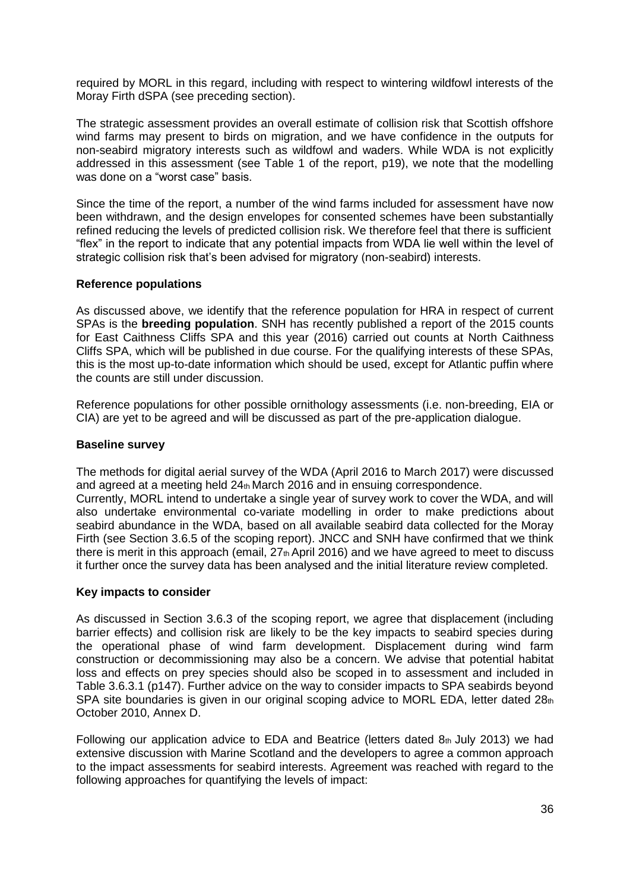required by MORL in this regard, including with respect to wintering wildfowl interests of the Moray Firth dSPA (see preceding section).

The strategic assessment provides an overall estimate of collision risk that Scottish offshore wind farms may present to birds on migration, and we have confidence in the outputs for non-seabird migratory interests such as wildfowl and waders. While WDA is not explicitly addressed in this assessment (see Table 1 of the report, p19), we note that the modelling was done on a "worst case" basis.

Since the time of the report, a number of the wind farms included for assessment have now been withdrawn, and the design envelopes for consented schemes have been substantially refined reducing the levels of predicted collision risk. We therefore feel that there is sufficient "flex" in the report to indicate that any potential impacts from WDA lie well within the level of strategic collision risk that's been advised for migratory (non-seabird) interests.

**Reference populations**

As discussed above, we identify that the reference population for HRA in respect of current SPAs is the **breeding population**. SNH has recently published a report of the 2015 counts for East Caithness Cliffs SPA and this year (2016) carried out counts at North Caithness Cliffs SPA, which will be published in due course. For the qualifying interests of these SPAs, this is the most up-to-date information which should be used, except for Atlantic puffin where the counts are still under discussion.

Reference populations for other possible ornithology assessments (i.e. non-breeding, EIA or CIA) are yet to be agreed and will be discussed as part of the pre-application dialogue.

**Baseline survey**

The methods for digital aerial survey of the WDA (April 2016 to March 2017) were discussed and agreed at a meeting held 24th March 2016 and in ensuing correspondence.
Currently, MORL intend to undertake a single year of survey work to cover the WDA, and will also undertake environmental co-variate modelling in order to make predictions about seabird abundance in the WDA, based on all available seabird data collected for the Moray Firth (see Section 3.6.5 of the scoping report). JNCC and SNH have confirmed that we think there is merit in this approach (email, 27th April 2016) and we have agreed to meet to discuss it further once the survey data has been analysed and the initial literature review completed.

**Key impacts to consider**

As discussed in Section 3.6.3 of the scoping report, we agree that displacement (including barrier effects) and collision risk are likely to be the key impacts to seabird species during the operational phase of wind farm development. Displacement during wind farm construction or decommissioning may also be a concern. We advise that potential habitat loss and effects on prey species should also be scoped in to assessment and included in Table 3.6.3.1 (p147). Further advice on the way to consider impacts to SPA seabirds beyond SPA site boundaries is given in our original scoping advice to MORL EDA, letter dated 28th October 2010, Annex D.

Following our application advice to EDA and Beatrice (letters dated 8th July 2013) we had extensive discussion with Marine Scotland and the developers to agree a common approach to the impact assessments for seabird interests. Agreement was reached with regard to the following approaches for quantifying the levels of impact: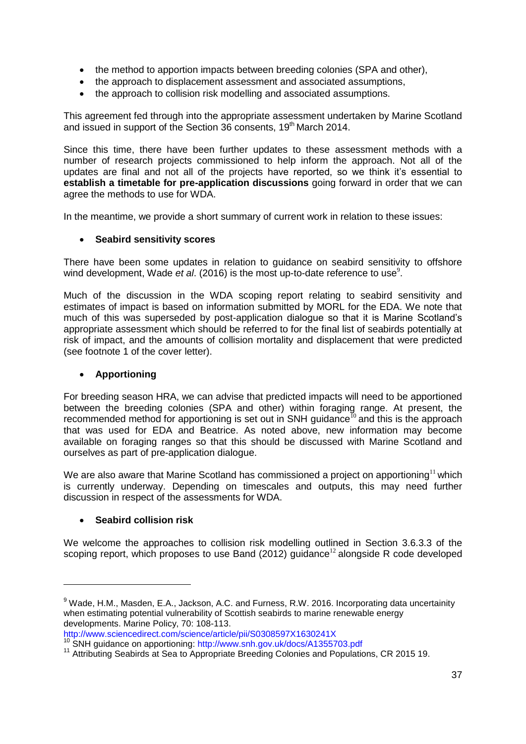- the method to apportion impacts between breeding colonies (SPA and other),
- the approach to displacement assessment and associated assumptions,
- the approach to collision risk modelling and associated assumptions.

This agreement fed through into the appropriate assessment undertaken by Marine Scotland and issued in support of the Section 36 consents, 19th March 2014.

Since this time, there have been further updates to these assessment methods with a number of research projects commissioned to help inform the approach. Not all of the updates are final and not all of the projects have reported, so we think it's essential to **establish a timetable for pre-application discussions** going forward in order that we can agree the methods to use for WDA.

In the meantime, we provide a short summary of current work in relation to these issues:

- **Seabird sensitivity scores**

There have been some updates in relation to guidance on seabird sensitivity to offshore wind development, Wade *et al*. (2016) is the most up-to-date reference to use[9].

Much of the discussion in the WDA scoping report relating to seabird sensitivity and estimates of impact is based on information submitted by MORL for the EDA. We note that much of this was superseded by post-application dialogue so that it is Marine Scotland's appropriate assessment which should be referred to for the final list of seabirds potentially at risk of impact, and the amounts of collision mortality and displacement that were predicted (see footnote 1 of the cover letter).

- **Apportioning**

For breeding season HRA, we can advise that predicted impacts will need to be apportioned between the breeding colonies (SPA and other) within foraging range. At present, the recommended method for apportioning is set out in SNH guidance[10] and this is the approach that was used for EDA and Beatrice. As noted above, new information may become available on foraging ranges so that this should be discussed with Marine Scotland and ourselves as part of pre-application dialogue.

We are also aware that Marine Scotland has commissioned a project on apportioning[11] which is currently underway. Depending on timescales and outputs, this may need further discussion in respect of the assessments for WDA.

- **Seabird collision risk**

We welcome the approaches to collision risk modelling outlined in Section 3.6.3.3 of the scoping report, which proposes to use Band (2012) guidance[12] alongside R code developed

---

[9] Wade, H.M., Masden, E.A., Jackson, A.C. and Furness, R.W. 2016. Incorporating data uncertainity when estimating potential vulnerability of Scottish seabirds to marine renewable energy developments. Marine Policy, 70: 108-113. http://www.sciencedirect.com/science/article/pii/S0308597X1630241X

[10] SNH guidance on apportioning: http://www.snh.gov.uk/docs/A1355703.pdf

[11] Attributing Seabirds at Sea to Appropriate Breeding Colonies and Populations, CR 2015 19.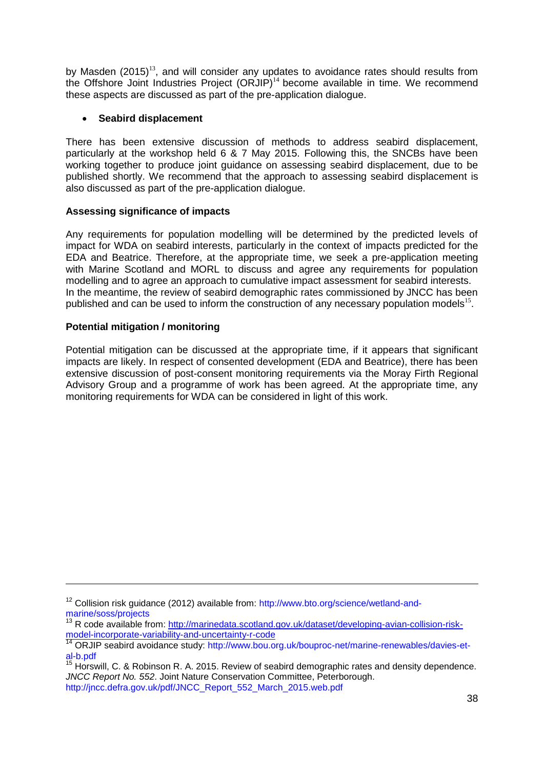by Masden (2015)[13], and will consider any updates to avoidance rates should results from the Offshore Joint Industries Project (ORJIP)[14] become available in time. We recommend these aspects are discussed as part of the pre-application dialogue.

- **Seabird displacement**

There has been extensive discussion of methods to address seabird displacement, particularly at the workshop held 6 & 7 May 2015. Following this, the SNCBs have been working together to produce joint guidance on assessing seabird displacement, due to be published shortly. We recommend that the approach to assessing seabird displacement is also discussed as part of the pre-application dialogue.

**Assessing significance of impacts**

Any requirements for population modelling will be determined by the predicted levels of impact for WDA on seabird interests, particularly in the context of impacts predicted for the EDA and Beatrice. Therefore, at the appropriate time, we seek a pre-application meeting with Marine Scotland and MORL to discuss and agree any requirements for population modelling and to agree an approach to cumulative impact assessment for seabird interests. In the meantime, the review of seabird demographic rates commissioned by JNCC has been published and can be used to inform the construction of any necessary population models[15].

**Potential mitigation / monitoring**

Potential mitigation can be discussed at the appropriate time, if it appears that significant impacts are likely. In respect of consented development (EDA and Beatrice), there has been extensive discussion of post-consent monitoring requirements via the Moray Firth Regional Advisory Group and a programme of work has been agreed. At the appropriate time, any monitoring requirements for WDA can be considered in light of this work.

---

[12] Collision risk guidance (2012) available from: http://www.bto.org/science/wetland-and-marine/soss/projects

[13] R code available from: http://marinedata.scotland.gov.uk/dataset/developing-avian-collision-risk-model-incorporate-variability-and-uncertainty-r-code

[14] ORJIP seabird avoidance study: http://www.bou.org.uk/bouproc-net/marine-renewables/davies-et-al-b.pdf

[15] Horswill, C. & Robinson R. A. 2015. Review of seabird demographic rates and density dependence. *JNCC Report No. 552*. Joint Nature Conservation Committee, Peterborough. http://jncc.defra.gov.uk/pdf/JNCC_Report_552_March_2015.web.pdf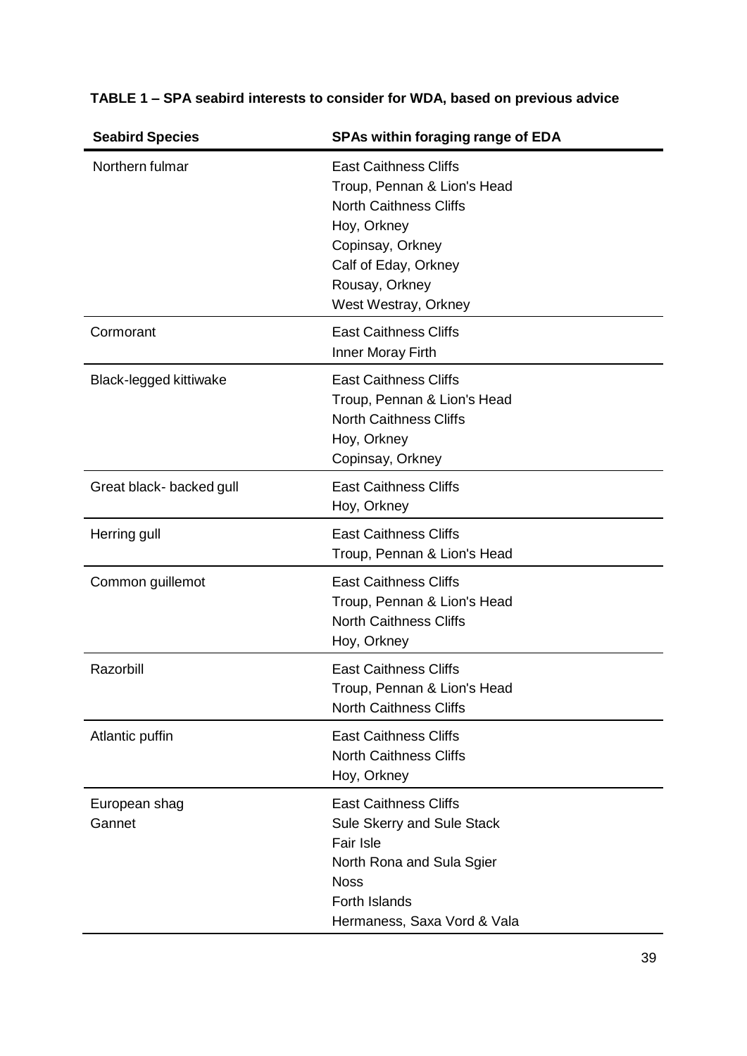**TABLE 1 – SPA seabird interests to consider for WDA, based on previous advice**

| Seabird Species | SPAs within foraging range of EDA |
|---|---|
| Northern fulmar | East Caithness Cliffs<br>Troup, Pennan & Lion's Head<br>North Caithness Cliffs<br>Hoy, Orkney<br>Copinsay, Orkney<br>Calf of Eday, Orkney<br>Rousay, Orkney<br>West Westray, Orkney |
| Cormorant | East Caithness Cliffs<br>Inner Moray Firth |
| Black-legged kittiwake | East Caithness Cliffs<br>Troup, Pennan & Lion's Head<br>North Caithness Cliffs<br>Hoy, Orkney<br>Copinsay, Orkney |
| Great black- backed gull | East Caithness Cliffs<br>Hoy, Orkney |
| Herring gull | East Caithness Cliffs<br>Troup, Pennan & Lion's Head |
| Common guillemot | East Caithness Cliffs<br>Troup, Pennan & Lion's Head<br>North Caithness Cliffs<br>Hoy, Orkney |
| Razorbill | East Caithness Cliffs<br>Troup, Pennan & Lion's Head<br>North Caithness Cliffs |
| Atlantic puffin | East Caithness Cliffs<br>North Caithness Cliffs<br>Hoy, Orkney |
| European shag<br>Gannet | East Caithness Cliffs<br>Sule Skerry and Sule Stack<br>Fair Isle<br>North Rona and Sula Sgier<br>Noss<br>Forth Islands<br>Hermaness, Saxa Vord & Vala |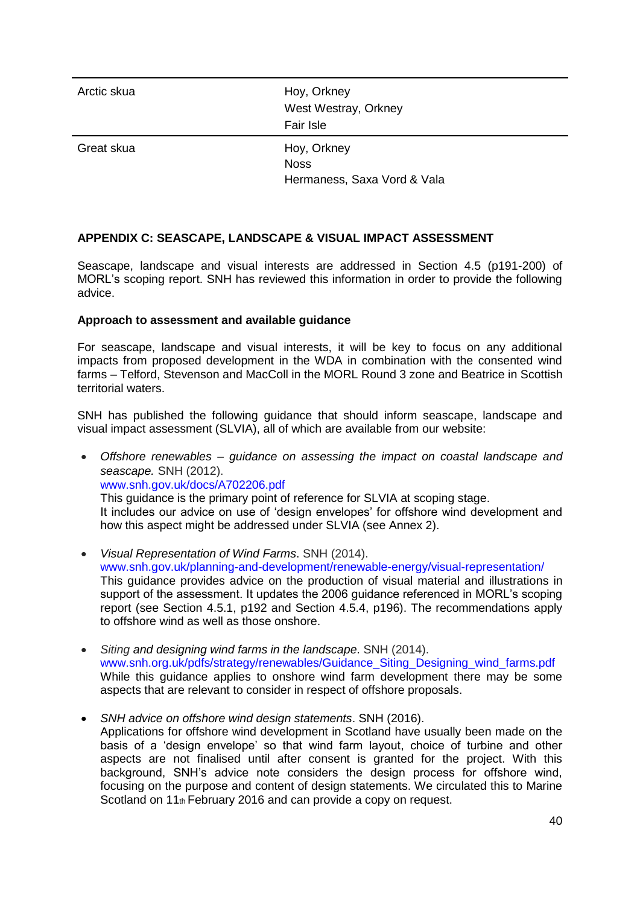| | |
|---|---|
| Arctic skua | Hoy, Orkney<br>West Westray, Orkney<br>Fair Isle |
| Great skua | Hoy, Orkney<br>Noss<br>Hermaness, Saxa Vord & Vala |

**APPENDIX C: SEASCAPE, LANDSCAPE & VISUAL IMPACT ASSESSMENT**

Seascape, landscape and visual interests are addressed in Section 4.5 (p191-200) of MORL's scoping report. SNH has reviewed this information in order to provide the following advice.

**Approach to assessment and available guidance**

For seascape, landscape and visual interests, it will be key to focus on any additional impacts from proposed development in the WDA in combination with the consented wind farms – Telford, Stevenson and MacColl in the MORL Round 3 zone and Beatrice in Scottish territorial waters.

SNH has published the following guidance that should inform seascape, landscape and visual impact assessment (SLVIA), all of which are available from our website:

- *Offshore renewables – guidance on assessing the impact on coastal landscape and seascape.* SNH (2012).
  www.snh.gov.uk/docs/A702206.pdf
  This guidance is the primary point of reference for SLVIA at scoping stage.
  It includes our advice on use of 'design envelopes' for offshore wind development and how this aspect might be addressed under SLVIA (see Annex 2).

- *Visual Representation of Wind Farms*. SNH (2014).
  www.snh.gov.uk/planning-and-development/renewable-energy/visual-representation/
  This guidance provides advice on the production of visual material and illustrations in support of the assessment. It updates the 2006 guidance referenced in MORL's scoping report (see Section 4.5.1, p192 and Section 4.5.4, p196). The recommendations apply to offshore wind as well as those onshore.

- *Siting and designing wind farms in the landscape*. SNH (2014).
  www.snh.org.uk/pdfs/strategy/renewables/Guidance_Siting_Designing_wind_farms.pdf
  While this guidance applies to onshore wind farm development there may be some aspects that are relevant to consider in respect of offshore proposals.

- *SNH advice on offshore wind design statements*. SNH (2016).
  Applications for offshore wind development in Scotland have usually been made on the basis of a 'design envelope' so that wind farm layout, choice of turbine and other aspects are not finalised until after consent is granted for the project. With this background, SNH's advice note considers the design process for offshore wind, focusing on the purpose and content of design statements. We circulated this to Marine Scotland on 11th February 2016 and can provide a copy on request.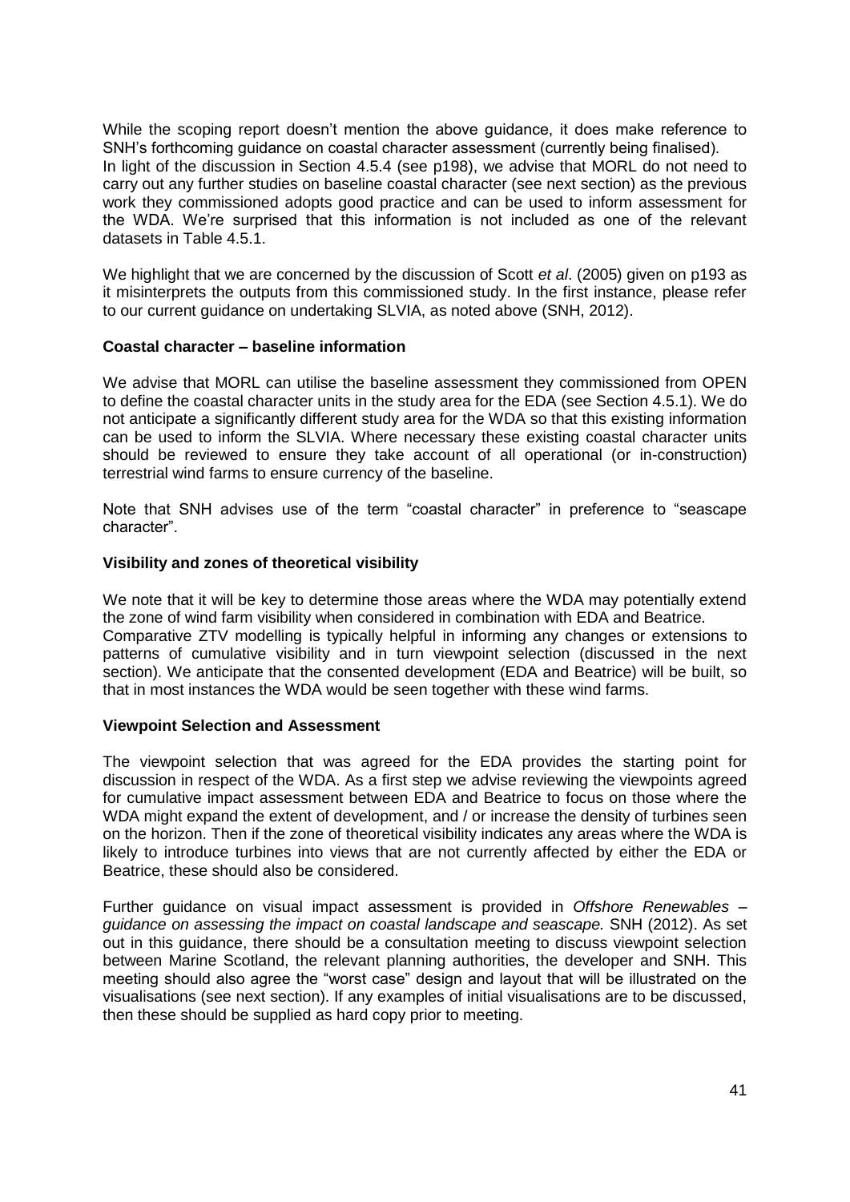While the scoping report doesn't mention the above guidance, it does make reference to SNH's forthcoming guidance on coastal character assessment (currently being finalised). In light of the discussion in Section 4.5.4 (see p198), we advise that MORL do not need to carry out any further studies on baseline coastal character (see next section) as the previous work they commissioned adopts good practice and can be used to inform assessment for the WDA. We're surprised that this information is not included as one of the relevant datasets in Table 4.5.1.

We highlight that we are concerned by the discussion of Scott *et al*. (2005) given on p193 as it misinterprets the outputs from this commissioned study. In the first instance, please refer to our current guidance on undertaking SLVIA, as noted above (SNH, 2012).

**Coastal character – baseline information**

We advise that MORL can utilise the baseline assessment they commissioned from OPEN to define the coastal character units in the study area for the EDA (see Section 4.5.1). We do not anticipate a significantly different study area for the WDA so that this existing information can be used to inform the SLVIA. Where necessary these existing coastal character units should be reviewed to ensure they take account of all operational (or in-construction) terrestrial wind farms to ensure currency of the baseline.

Note that SNH advises use of the term "coastal character" in preference to "seascape character".

**Visibility and zones of theoretical visibility**

We note that it will be key to determine those areas where the WDA may potentially extend the zone of wind farm visibility when considered in combination with EDA and Beatrice. Comparative ZTV modelling is typically helpful in informing any changes or extensions to patterns of cumulative visibility and in turn viewpoint selection (discussed in the next section). We anticipate that the consented development (EDA and Beatrice) will be built, so that in most instances the WDA would be seen together with these wind farms.

**Viewpoint Selection and Assessment**

The viewpoint selection that was agreed for the EDA provides the starting point for discussion in respect of the WDA. As a first step we advise reviewing the viewpoints agreed for cumulative impact assessment between EDA and Beatrice to focus on those where the WDA might expand the extent of development, and / or increase the density of turbines seen on the horizon. Then if the zone of theoretical visibility indicates any areas where the WDA is likely to introduce turbines into views that are not currently affected by either the EDA or Beatrice, these should also be considered.

Further guidance on visual impact assessment is provided in *Offshore Renewables – guidance on assessing the impact on coastal landscape and seascape.* SNH (2012). As set out in this guidance, there should be a consultation meeting to discuss viewpoint selection between Marine Scotland, the relevant planning authorities, the developer and SNH. This meeting should also agree the "worst case" design and layout that will be illustrated on the visualisations (see next section). If any examples of initial visualisations are to be discussed, then these should be supplied as hard copy prior to meeting.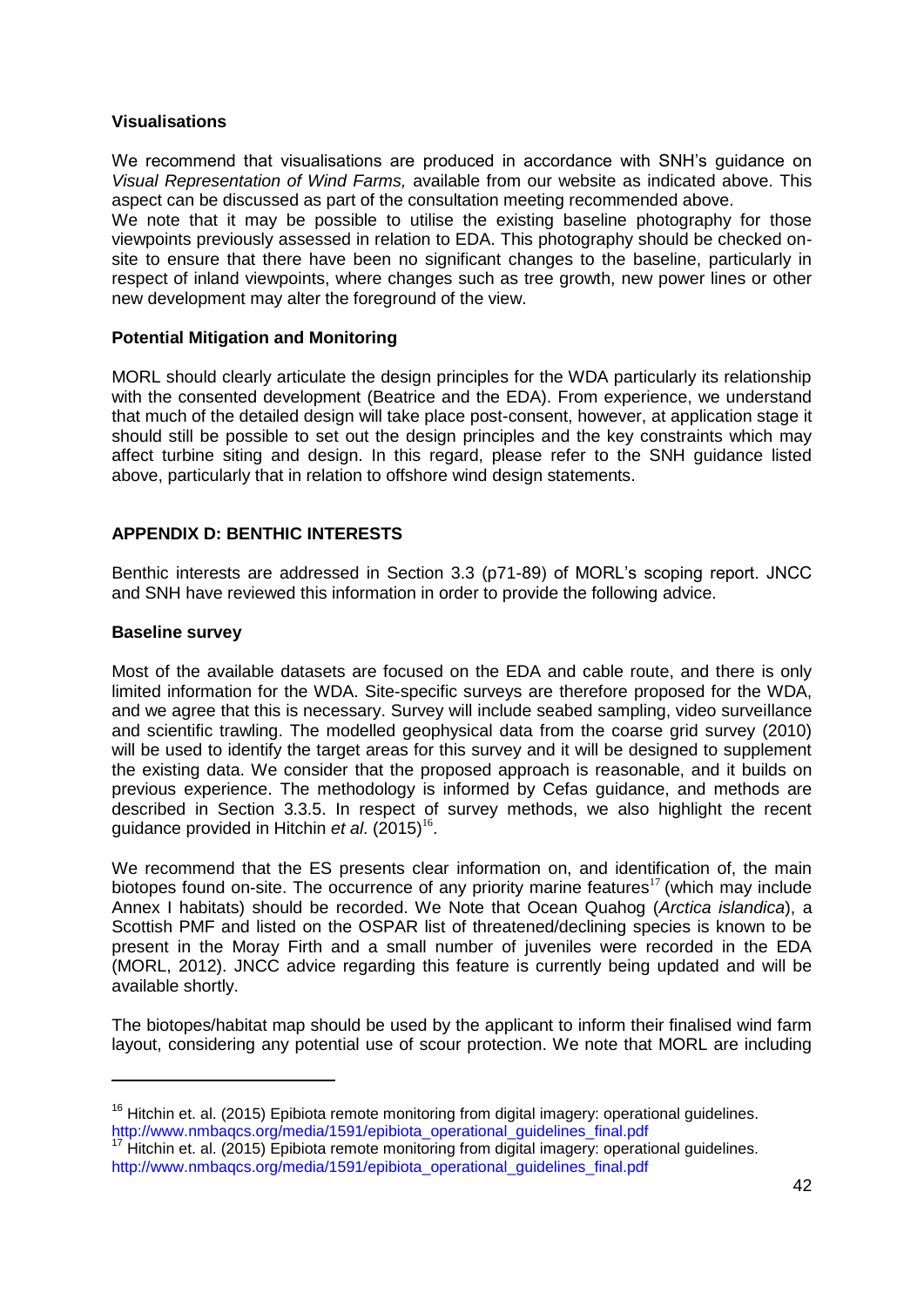### Visualisations

We recommend that visualisations are produced in accordance with SNH's guidance on *Visual Representation of Wind Farms,* available from our website as indicated above. This aspect can be discussed as part of the consultation meeting recommended above.
We note that it may be possible to utilise the existing baseline photography for those viewpoints previously assessed in relation to EDA. This photography should be checked on-site to ensure that there have been no significant changes to the baseline, particularly in respect of inland viewpoints, where changes such as tree growth, new power lines or other new development may alter the foreground of the view.

### Potential Mitigation and Monitoring

MORL should clearly articulate the design principles for the WDA particularly its relationship with the consented development (Beatrice and the EDA). From experience, we understand that much of the detailed design will take place post-consent, however, at application stage it should still be possible to set out the design principles and the key constraints which may affect turbine siting and design. In this regard, please refer to the SNH guidance listed above, particularly that in relation to offshore wind design statements.

## APPENDIX D: BENTHIC INTERESTS

Benthic interests are addressed in Section 3.3 (p71-89) of MORL's scoping report. JNCC and SNH have reviewed this information in order to provide the following advice.

### Baseline survey

Most of the available datasets are focused on the EDA and cable route, and there is only limited information for the WDA. Site-specific surveys are therefore proposed for the WDA, and we agree that this is necessary. Survey will include seabed sampling, video surveillance and scientific trawling. The modelled geophysical data from the coarse grid survey (2010) will be used to identify the target areas for this survey and it will be designed to supplement the existing data. We consider that the proposed approach is reasonable, and it builds on previous experience. The methodology is informed by Cefas guidance, and methods are described in Section 3.3.5. In respect of survey methods, we also highlight the recent guidance provided in Hitchin *et al*. (2015)[16].

We recommend that the ES presents clear information on, and identification of, the main biotopes found on-site. The occurrence of any priority marine features[17] (which may include Annex I habitats) should be recorded. We Note that Ocean Quahog (*Arctica islandica*), a Scottish PMF and listed on the OSPAR list of threatened/declining species is known to be present in the Moray Firth and a small number of juveniles were recorded in the EDA (MORL, 2012). JNCC advice regarding this feature is currently being updated and will be available shortly.

The biotopes/habitat map should be used by the applicant to inform their finalised wind farm layout, considering any potential use of scour protection. We note that MORL are including

---

[16] Hitchin et. al. (2015) Epibiota remote monitoring from digital imagery: operational guidelines. http://www.nmbaqcs.org/media/1591/epibiota_operational_guidelines_final.pdf

[17] Hitchin et. al. (2015) Epibiota remote monitoring from digital imagery: operational guidelines. http://www.nmbaqcs.org/media/1591/epibiota_operational_guidelines_final.pdf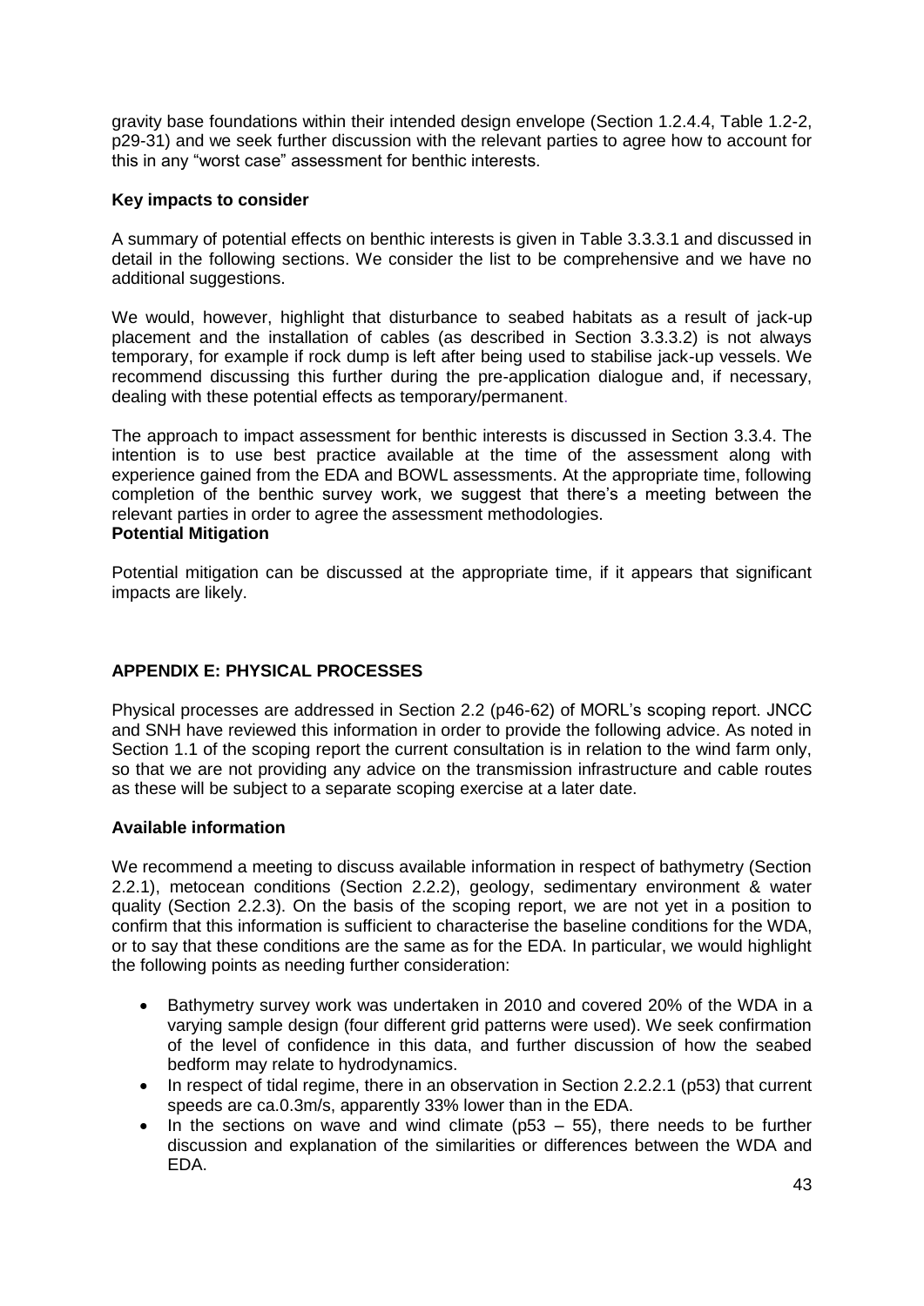gravity base foundations within their intended design envelope (Section 1.2.4.4, Table 1.2-2, p29-31) and we seek further discussion with the relevant parties to agree how to account for this in any "worst case" assessment for benthic interests.

**Key impacts to consider**

A summary of potential effects on benthic interests is given in Table 3.3.3.1 and discussed in detail in the following sections. We consider the list to be comprehensive and we have no additional suggestions.

We would, however, highlight that disturbance to seabed habitats as a result of jack-up placement and the installation of cables (as described in Section 3.3.3.2) is not always temporary, for example if rock dump is left after being used to stabilise jack-up vessels. We recommend discussing this further during the pre-application dialogue and, if necessary, dealing with these potential effects as temporary/permanent.

The approach to impact assessment for benthic interests is discussed in Section 3.3.4. The intention is to use best practice available at the time of the assessment along with experience gained from the EDA and BOWL assessments. At the appropriate time, following completion of the benthic survey work, we suggest that there's a meeting between the relevant parties in order to agree the assessment methodologies.

**Potential Mitigation**

Potential mitigation can be discussed at the appropriate time, if it appears that significant impacts are likely.

## APPENDIX E: PHYSICAL PROCESSES

Physical processes are addressed in Section 2.2 (p46-62) of MORL's scoping report. JNCC and SNH have reviewed this information in order to provide the following advice. As noted in Section 1.1 of the scoping report the current consultation is in relation to the wind farm only, so that we are not providing any advice on the transmission infrastructure and cable routes as these will be subject to a separate scoping exercise at a later date.

**Available information**

We recommend a meeting to discuss available information in respect of bathymetry (Section 2.2.1), metocean conditions (Section 2.2.2), geology, sedimentary environment & water quality (Section 2.2.3). On the basis of the scoping report, we are not yet in a position to confirm that this information is sufficient to characterise the baseline conditions for the WDA, or to say that these conditions are the same as for the EDA. In particular, we would highlight the following points as needing further consideration:

- Bathymetry survey work was undertaken in 2010 and covered 20% of the WDA in a varying sample design (four different grid patterns were used). We seek confirmation of the level of confidence in this data, and further discussion of how the seabed bedform may relate to hydrodynamics.
- In respect of tidal regime, there in an observation in Section 2.2.2.1 (p53) that current speeds are ca.0.3m/s, apparently 33% lower than in the EDA.
- In the sections on wave and wind climate (p53 – 55), there needs to be further discussion and explanation of the similarities or differences between the WDA and EDA.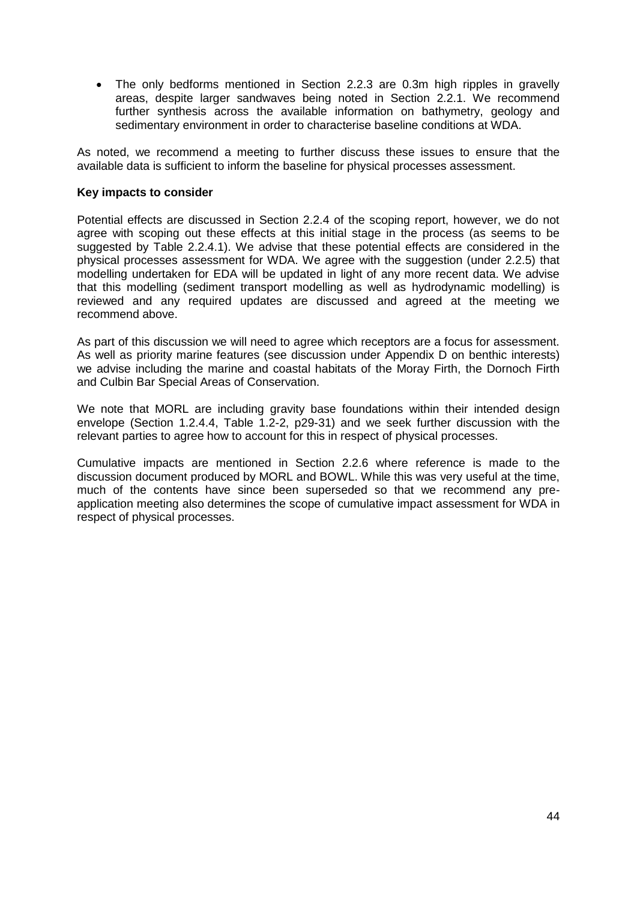- The only bedforms mentioned in Section 2.2.3 are 0.3m high ripples in gravelly areas, despite larger sandwaves being noted in Section 2.2.1. We recommend further synthesis across the available information on bathymetry, geology and sedimentary environment in order to characterise baseline conditions at WDA.

As noted, we recommend a meeting to further discuss these issues to ensure that the available data is sufficient to inform the baseline for physical processes assessment.

**Key impacts to consider**

Potential effects are discussed in Section 2.2.4 of the scoping report, however, we do not agree with scoping out these effects at this initial stage in the process (as seems to be suggested by Table 2.2.4.1). We advise that these potential effects are considered in the physical processes assessment for WDA. We agree with the suggestion (under 2.2.5) that modelling undertaken for EDA will be updated in light of any more recent data. We advise that this modelling (sediment transport modelling as well as hydrodynamic modelling) is reviewed and any required updates are discussed and agreed at the meeting we recommend above.

As part of this discussion we will need to agree which receptors are a focus for assessment. As well as priority marine features (see discussion under Appendix D on benthic interests) we advise including the marine and coastal habitats of the Moray Firth, the Dornoch Firth and Culbin Bar Special Areas of Conservation.

We note that MORL are including gravity base foundations within their intended design envelope (Section 1.2.4.4, Table 1.2-2, p29-31) and we seek further discussion with the relevant parties to agree how to account for this in respect of physical processes.

Cumulative impacts are mentioned in Section 2.2.6 where reference is made to the discussion document produced by MORL and BOWL. While this was very useful at the time, much of the contents have since been superseded so that we recommend any pre-application meeting also determines the scope of cumulative impact assessment for WDA in respect of physical processes.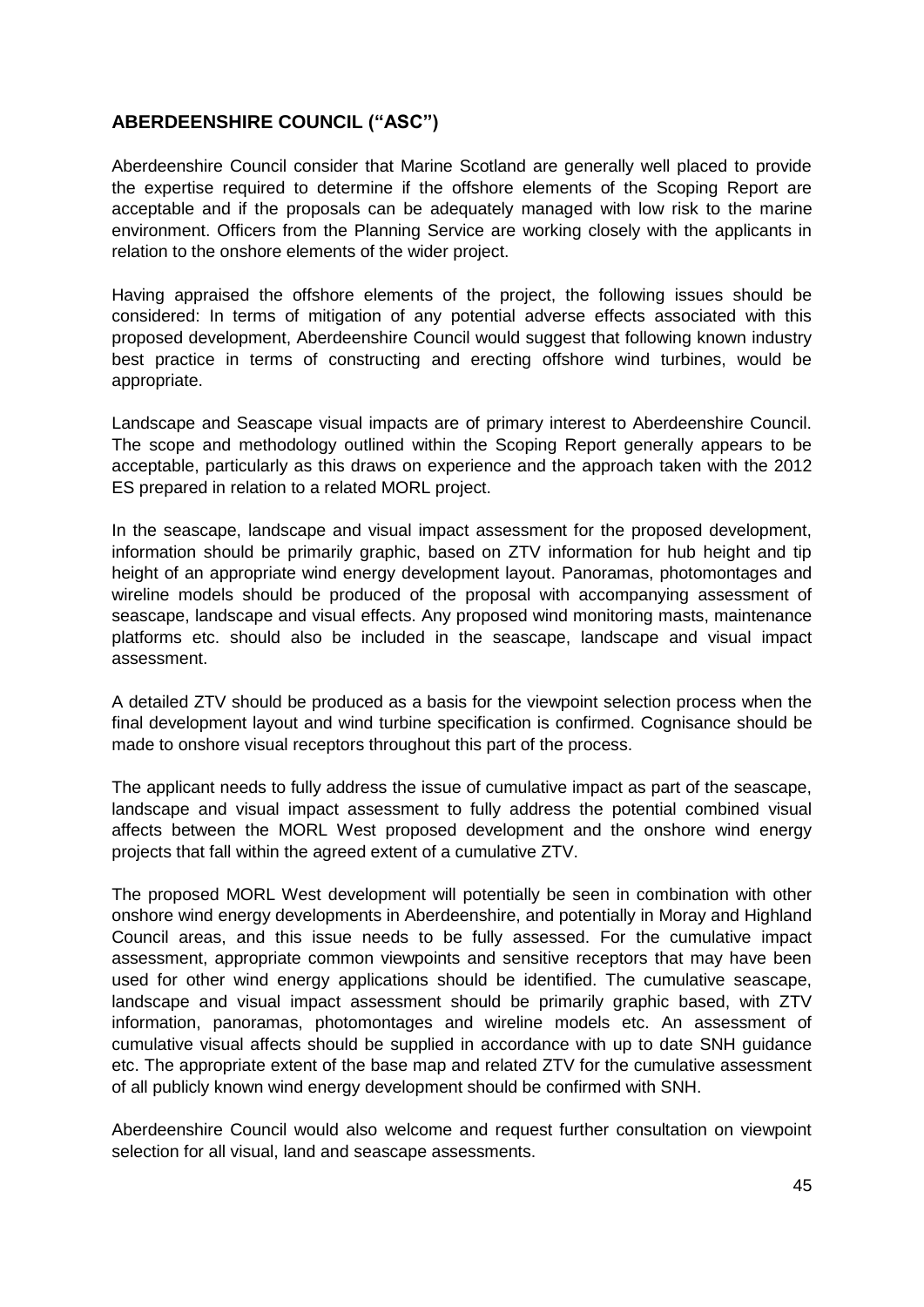## ABERDEENSHIRE COUNCIL ("ASC")

Aberdeenshire Council consider that Marine Scotland are generally well placed to provide the expertise required to determine if the offshore elements of the Scoping Report are acceptable and if the proposals can be adequately managed with low risk to the marine environment. Officers from the Planning Service are working closely with the applicants in relation to the onshore elements of the wider project.

Having appraised the offshore elements of the project, the following issues should be considered: In terms of mitigation of any potential adverse effects associated with this proposed development, Aberdeenshire Council would suggest that following known industry best practice in terms of constructing and erecting offshore wind turbines, would be appropriate.

Landscape and Seascape visual impacts are of primary interest to Aberdeenshire Council. The scope and methodology outlined within the Scoping Report generally appears to be acceptable, particularly as this draws on experience and the approach taken with the 2012 ES prepared in relation to a related MORL project.

In the seascape, landscape and visual impact assessment for the proposed development, information should be primarily graphic, based on ZTV information for hub height and tip height of an appropriate wind energy development layout. Panoramas, photomontages and wireline models should be produced of the proposal with accompanying assessment of seascape, landscape and visual effects. Any proposed wind monitoring masts, maintenance platforms etc. should also be included in the seascape, landscape and visual impact assessment.

A detailed ZTV should be produced as a basis for the viewpoint selection process when the final development layout and wind turbine specification is confirmed. Cognisance should be made to onshore visual receptors throughout this part of the process.

The applicant needs to fully address the issue of cumulative impact as part of the seascape, landscape and visual impact assessment to fully address the potential combined visual affects between the MORL West proposed development and the onshore wind energy projects that fall within the agreed extent of a cumulative ZTV.

The proposed MORL West development will potentially be seen in combination with other onshore wind energy developments in Aberdeenshire, and potentially in Moray and Highland Council areas, and this issue needs to be fully assessed. For the cumulative impact assessment, appropriate common viewpoints and sensitive receptors that may have been used for other wind energy applications should be identified. The cumulative seascape, landscape and visual impact assessment should be primarily graphic based, with ZTV information, panoramas, photomontages and wireline models etc. An assessment of cumulative visual affects should be supplied in accordance with up to date SNH guidance etc. The appropriate extent of the base map and related ZTV for the cumulative assessment of all publicly known wind energy development should be confirmed with SNH.

Aberdeenshire Council would also welcome and request further consultation on viewpoint selection for all visual, land and seascape assessments.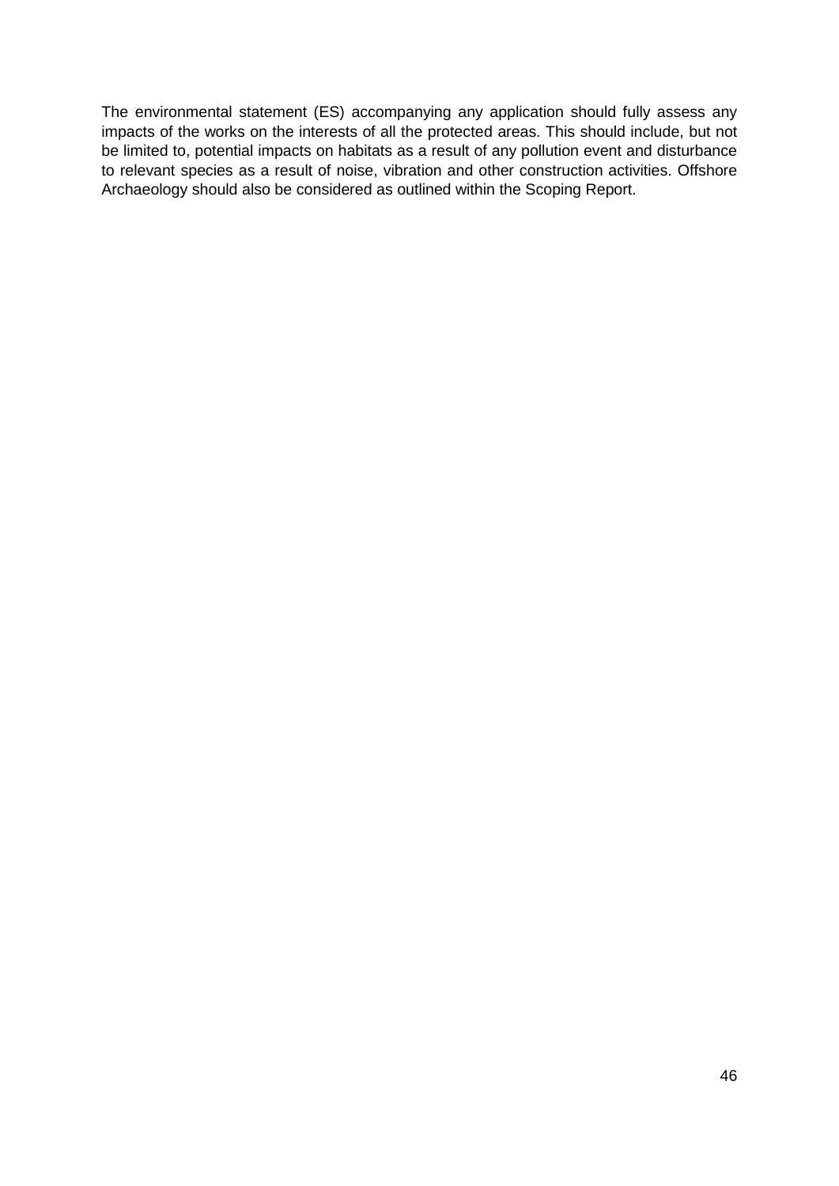The environmental statement (ES) accompanying any application should fully assess any impacts of the works on the interests of all the protected areas. This should include, but not be limited to, potential impacts on habitats as a result of any pollution event and disturbance to relevant species as a result of noise, vibration and other construction activities. Offshore Archaeology should also be considered as outlined within the Scoping Report.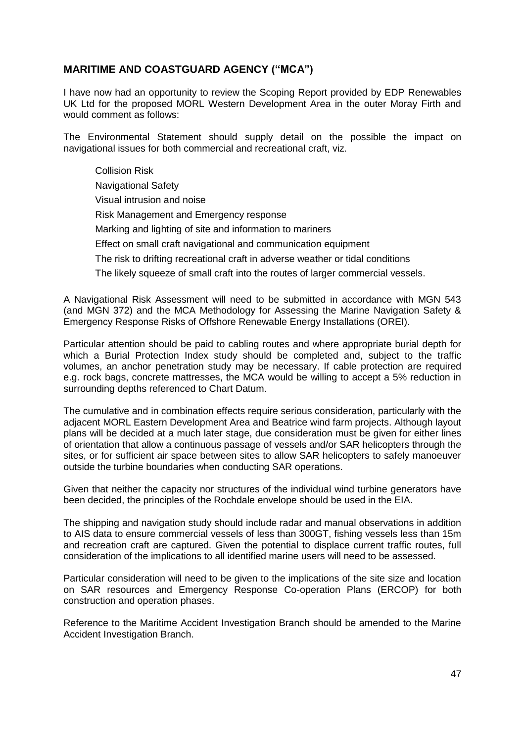## MARITIME AND COASTGUARD AGENCY ("MCA")

I have now had an opportunity to review the Scoping Report provided by EDP Renewables UK Ltd for the proposed MORL Western Development Area in the outer Moray Firth and would comment as follows:

The Environmental Statement should supply detail on the possible the impact on navigational issues for both commercial and recreational craft, viz.

- Collision Risk
- Navigational Safety
- Visual intrusion and noise
- Risk Management and Emergency response
- Marking and lighting of site and information to mariners
- Effect on small craft navigational and communication equipment
- The risk to drifting recreational craft in adverse weather or tidal conditions
- The likely squeeze of small craft into the routes of larger commercial vessels.

A Navigational Risk Assessment will need to be submitted in accordance with MGN 543 (and MGN 372) and the MCA Methodology for Assessing the Marine Navigation Safety & Emergency Response Risks of Offshore Renewable Energy Installations (OREI).

Particular attention should be paid to cabling routes and where appropriate burial depth for which a Burial Protection Index study should be completed and, subject to the traffic volumes, an anchor penetration study may be necessary. If cable protection are required e.g. rock bags, concrete mattresses, the MCA would be willing to accept a 5% reduction in surrounding depths referenced to Chart Datum.

The cumulative and in combination effects require serious consideration, particularly with the adjacent MORL Eastern Development Area and Beatrice wind farm projects. Although layout plans will be decided at a much later stage, due consideration must be given for either lines of orientation that allow a continuous passage of vessels and/or SAR helicopters through the sites, or for sufficient air space between sites to allow SAR helicopters to safely manoeuver outside the turbine boundaries when conducting SAR operations.

Given that neither the capacity nor structures of the individual wind turbine generators have been decided, the principles of the Rochdale envelope should be used in the EIA.

The shipping and navigation study should include radar and manual observations in addition to AIS data to ensure commercial vessels of less than 300GT, fishing vessels less than 15m and recreation craft are captured. Given the potential to displace current traffic routes, full consideration of the implications to all identified marine users will need to be assessed.

Particular consideration will need to be given to the implications of the site size and location on SAR resources and Emergency Response Co-operation Plans (ERCOP) for both construction and operation phases.

Reference to the Maritime Accident Investigation Branch should be amended to the Marine Accident Investigation Branch.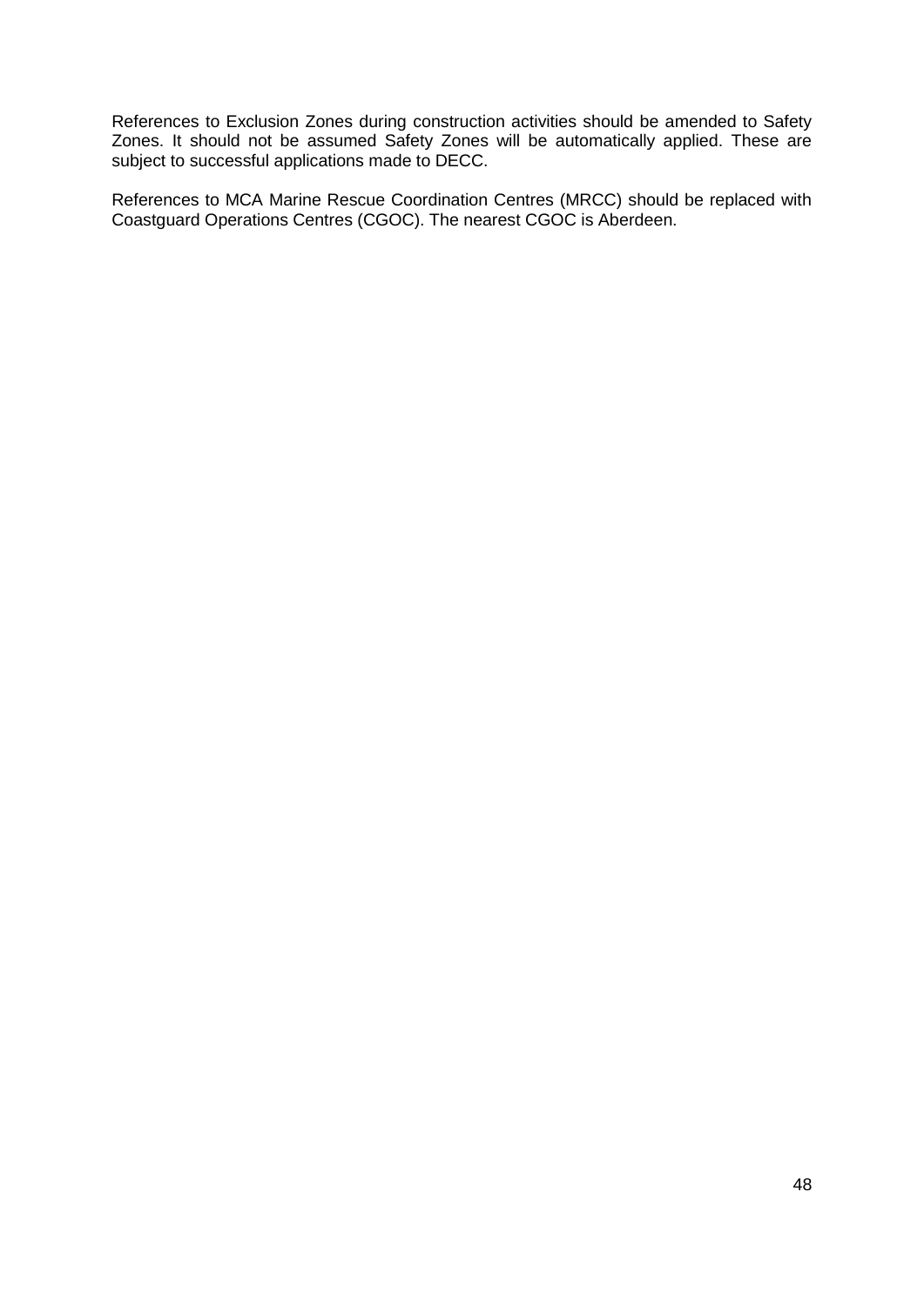References to Exclusion Zones during construction activities should be amended to Safety Zones. It should not be assumed Safety Zones will be automatically applied. These are subject to successful applications made to DECC.

References to MCA Marine Rescue Coordination Centres (MRCC) should be replaced with Coastguard Operations Centres (CGOC). The nearest CGOC is Aberdeen.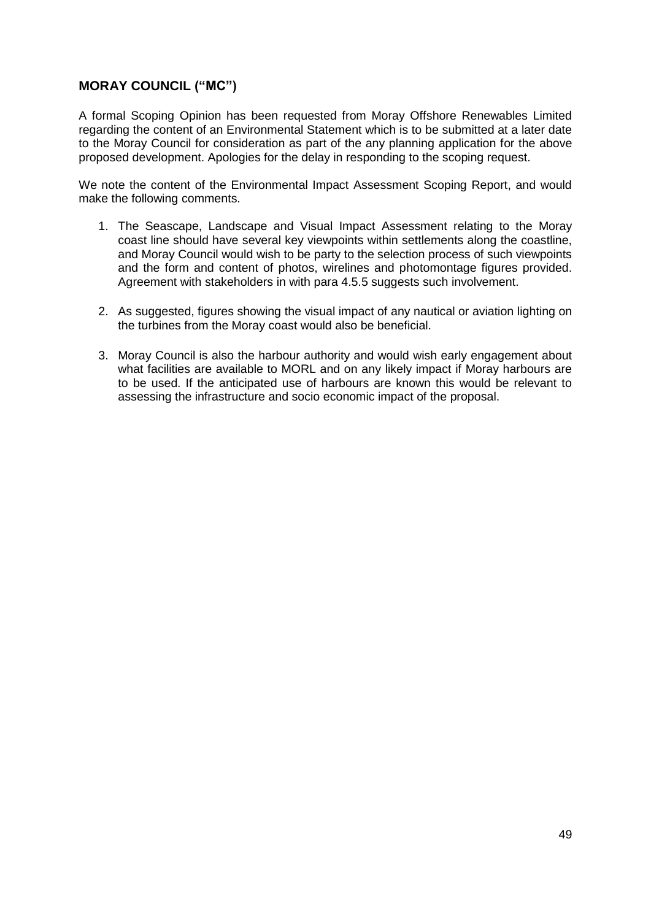## MORAY COUNCIL ("MC")

A formal Scoping Opinion has been requested from Moray Offshore Renewables Limited regarding the content of an Environmental Statement which is to be submitted at a later date to the Moray Council for consideration as part of the any planning application for the above proposed development. Apologies for the delay in responding to the scoping request.

We note the content of the Environmental Impact Assessment Scoping Report, and would make the following comments.

1. The Seascape, Landscape and Visual Impact Assessment relating to the Moray coast line should have several key viewpoints within settlements along the coastline, and Moray Council would wish to be party to the selection process of such viewpoints and the form and content of photos, wirelines and photomontage figures provided. Agreement with stakeholders in with para 4.5.5 suggests such involvement.

2. As suggested, figures showing the visual impact of any nautical or aviation lighting on the turbines from the Moray coast would also be beneficial.

3. Moray Council is also the harbour authority and would wish early engagement about what facilities are available to MORL and on any likely impact if Moray harbours are to be used. If the anticipated use of harbours are known this would be relevant to assessing the infrastructure and socio economic impact of the proposal.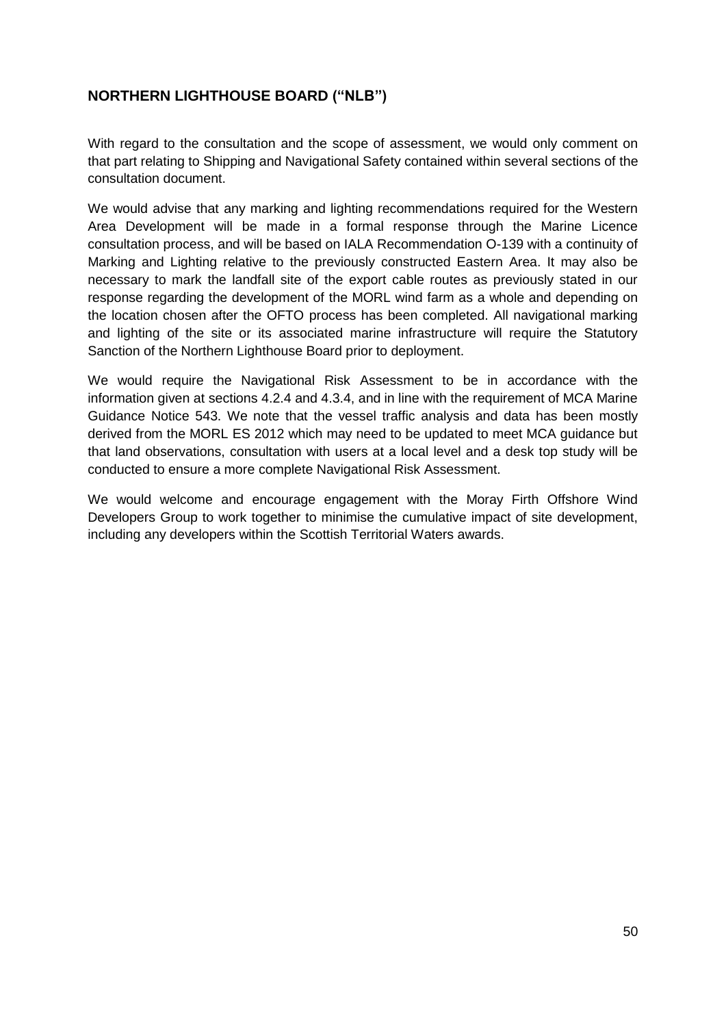## NORTHERN LIGHTHOUSE BOARD ("NLB")

With regard to the consultation and the scope of assessment, we would only comment on that part relating to Shipping and Navigational Safety contained within several sections of the consultation document.

We would advise that any marking and lighting recommendations required for the Western Area Development will be made in a formal response through the Marine Licence consultation process, and will be based on IALA Recommendation O-139 with a continuity of Marking and Lighting relative to the previously constructed Eastern Area. It may also be necessary to mark the landfall site of the export cable routes as previously stated in our response regarding the development of the MORL wind farm as a whole and depending on the location chosen after the OFTO process has been completed. All navigational marking and lighting of the site or its associated marine infrastructure will require the Statutory Sanction of the Northern Lighthouse Board prior to deployment.

We would require the Navigational Risk Assessment to be in accordance with the information given at sections 4.2.4 and 4.3.4, and in line with the requirement of MCA Marine Guidance Notice 543. We note that the vessel traffic analysis and data has been mostly derived from the MORL ES 2012 which may need to be updated to meet MCA guidance but that land observations, consultation with users at a local level and a desk top study will be conducted to ensure a more complete Navigational Risk Assessment.

We would welcome and encourage engagement with the Moray Firth Offshore Wind Developers Group to work together to minimise the cumulative impact of site development, including any developers within the Scottish Territorial Waters awards.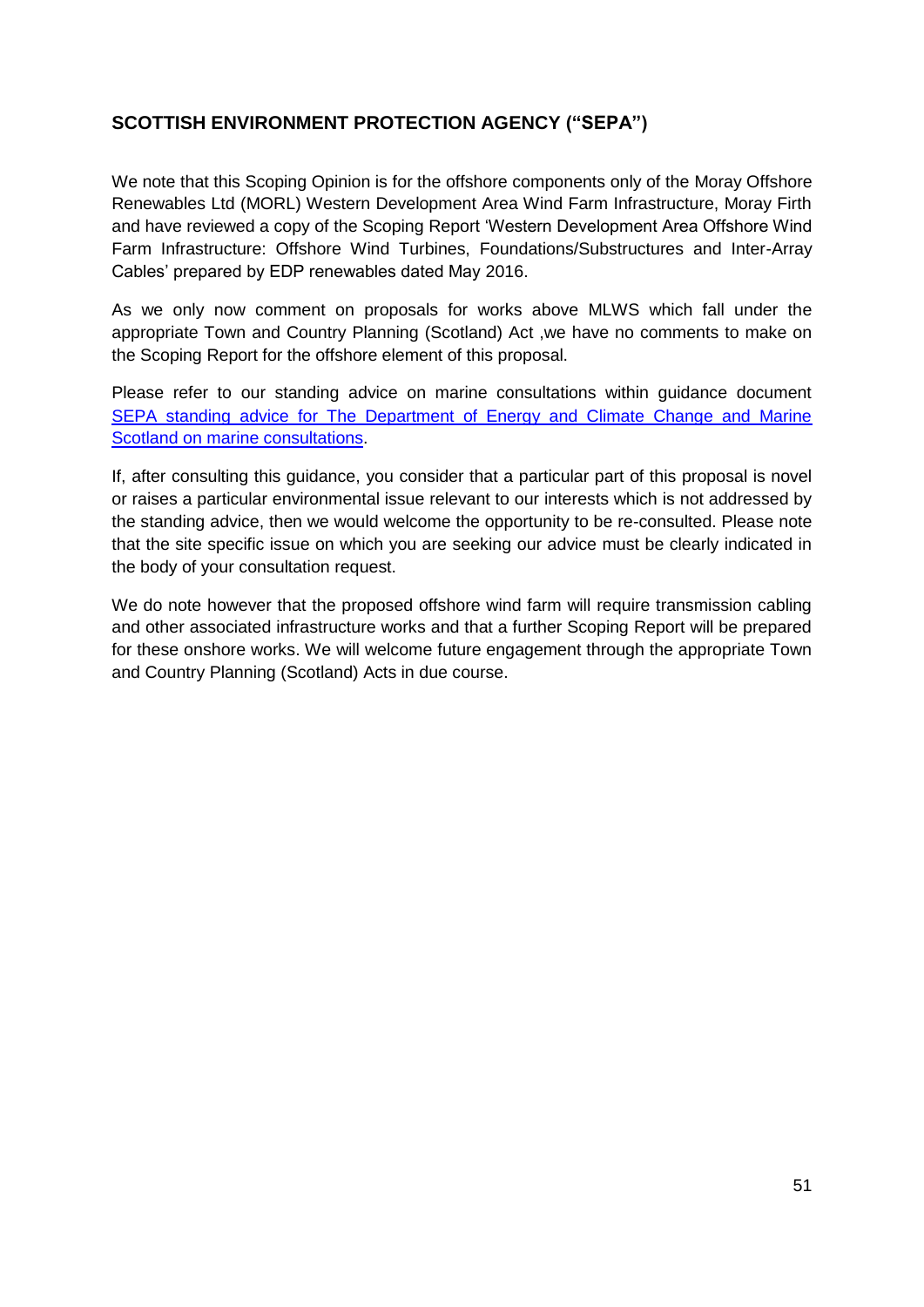## SCOTTISH ENVIRONMENT PROTECTION AGENCY ("SEPA")

We note that this Scoping Opinion is for the offshore components only of the Moray Offshore Renewables Ltd (MORL) Western Development Area Wind Farm Infrastructure, Moray Firth and have reviewed a copy of the Scoping Report 'Western Development Area Offshore Wind Farm Infrastructure: Offshore Wind Turbines, Foundations/Substructures and Inter-Array Cables' prepared by EDP renewables dated May 2016.

As we only now comment on proposals for works above MLWS which fall under the appropriate Town and Country Planning (Scotland) Act ,we have no comments to make on the Scoping Report for the offshore element of this proposal.

Please refer to our standing advice on marine consultations within guidance document [SEPA standing advice for The Department of Energy and Climate Change and Marine Scotland on marine consultations].

If, after consulting this guidance, you consider that a particular part of this proposal is novel or raises a particular environmental issue relevant to our interests which is not addressed by the standing advice, then we would welcome the opportunity to be re-consulted. Please note that the site specific issue on which you are seeking our advice must be clearly indicated in the body of your consultation request.

We do note however that the proposed offshore wind farm will require transmission cabling and other associated infrastructure works and that a further Scoping Report will be prepared for these onshore works. We will welcome future engagement through the appropriate Town and Country Planning (Scotland) Acts in due course.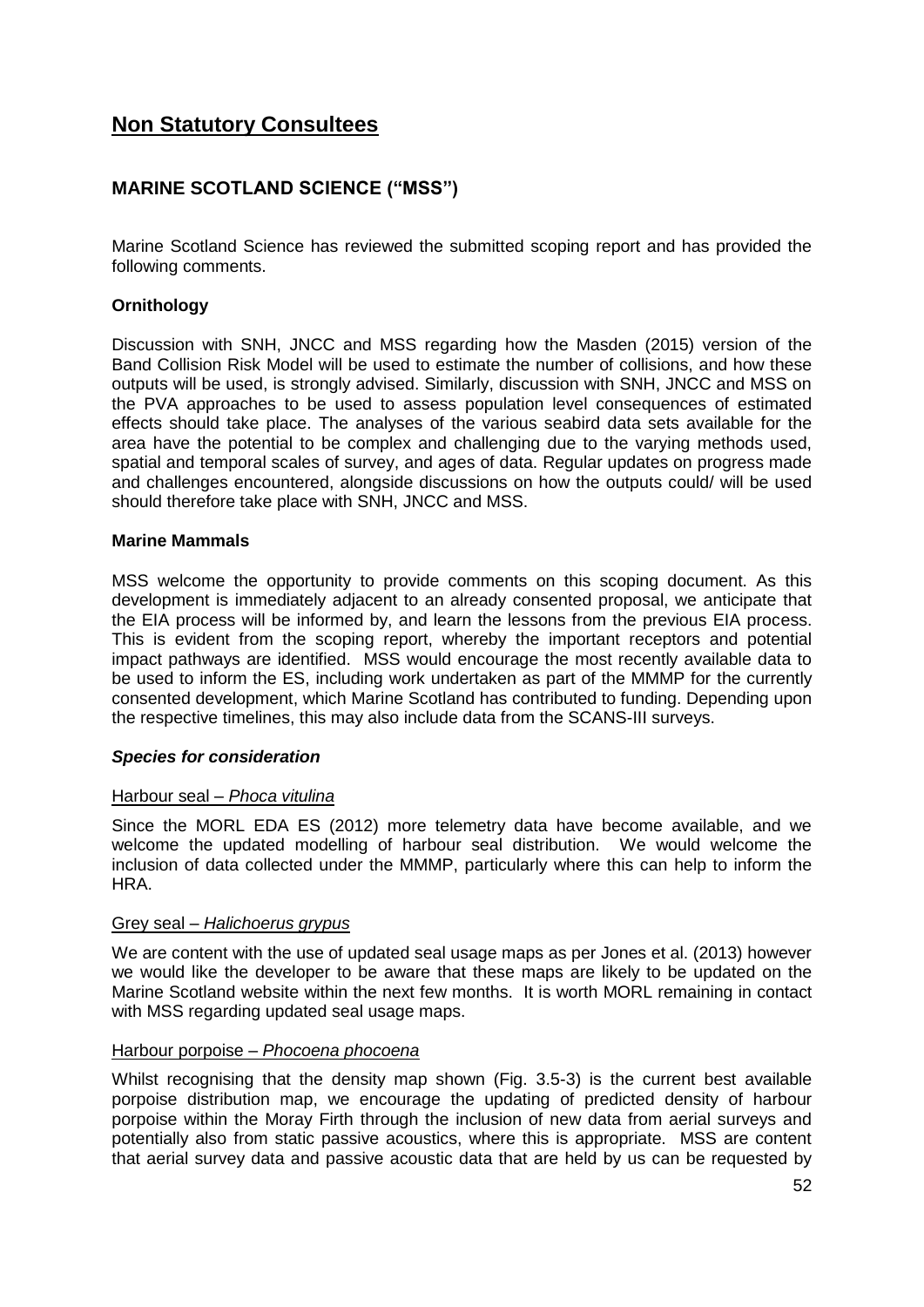## Non Statutory Consultees

### MARINE SCOTLAND SCIENCE ("MSS")

Marine Scotland Science has reviewed the submitted scoping report and has provided the following comments.

**Ornithology**

Discussion with SNH, JNCC and MSS regarding how the Masden (2015) version of the Band Collision Risk Model will be used to estimate the number of collisions, and how these outputs will be used, is strongly advised. Similarly, discussion with SNH, JNCC and MSS on the PVA approaches to be used to assess population level consequences of estimated effects should take place. The analyses of the various seabird data sets available for the area have the potential to be complex and challenging due to the varying methods used, spatial and temporal scales of survey, and ages of data. Regular updates on progress made and challenges encountered, alongside discussions on how the outputs could/ will be used should therefore take place with SNH, JNCC and MSS.

**Marine Mammals**

MSS welcome the opportunity to provide comments on this scoping document. As this development is immediately adjacent to an already consented proposal, we anticipate that the EIA process will be informed by, and learn the lessons from the previous EIA process. This is evident from the scoping report, whereby the important receptors and potential impact pathways are identified. MSS would encourage the most recently available data to be used to inform the ES, including work undertaken as part of the MMMP for the currently consented development, which Marine Scotland has contributed to funding. Depending upon the respective timelines, this may also include data from the SCANS-III surveys.

***Species for consideration***

Harbour seal – *Phoca vitulina*

Since the MORL EDA ES (2012) more telemetry data have become available, and we welcome the updated modelling of harbour seal distribution. We would welcome the inclusion of data collected under the MMMP, particularly where this can help to inform the HRA.

Grey seal – *Halichoerus grypus*

We are content with the use of updated seal usage maps as per Jones et al. (2013) however we would like the developer to be aware that these maps are likely to be updated on the Marine Scotland website within the next few months. It is worth MORL remaining in contact with MSS regarding updated seal usage maps.

Harbour porpoise – *Phocoena phocoena*

Whilst recognising that the density map shown (Fig. 3.5-3) is the current best available porpoise distribution map, we encourage the updating of predicted density of harbour porpoise within the Moray Firth through the inclusion of new data from aerial surveys and potentially also from static passive acoustics, where this is appropriate. MSS are content that aerial survey data and passive acoustic data that are held by us can be requested by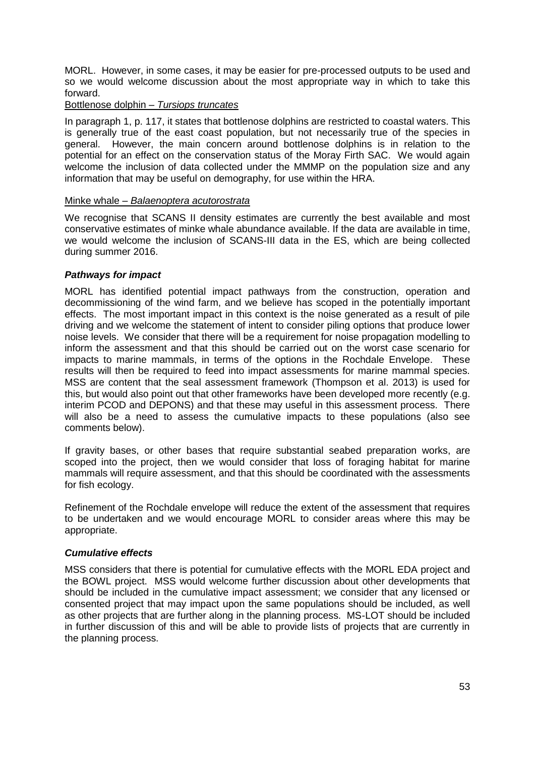MORL. However, in some cases, it may be easier for pre-processed outputs to be used and so we would welcome discussion about the most appropriate way in which to take this forward.

Bottlenose dolphin – *Tursiops truncates*

In paragraph 1, p. 117, it states that bottlenose dolphins are restricted to coastal waters. This is generally true of the east coast population, but not necessarily true of the species in general. However, the main concern around bottlenose dolphins is in relation to the potential for an effect on the conservation status of the Moray Firth SAC. We would again welcome the inclusion of data collected under the MMMP on the population size and any information that may be useful on demography, for use within the HRA.

Minke whale – *Balaenoptera acutorostrata*

We recognise that SCANS II density estimates are currently the best available and most conservative estimates of minke whale abundance available. If the data are available in time, we would welcome the inclusion of SCANS-III data in the ES, which are being collected during summer 2016.

***Pathways for impact***

MORL has identified potential impact pathways from the construction, operation and decommissioning of the wind farm, and we believe has scoped in the potentially important effects. The most important impact in this context is the noise generated as a result of pile driving and we welcome the statement of intent to consider piling options that produce lower noise levels. We consider that there will be a requirement for noise propagation modelling to inform the assessment and that this should be carried out on the worst case scenario for impacts to marine mammals, in terms of the options in the Rochdale Envelope. These results will then be required to feed into impact assessments for marine mammal species. MSS are content that the seal assessment framework (Thompson et al. 2013) is used for this, but would also point out that other frameworks have been developed more recently (e.g. interim PCOD and DEPONS) and that these may useful in this assessment process. There will also be a need to assess the cumulative impacts to these populations (also see comments below).

If gravity bases, or other bases that require substantial seabed preparation works, are scoped into the project, then we would consider that loss of foraging habitat for marine mammals will require assessment, and that this should be coordinated with the assessments for fish ecology.

Refinement of the Rochdale envelope will reduce the extent of the assessment that requires to be undertaken and we would encourage MORL to consider areas where this may be appropriate.

***Cumulative effects***

MSS considers that there is potential for cumulative effects with the MORL EDA project and the BOWL project. MSS would welcome further discussion about other developments that should be included in the cumulative impact assessment; we consider that any licensed or consented project that may impact upon the same populations should be included, as well as other projects that are further along in the planning process. MS-LOT should be included in further discussion of this and will be able to provide lists of projects that are currently in the planning process.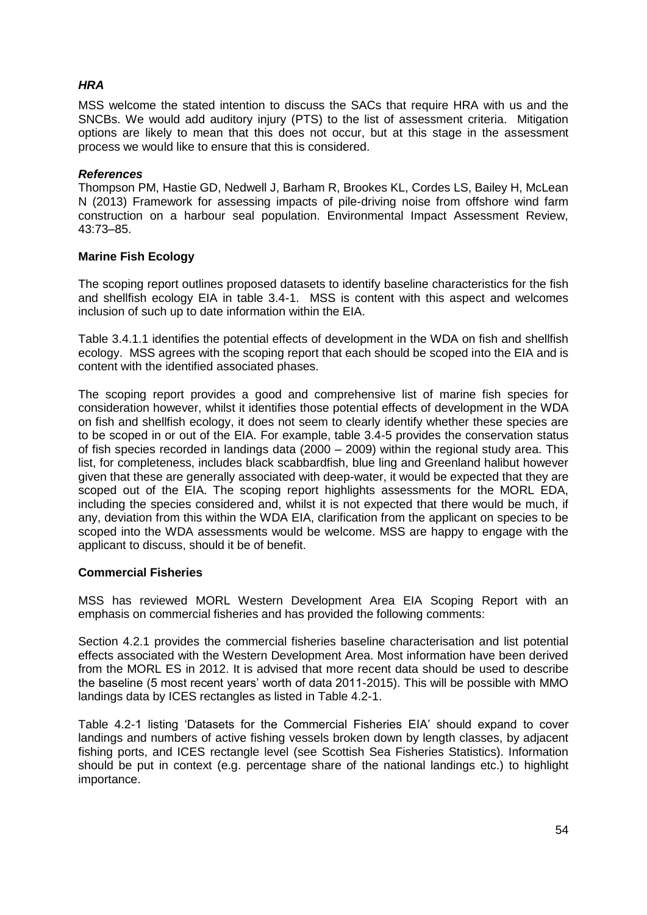### *HRA*

MSS welcome the stated intention to discuss the SACs that require HRA with us and the SNCBs. We would add auditory injury (PTS) to the list of assessment criteria. Mitigation options are likely to mean that this does not occur, but at this stage in the assessment process we would like to ensure that this is considered.

### *References*

Thompson PM, Hastie GD, Nedwell J, Barham R, Brookes KL, Cordes LS, Bailey H, McLean N (2013) Framework for assessing impacts of pile-driving noise from offshore wind farm construction on a harbour seal population. Environmental Impact Assessment Review, 43:73–85.

## **Marine Fish Ecology**

The scoping report outlines proposed datasets to identify baseline characteristics for the fish and shellfish ecology EIA in table 3.4-1. MSS is content with this aspect and welcomes inclusion of such up to date information within the EIA.

Table 3.4.1.1 identifies the potential effects of development in the WDA on fish and shellfish ecology. MSS agrees with the scoping report that each should be scoped into the EIA and is content with the identified associated phases.

The scoping report provides a good and comprehensive list of marine fish species for consideration however, whilst it identifies those potential effects of development in the WDA on fish and shellfish ecology, it does not seem to clearly identify whether these species are to be scoped in or out of the EIA. For example, table 3.4-5 provides the conservation status of fish species recorded in landings data (2000 – 2009) within the regional study area. This list, for completeness, includes black scabbardfish, blue ling and Greenland halibut however given that these are generally associated with deep-water, it would be expected that they are scoped out of the EIA. The scoping report highlights assessments for the MORL EDA, including the species considered and, whilst it is not expected that there would be much, if any, deviation from this within the WDA EIA, clarification from the applicant on species to be scoped into the WDA assessments would be welcome. MSS are happy to engage with the applicant to discuss, should it be of benefit.

## **Commercial Fisheries**

MSS has reviewed MORL Western Development Area EIA Scoping Report with an emphasis on commercial fisheries and has provided the following comments:

Section 4.2.1 provides the commercial fisheries baseline characterisation and list potential effects associated with the Western Development Area. Most information have been derived from the MORL ES in 2012. It is advised that more recent data should be used to describe the baseline (5 most recent years' worth of data 2011-2015). This will be possible with MMO landings data by ICES rectangles as listed in Table 4.2-1.

Table 4.2-1 listing 'Datasets for the Commercial Fisheries EIA' should expand to cover landings and numbers of active fishing vessels broken down by length classes, by adjacent fishing ports, and ICES rectangle level (see Scottish Sea Fisheries Statistics). Information should be put in context (e.g. percentage share of the national landings etc.) to highlight importance.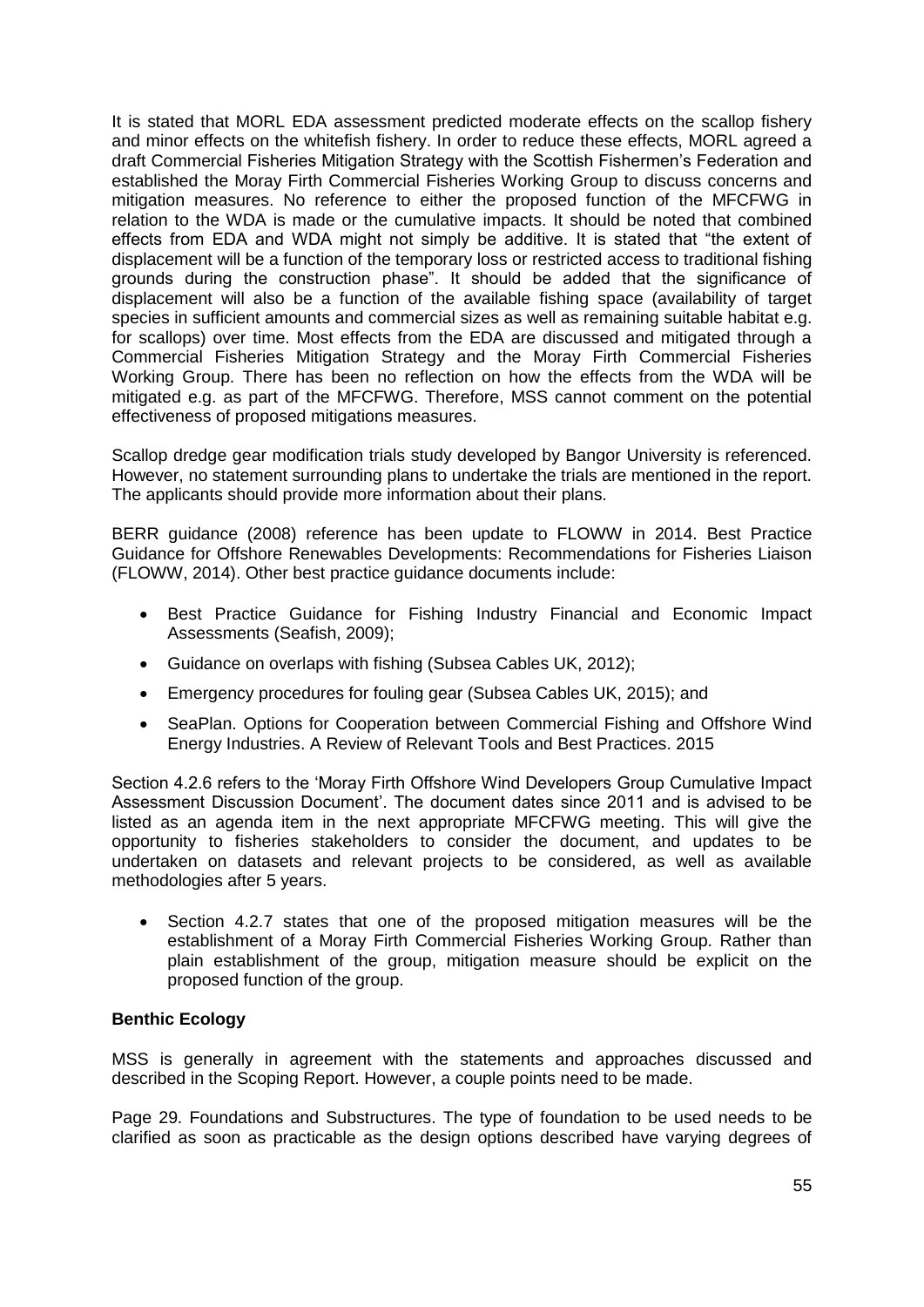It is stated that MORL EDA assessment predicted moderate effects on the scallop fishery and minor effects on the whitefish fishery. In order to reduce these effects, MORL agreed a draft Commercial Fisheries Mitigation Strategy with the Scottish Fishermen's Federation and established the Moray Firth Commercial Fisheries Working Group to discuss concerns and mitigation measures. No reference to either the proposed function of the MFCFWG in relation to the WDA is made or the cumulative impacts. It should be noted that combined effects from EDA and WDA might not simply be additive. It is stated that "the extent of displacement will be a function of the temporary loss or restricted access to traditional fishing grounds during the construction phase". It should be added that the significance of displacement will also be a function of the available fishing space (availability of target species in sufficient amounts and commercial sizes as well as remaining suitable habitat e.g. for scallops) over time. Most effects from the EDA are discussed and mitigated through a Commercial Fisheries Mitigation Strategy and the Moray Firth Commercial Fisheries Working Group. There has been no reflection on how the effects from the WDA will be mitigated e.g. as part of the MFCFWG. Therefore, MSS cannot comment on the potential effectiveness of proposed mitigations measures.

Scallop dredge gear modification trials study developed by Bangor University is referenced. However, no statement surrounding plans to undertake the trials are mentioned in the report. The applicants should provide more information about their plans.

BERR guidance (2008) reference has been update to FLOWW in 2014. Best Practice Guidance for Offshore Renewables Developments: Recommendations for Fisheries Liaison (FLOWW, 2014). Other best practice guidance documents include:

- Best Practice Guidance for Fishing Industry Financial and Economic Impact Assessments (Seafish, 2009);
- Guidance on overlaps with fishing (Subsea Cables UK, 2012);
- Emergency procedures for fouling gear (Subsea Cables UK, 2015); and
- SeaPlan. Options for Cooperation between Commercial Fishing and Offshore Wind Energy Industries. A Review of Relevant Tools and Best Practices. 2015

Section 4.2.6 refers to the 'Moray Firth Offshore Wind Developers Group Cumulative Impact Assessment Discussion Document'. The document dates since 2011 and is advised to be listed as an agenda item in the next appropriate MFCFWG meeting. This will give the opportunity to fisheries stakeholders to consider the document, and updates to be undertaken on datasets and relevant projects to be considered, as well as available methodologies after 5 years.

- Section 4.2.7 states that one of the proposed mitigation measures will be the establishment of a Moray Firth Commercial Fisheries Working Group. Rather than plain establishment of the group, mitigation measure should be explicit on the proposed function of the group.

**Benthic Ecology**

MSS is generally in agreement with the statements and approaches discussed and described in the Scoping Report. However, a couple points need to be made.

Page 29. Foundations and Substructures. The type of foundation to be used needs to be clarified as soon as practicable as the design options described have varying degrees of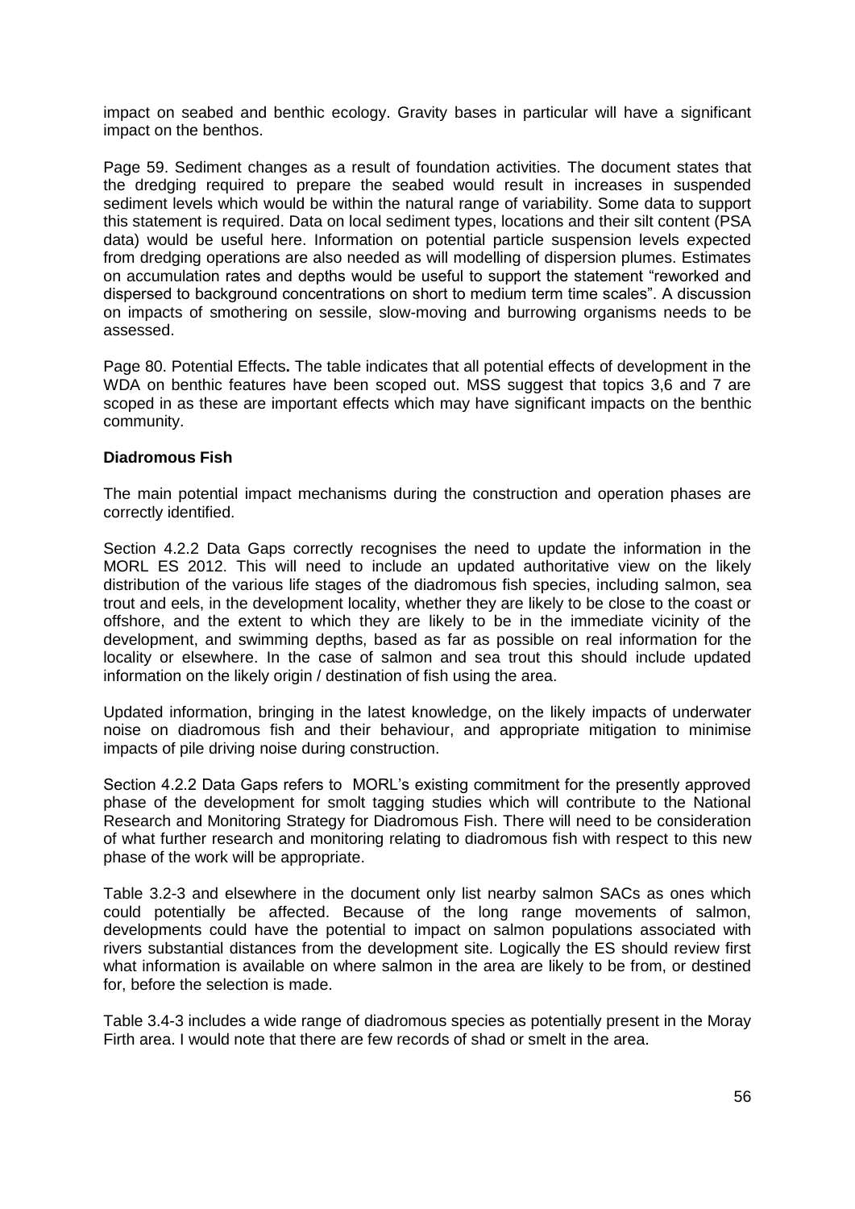impact on seabed and benthic ecology. Gravity bases in particular will have a significant impact on the benthos.

Page 59. Sediment changes as a result of foundation activities. The document states that the dredging required to prepare the seabed would result in increases in suspended sediment levels which would be within the natural range of variability. Some data to support this statement is required. Data on local sediment types, locations and their silt content (PSA data) would be useful here. Information on potential particle suspension levels expected from dredging operations are also needed as will modelling of dispersion plumes. Estimates on accumulation rates and depths would be useful to support the statement "reworked and dispersed to background concentrations on short to medium term time scales". A discussion on impacts of smothering on sessile, slow-moving and burrowing organisms needs to be assessed.

Page 80. Potential Effects**.** The table indicates that all potential effects of development in the WDA on benthic features have been scoped out. MSS suggest that topics 3,6 and 7 are scoped in as these are important effects which may have significant impacts on the benthic community.

**Diadromous Fish**

The main potential impact mechanisms during the construction and operation phases are correctly identified.

Section 4.2.2 Data Gaps correctly recognises the need to update the information in the MORL ES 2012. This will need to include an updated authoritative view on the likely distribution of the various life stages of the diadromous fish species, including salmon, sea trout and eels, in the development locality, whether they are likely to be close to the coast or offshore, and the extent to which they are likely to be in the immediate vicinity of the development, and swimming depths, based as far as possible on real information for the locality or elsewhere. In the case of salmon and sea trout this should include updated information on the likely origin / destination of fish using the area.

Updated information, bringing in the latest knowledge, on the likely impacts of underwater noise on diadromous fish and their behaviour, and appropriate mitigation to minimise impacts of pile driving noise during construction.

Section 4.2.2 Data Gaps refers to MORL's existing commitment for the presently approved phase of the development for smolt tagging studies which will contribute to the National Research and Monitoring Strategy for Diadromous Fish. There will need to be consideration of what further research and monitoring relating to diadromous fish with respect to this new phase of the work will be appropriate.

Table 3.2-3 and elsewhere in the document only list nearby salmon SACs as ones which could potentially be affected. Because of the long range movements of salmon, developments could have the potential to impact on salmon populations associated with rivers substantial distances from the development site. Logically the ES should review first what information is available on where salmon in the area are likely to be from, or destined for, before the selection is made.

Table 3.4-3 includes a wide range of diadromous species as potentially present in the Moray Firth area. I would note that there are few records of shad or smelt in the area.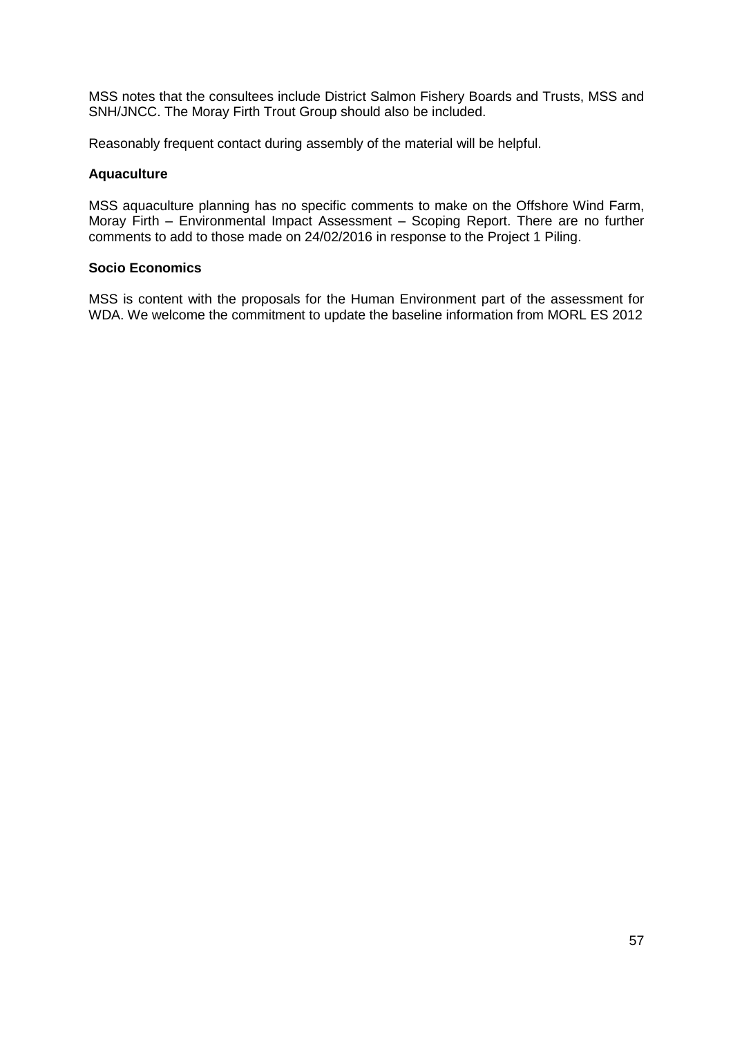MSS notes that the consultees include District Salmon Fishery Boards and Trusts, MSS and SNH/JNCC. The Moray Firth Trout Group should also be included.

Reasonably frequent contact during assembly of the material will be helpful.

**Aquaculture**

MSS aquaculture planning has no specific comments to make on the Offshore Wind Farm, Moray Firth – Environmental Impact Assessment – Scoping Report. There are no further comments to add to those made on 24/02/2016 in response to the Project 1 Piling.

**Socio Economics**

MSS is content with the proposals for the Human Environment part of the assessment for WDA. We welcome the commitment to update the baseline information from MORL ES 2012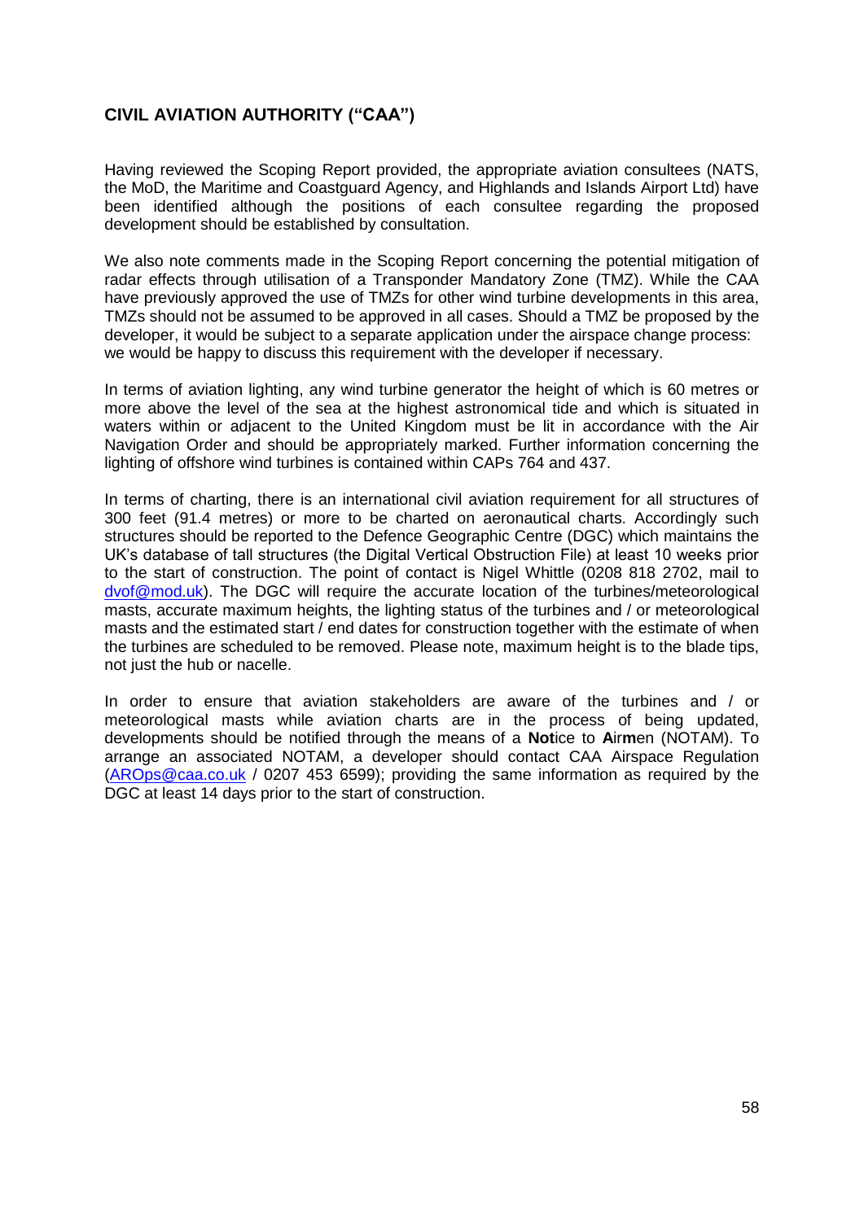## CIVIL AVIATION AUTHORITY ("CAA")

Having reviewed the Scoping Report provided, the appropriate aviation consultees (NATS, the MoD, the Maritime and Coastguard Agency, and Highlands and Islands Airport Ltd) have been identified although the positions of each consultee regarding the proposed development should be established by consultation.

We also note comments made in the Scoping Report concerning the potential mitigation of radar effects through utilisation of a Transponder Mandatory Zone (TMZ). While the CAA have previously approved the use of TMZs for other wind turbine developments in this area, TMZs should not be assumed to be approved in all cases. Should a TMZ be proposed by the developer, it would be subject to a separate application under the airspace change process: we would be happy to discuss this requirement with the developer if necessary.

In terms of aviation lighting, any wind turbine generator the height of which is 60 metres or more above the level of the sea at the highest astronomical tide and which is situated in waters within or adjacent to the United Kingdom must be lit in accordance with the Air Navigation Order and should be appropriately marked. Further information concerning the lighting of offshore wind turbines is contained within CAPs 764 and 437.

In terms of charting, there is an international civil aviation requirement for all structures of 300 feet (91.4 metres) or more to be charted on aeronautical charts. Accordingly such structures should be reported to the Defence Geographic Centre (DGC) which maintains the UK's database of tall structures (the Digital Vertical Obstruction File) at least 10 weeks prior to the start of construction. The point of contact is Nigel Whittle (0208 818 2702, mail to dvof@mod.uk). The DGC will require the accurate location of the turbines/meteorological masts, accurate maximum heights, the lighting status of the turbines and / or meteorological masts and the estimated start / end dates for construction together with the estimate of when the turbines are scheduled to be removed. Please note, maximum height is to the blade tips, not just the hub or nacelle.

In order to ensure that aviation stakeholders are aware of the turbines and / or meteorological masts while aviation charts are in the process of being updated, developments should be notified through the means of a **Not**ice to **A**ir**m**en (NOTAM). To arrange an associated NOTAM, a developer should contact CAA Airspace Regulation (AROps@caa.co.uk / 0207 453 6599); providing the same information as required by the DGC at least 14 days prior to the start of construction.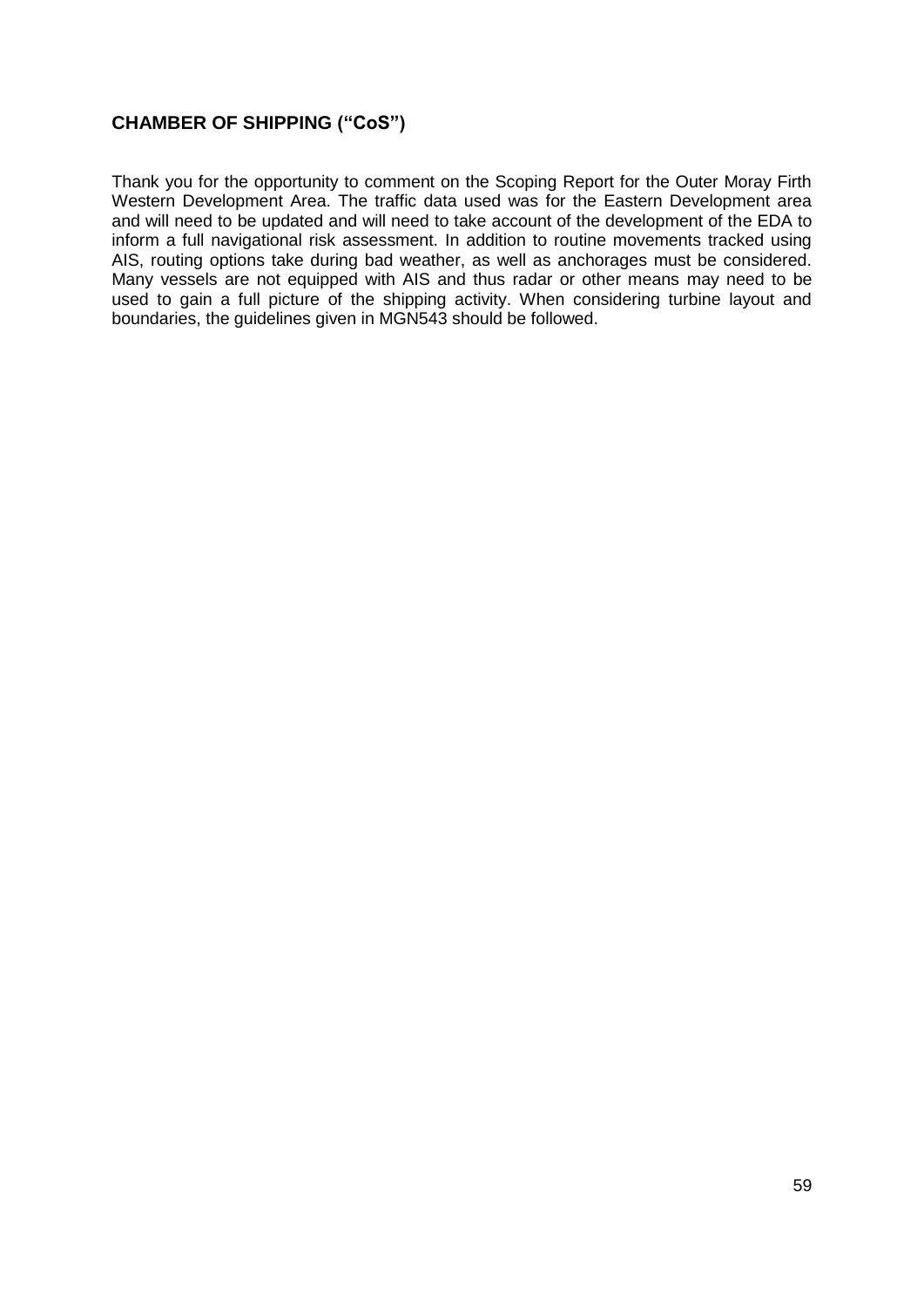## CHAMBER OF SHIPPING ("CoS")

Thank you for the opportunity to comment on the Scoping Report for the Outer Moray Firth Western Development Area. The traffic data used was for the Eastern Development area and will need to be updated and will need to take account of the development of the EDA to inform a full navigational risk assessment. In addition to routine movements tracked using AIS, routing options take during bad weather, as well as anchorages must be considered. Many vessels are not equipped with AIS and thus radar or other means may need to be used to gain a full picture of the shipping activity. When considering turbine layout and boundaries, the guidelines given in MGN543 should be followed.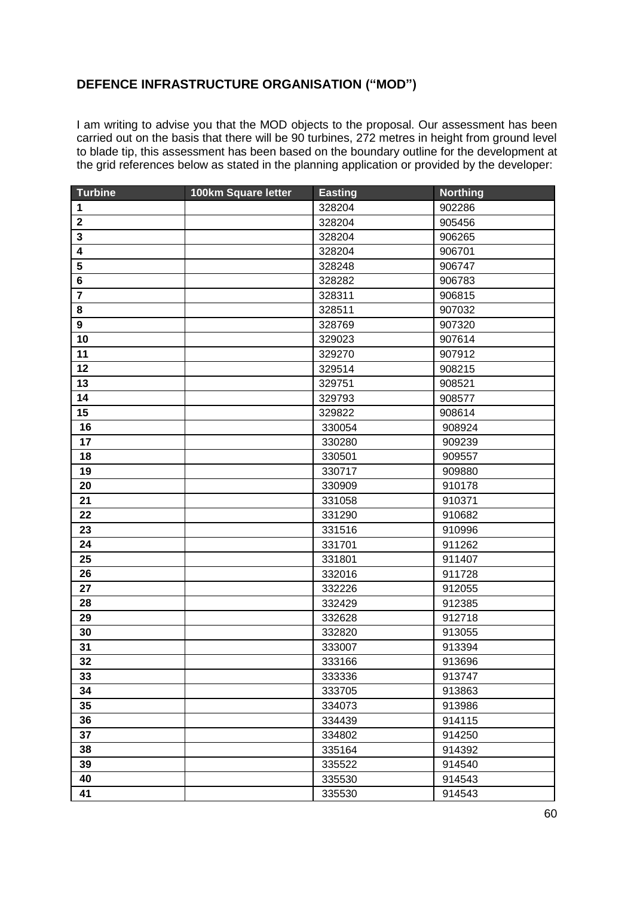**DEFENCE INFRASTRUCTURE ORGANISATION ("MOD")**

I am writing to advise you that the MOD objects to the proposal. Our assessment has been carried out on the basis that there will be 90 turbines, 272 metres in height from ground level to blade tip, this assessment has been based on the boundary outline for the development at the grid references below as stated in the planning application or provided by the developer:

| Turbine | 100km Square letter | Easting | Northing |
|---|---|---|---|
| 1 | | 328204 | 902286 |
| 2 | | 328204 | 905456 |
| 3 | | 328204 | 906265 |
| 4 | | 328204 | 906701 |
| 5 | | 328248 | 906747 |
| 6 | | 328282 | 906783 |
| 7 | | 328311 | 906815 |
| 8 | | 328511 | 907032 |
| 9 | | 328769 | 907320 |
| 10 | | 329023 | 907614 |
| 11 | | 329270 | 907912 |
| 12 | | 329514 | 908215 |
| 13 | | 329751 | 908521 |
| 14 | | 329793 | 908577 |
| 15 | | 329822 | 908614 |
| 16 | | 330054 | 908924 |
| 17 | | 330280 | 909239 |
| 18 | | 330501 | 909557 |
| 19 | | 330717 | 909880 |
| 20 | | 330909 | 910178 |
| 21 | | 331058 | 910371 |
| 22 | | 331290 | 910682 |
| 23 | | 331516 | 910996 |
| 24 | | 331701 | 911262 |
| 25 | | 331801 | 911407 |
| 26 | | 332016 | 911728 |
| 27 | | 332226 | 912055 |
| 28 | | 332429 | 912385 |
| 29 | | 332628 | 912718 |
| 30 | | 332820 | 913055 |
| 31 | | 333007 | 913394 |
| 32 | | 333166 | 913696 |
| 33 | | 333336 | 913747 |
| 34 | | 333705 | 913863 |
| 35 | | 334073 | 913986 |
| 36 | | 334439 | 914115 |
| 37 | | 334802 | 914250 |
| 38 | | 335164 | 914392 |
| 39 | | 335522 | 914540 |
| 40 | | 335530 | 914543 |
| 41 | | 335530 | 914543 |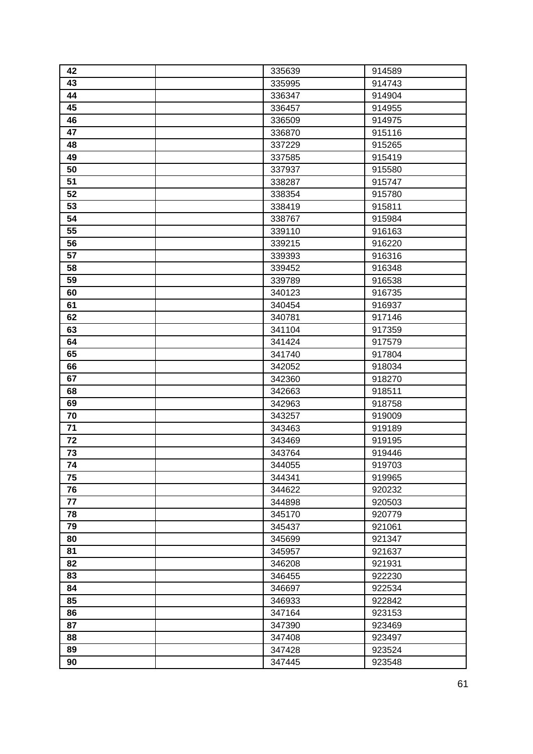| 42 | | 335639 | 914589 |
|---|---|---|---|
| 43 | | 335995 | 914743 |
| 44 | | 336347 | 914904 |
| 45 | | 336457 | 914955 |
| 46 | | 336509 | 914975 |
| 47 | | 336870 | 915116 |
| 48 | | 337229 | 915265 |
| 49 | | 337585 | 915419 |
| 50 | | 337937 | 915580 |
| 51 | | 338287 | 915747 |
| 52 | | 338354 | 915780 |
| 53 | | 338419 | 915811 |
| 54 | | 338767 | 915984 |
| 55 | | 339110 | 916163 |
| 56 | | 339215 | 916220 |
| 57 | | 339393 | 916316 |
| 58 | | 339452 | 916348 |
| 59 | | 339789 | 916538 |
| 60 | | 340123 | 916735 |
| 61 | | 340454 | 916937 |
| 62 | | 340781 | 917146 |
| 63 | | 341104 | 917359 |
| 64 | | 341424 | 917579 |
| 65 | | 341740 | 917804 |
| 66 | | 342052 | 918034 |
| 67 | | 342360 | 918270 |
| 68 | | 342663 | 918511 |
| 69 | | 342963 | 918758 |
| 70 | | 343257 | 919009 |
| 71 | | 343463 | 919189 |
| 72 | | 343469 | 919195 |
| 73 | | 343764 | 919446 |
| 74 | | 344055 | 919703 |
| 75 | | 344341 | 919965 |
| 76 | | 344622 | 920232 |
| 77 | | 344898 | 920503 |
| 78 | | 345170 | 920779 |
| 79 | | 345437 | 921061 |
| 80 | | 345699 | 921347 |
| 81 | | 345957 | 921637 |
| 82 | | 346208 | 921931 |
| 83 | | 346455 | 922230 |
| 84 | | 346697 | 922534 |
| 85 | | 346933 | 922842 |
| 86 | | 347164 | 923153 |
| 87 | | 347390 | 923469 |
| 88 | | 347408 | 923497 |
| 89 | | 347428 | 923524 |
| 90 | | 347445 | 923548 |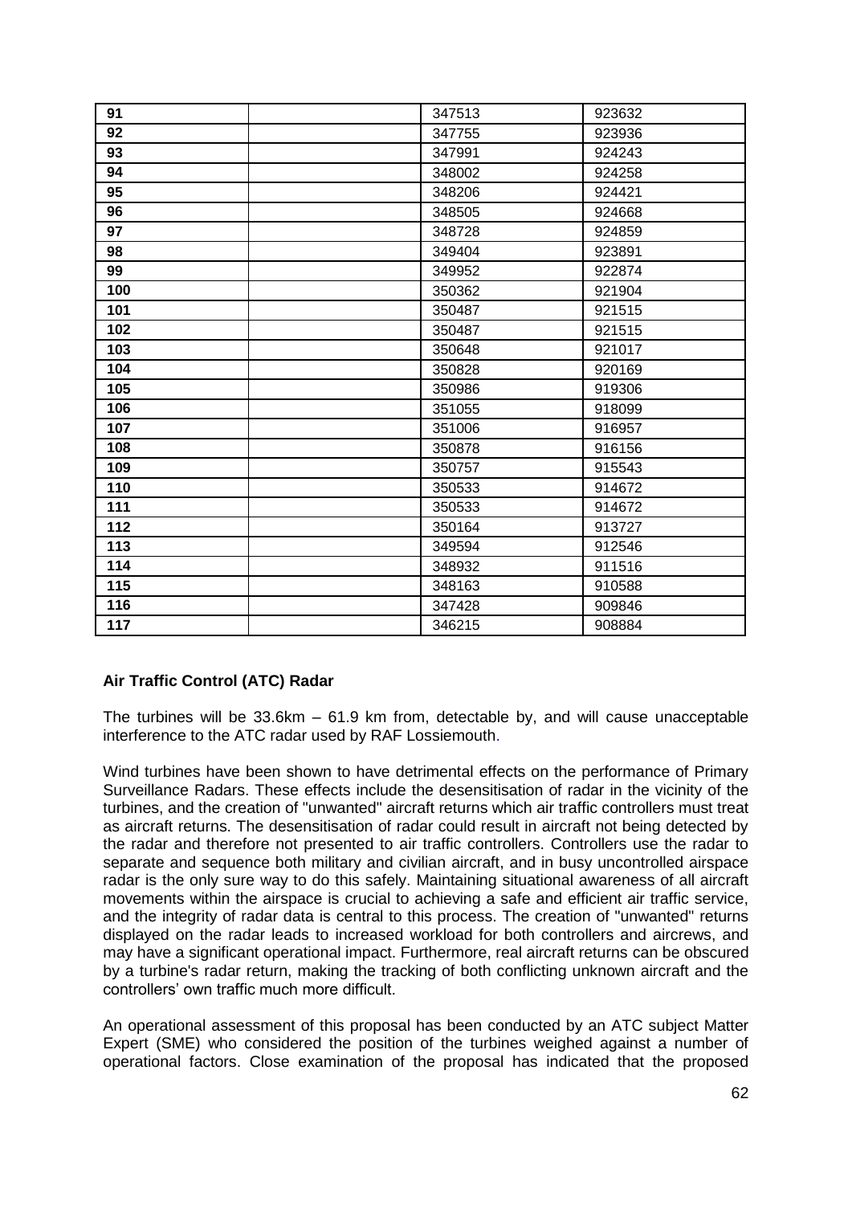| 91 | | 347513 | 923632 |
|---|---|---|---|
| 92 | | 347755 | 923936 |
| 93 | | 347991 | 924243 |
| 94 | | 348002 | 924258 |
| 95 | | 348206 | 924421 |
| 96 | | 348505 | 924668 |
| 97 | | 348728 | 924859 |
| 98 | | 349404 | 923891 |
| 99 | | 349952 | 922874 |
| 100 | | 350362 | 921904 |
| 101 | | 350487 | 921515 |
| 102 | | 350487 | 921515 |
| 103 | | 350648 | 921017 |
| 104 | | 350828 | 920169 |
| 105 | | 350986 | 919306 |
| 106 | | 351055 | 918099 |
| 107 | | 351006 | 916957 |
| 108 | | 350878 | 916156 |
| 109 | | 350757 | 915543 |
| 110 | | 350533 | 914672 |
| 111 | | 350533 | 914672 |
| 112 | | 350164 | 913727 |
| 113 | | 349594 | 912546 |
| 114 | | 348932 | 911516 |
| 115 | | 348163 | 910588 |
| 116 | | 347428 | 909846 |
| 117 | | 346215 | 908884 |

**Air Traffic Control (ATC) Radar**

The turbines will be 33.6km – 61.9 km from, detectable by, and will cause unacceptable interference to the ATC radar used by RAF Lossiemouth.

Wind turbines have been shown to have detrimental effects on the performance of Primary Surveillance Radars. These effects include the desensitisation of radar in the vicinity of the turbines, and the creation of "unwanted" aircraft returns which air traffic controllers must treat as aircraft returns. The desensitisation of radar could result in aircraft not being detected by the radar and therefore not presented to air traffic controllers. Controllers use the radar to separate and sequence both military and civilian aircraft, and in busy uncontrolled airspace radar is the only sure way to do this safely. Maintaining situational awareness of all aircraft movements within the airspace is crucial to achieving a safe and efficient air traffic service, and the integrity of radar data is central to this process. The creation of "unwanted" returns displayed on the radar leads to increased workload for both controllers and aircrews, and may have a significant operational impact. Furthermore, real aircraft returns can be obscured by a turbine's radar return, making the tracking of both conflicting unknown aircraft and the controllers' own traffic much more difficult.

An operational assessment of this proposal has been conducted by an ATC subject Matter Expert (SME) who considered the position of the turbines weighed against a number of operational factors. Close examination of the proposal has indicated that the proposed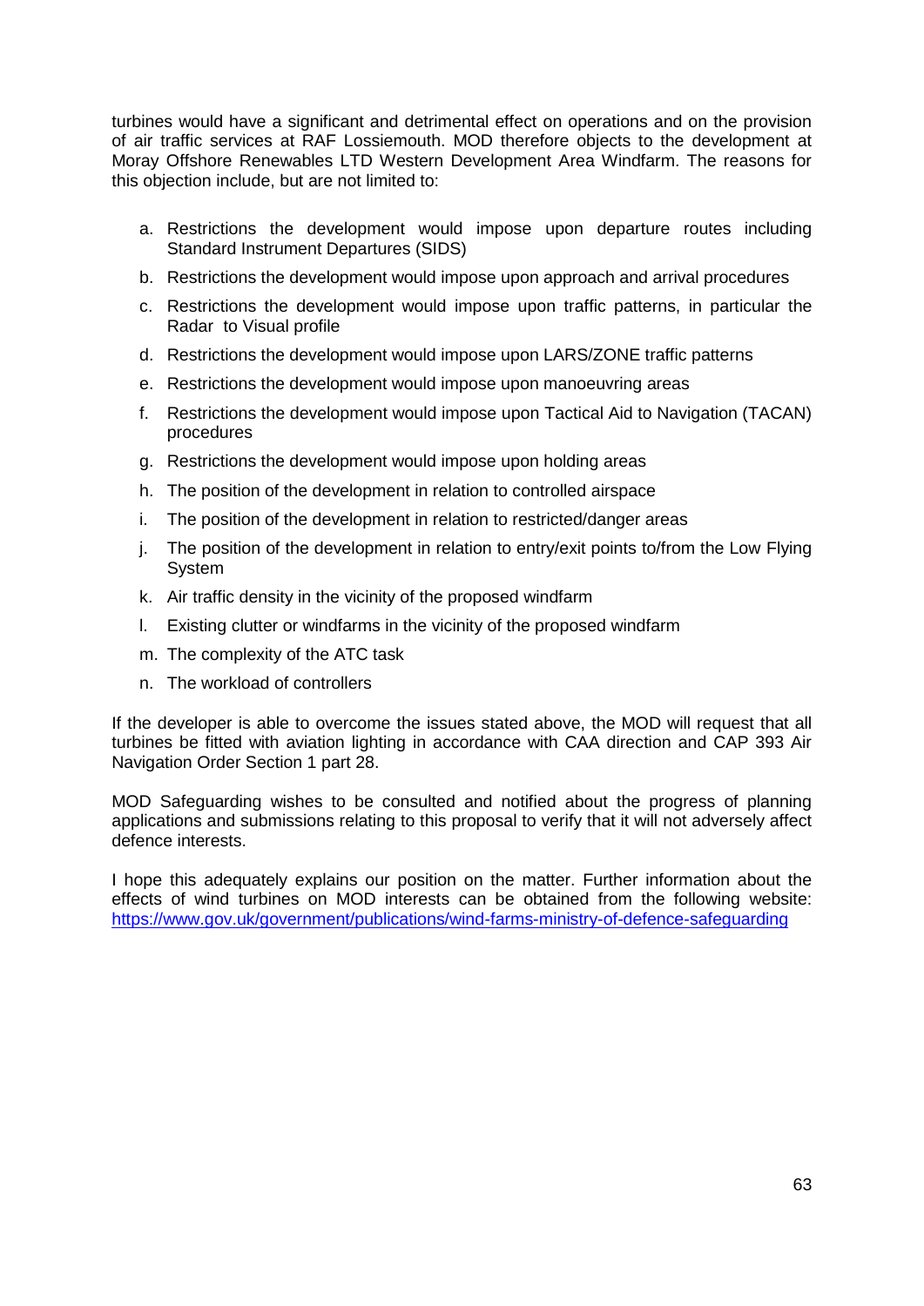turbines would have a significant and detrimental effect on operations and on the provision of air traffic services at RAF Lossiemouth. MOD therefore objects to the development at Moray Offshore Renewables LTD Western Development Area Windfarm. The reasons for this objection include, but are not limited to:

a. Restrictions the development would impose upon departure routes including Standard Instrument Departures (SIDS)
b. Restrictions the development would impose upon approach and arrival procedures
c. Restrictions the development would impose upon traffic patterns, in particular the Radar to Visual profile
d. Restrictions the development would impose upon LARS/ZONE traffic patterns
e. Restrictions the development would impose upon manoeuvring areas
f. Restrictions the development would impose upon Tactical Aid to Navigation (TACAN) procedures
g. Restrictions the development would impose upon holding areas
h. The position of the development in relation to controlled airspace
i. The position of the development in relation to restricted/danger areas
j. The position of the development in relation to entry/exit points to/from the Low Flying System
k. Air traffic density in the vicinity of the proposed windfarm
l. Existing clutter or windfarms in the vicinity of the proposed windfarm
m. The complexity of the ATC task
n. The workload of controllers

If the developer is able to overcome the issues stated above, the MOD will request that all turbines be fitted with aviation lighting in accordance with CAA direction and CAP 393 Air Navigation Order Section 1 part 28.

MOD Safeguarding wishes to be consulted and notified about the progress of planning applications and submissions relating to this proposal to verify that it will not adversely affect defence interests.

I hope this adequately explains our position on the matter. Further information about the effects of wind turbines on MOD interests can be obtained from the following website: https://www.gov.uk/government/publications/wind-farms-ministry-of-defence-safeguarding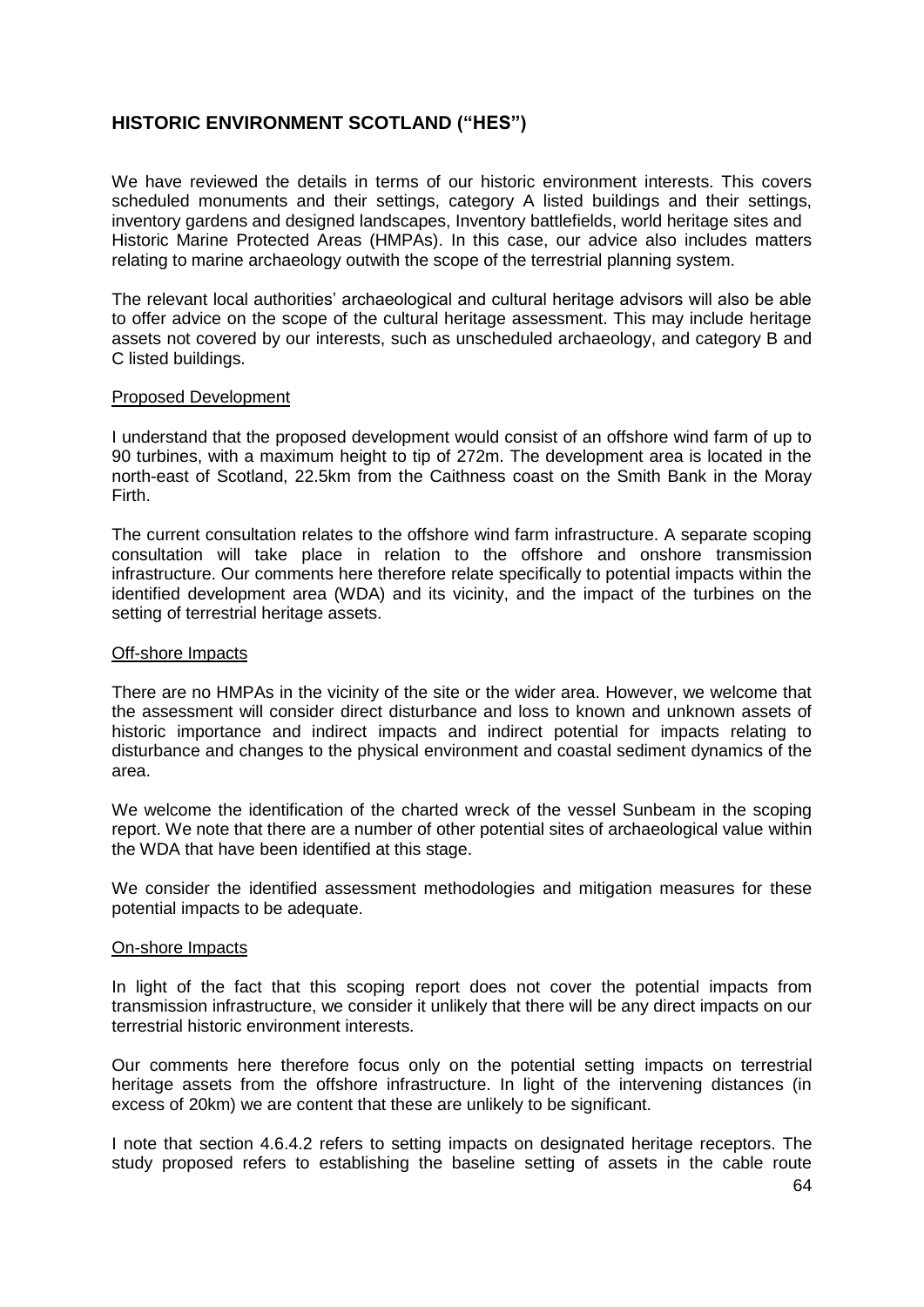## HISTORIC ENVIRONMENT SCOTLAND ("HES")

We have reviewed the details in terms of our historic environment interests. This covers scheduled monuments and their settings, category A listed buildings and their settings, inventory gardens and designed landscapes, Inventory battlefields, world heritage sites and Historic Marine Protected Areas (HMPAs). In this case, our advice also includes matters relating to marine archaeology outwith the scope of the terrestrial planning system.

The relevant local authorities' archaeological and cultural heritage advisors will also be able to offer advice on the scope of the cultural heritage assessment. This may include heritage assets not covered by our interests, such as unscheduled archaeology, and category B and C listed buildings.

### Proposed Development

I understand that the proposed development would consist of an offshore wind farm of up to 90 turbines, with a maximum height to tip of 272m. The development area is located in the north-east of Scotland, 22.5km from the Caithness coast on the Smith Bank in the Moray Firth.

The current consultation relates to the offshore wind farm infrastructure. A separate scoping consultation will take place in relation to the offshore and onshore transmission infrastructure. Our comments here therefore relate specifically to potential impacts within the identified development area (WDA) and its vicinity, and the impact of the turbines on the setting of terrestrial heritage assets.

### Off-shore Impacts

There are no HMPAs in the vicinity of the site or the wider area. However, we welcome that the assessment will consider direct disturbance and loss to known and unknown assets of historic importance and indirect impacts and indirect potential for impacts relating to disturbance and changes to the physical environment and coastal sediment dynamics of the area.

We welcome the identification of the charted wreck of the vessel Sunbeam in the scoping report. We note that there are a number of other potential sites of archaeological value within the WDA that have been identified at this stage.

We consider the identified assessment methodologies and mitigation measures for these potential impacts to be adequate.

### On-shore Impacts

In light of the fact that this scoping report does not cover the potential impacts from transmission infrastructure, we consider it unlikely that there will be any direct impacts on our terrestrial historic environment interests.

Our comments here therefore focus only on the potential setting impacts on terrestrial heritage assets from the offshore infrastructure. In light of the intervening distances (in excess of 20km) we are content that these are unlikely to be significant.

I note that section 4.6.4.2 refers to setting impacts on designated heritage receptors. The study proposed refers to establishing the baseline setting of assets in the cable route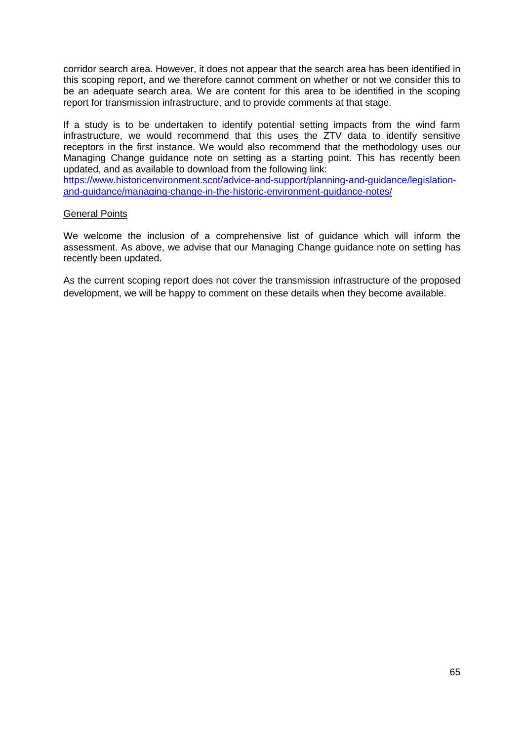corridor search area. However, it does not appear that the search area has been identified in this scoping report, and we therefore cannot comment on whether or not we consider this to be an adequate search area. We are content for this area to be identified in the scoping report for transmission infrastructure, and to provide comments at that stage.

If a study is to be undertaken to identify potential setting impacts from the wind farm infrastructure, we would recommend that this uses the ZTV data to identify sensitive receptors in the first instance. We would also recommend that the methodology uses our Managing Change guidance note on setting as a starting point. This has recently been updated, and as available to download from the following link:
https://www.historicenvironment.scot/advice-and-support/planning-and-guidance/legislation-and-guidance/managing-change-in-the-historic-environment-guidance-notes/

General Points

We welcome the inclusion of a comprehensive list of guidance which will inform the assessment. As above, we advise that our Managing Change guidance note on setting has recently been updated.

As the current scoping report does not cover the transmission infrastructure of the proposed development, we will be happy to comment on these details when they become available.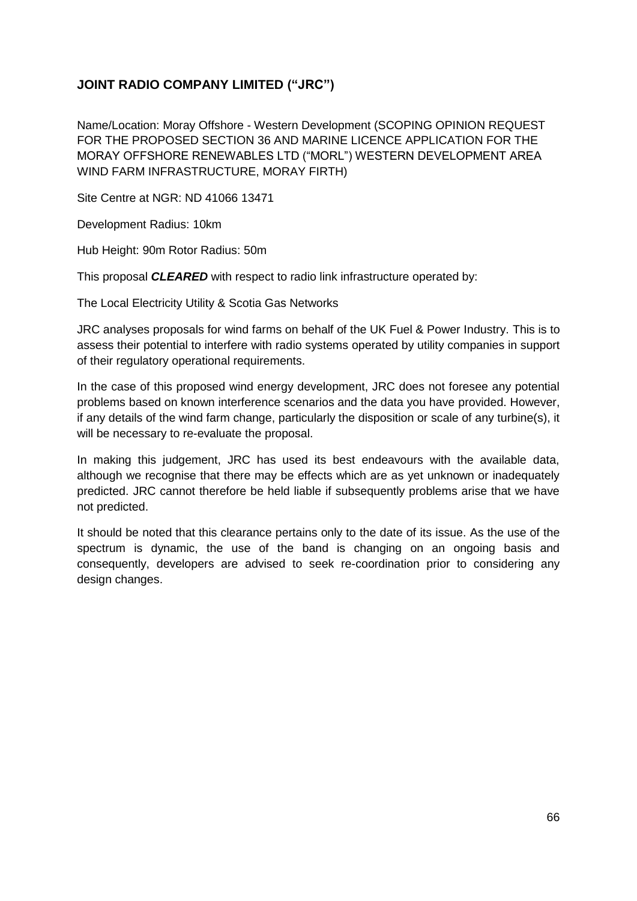## JOINT RADIO COMPANY LIMITED ("JRC")

Name/Location: Moray Offshore - Western Development (SCOPING OPINION REQUEST FOR THE PROPOSED SECTION 36 AND MARINE LICENCE APPLICATION FOR THE MORAY OFFSHORE RENEWABLES LTD ("MORL") WESTERN DEVELOPMENT AREA WIND FARM INFRASTRUCTURE, MORAY FIRTH)

Site Centre at NGR: ND 41066 13471

Development Radius: 10km

Hub Height: 90m Rotor Radius: 50m

This proposal ***CLEARED*** with respect to radio link infrastructure operated by:

The Local Electricity Utility & Scotia Gas Networks

JRC analyses proposals for wind farms on behalf of the UK Fuel & Power Industry. This is to assess their potential to interfere with radio systems operated by utility companies in support of their regulatory operational requirements.

In the case of this proposed wind energy development, JRC does not foresee any potential problems based on known interference scenarios and the data you have provided. However, if any details of the wind farm change, particularly the disposition or scale of any turbine(s), it will be necessary to re-evaluate the proposal.

In making this judgement, JRC has used its best endeavours with the available data, although we recognise that there may be effects which are as yet unknown or inadequately predicted. JRC cannot therefore be held liable if subsequently problems arise that we have not predicted.

It should be noted that this clearance pertains only to the date of its issue. As the use of the spectrum is dynamic, the use of the band is changing on an ongoing basis and consequently, developers are advised to seek re-coordination prior to considering any design changes.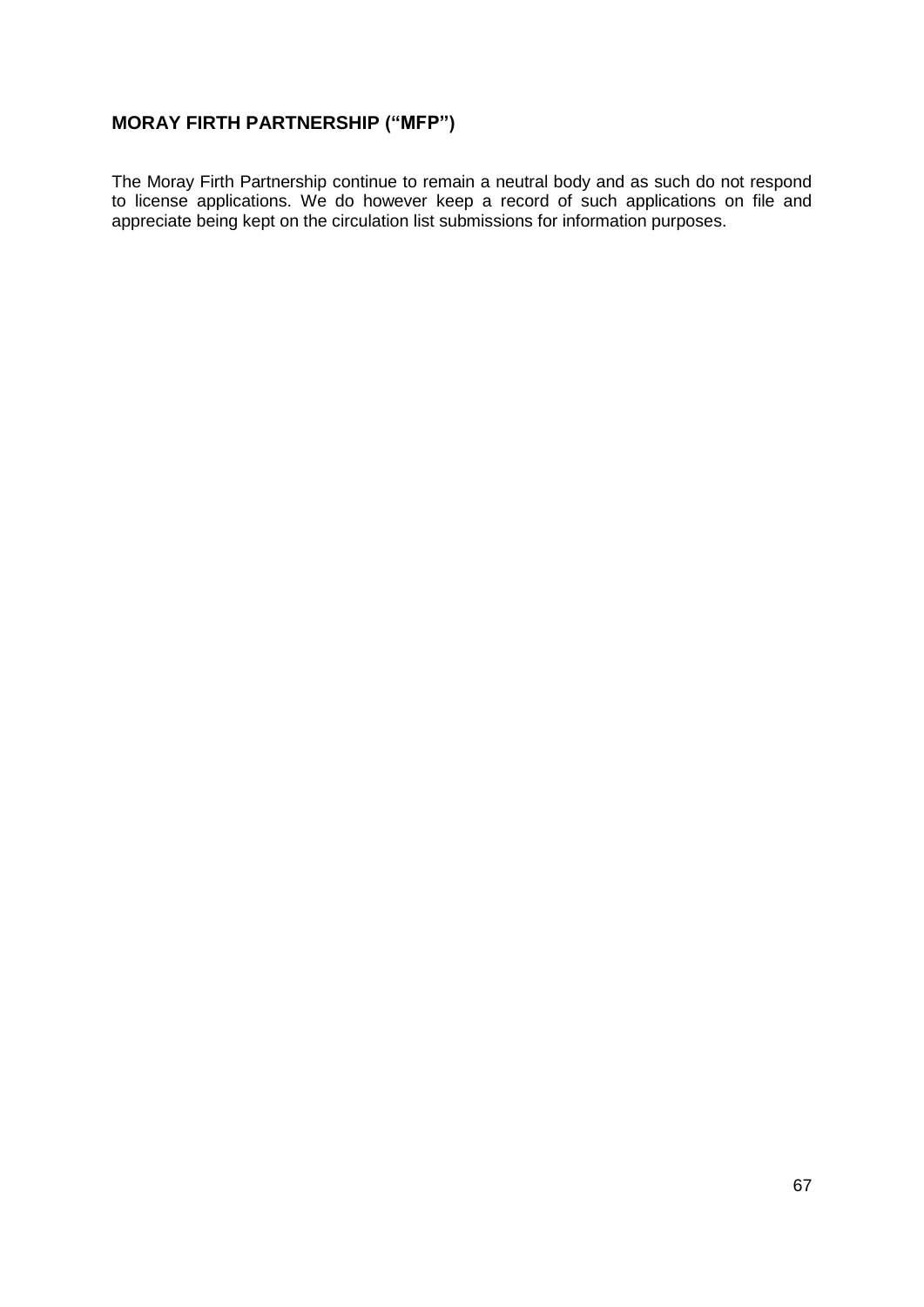## MORAY FIRTH PARTNERSHIP ("MFP")

The Moray Firth Partnership continue to remain a neutral body and as such do not respond to license applications. We do however keep a record of such applications on file and appreciate being kept on the circulation list submissions for information purposes.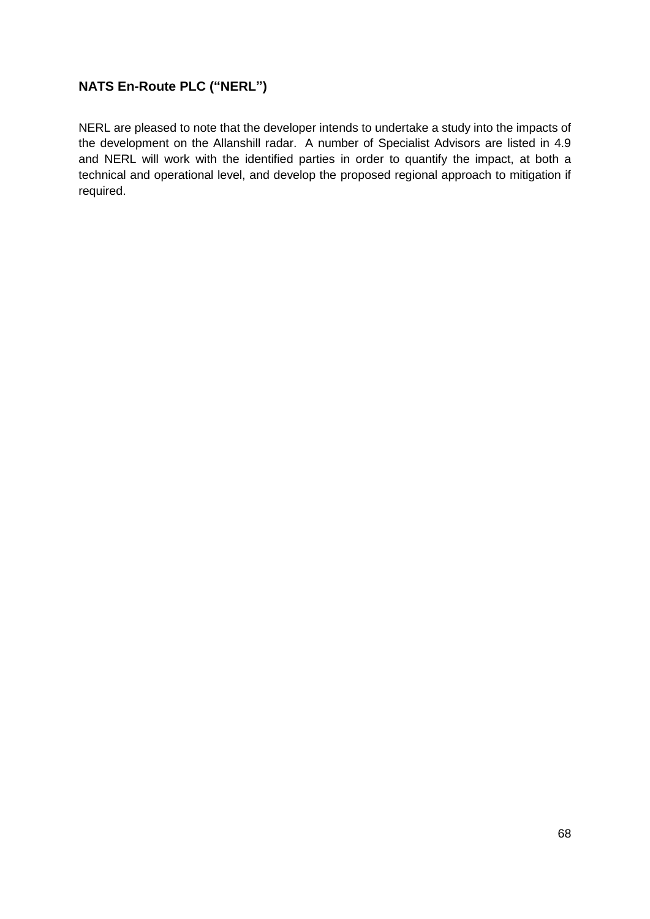**NATS En-Route PLC ("NERL")**

NERL are pleased to note that the developer intends to undertake a study into the impacts of the development on the Allanshill radar. A number of Specialist Advisors are listed in 4.9 and NERL will work with the identified parties in order to quantify the impact, at both a technical and operational level, and develop the proposed regional approach to mitigation if required.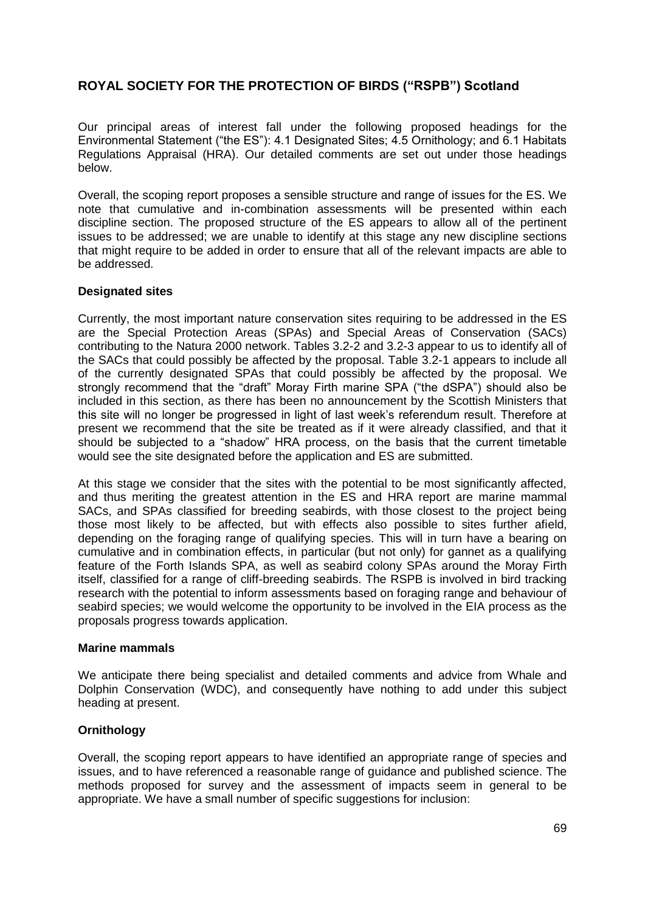## ROYAL SOCIETY FOR THE PROTECTION OF BIRDS ("RSPB") Scotland

Our principal areas of interest fall under the following proposed headings for the Environmental Statement ("the ES"): 4.1 Designated Sites; 4.5 Ornithology; and 6.1 Habitats Regulations Appraisal (HRA). Our detailed comments are set out under those headings below.

Overall, the scoping report proposes a sensible structure and range of issues for the ES. We note that cumulative and in-combination assessments will be presented within each discipline section. The proposed structure of the ES appears to allow all of the pertinent issues to be addressed; we are unable to identify at this stage any new discipline sections that might require to be added in order to ensure that all of the relevant impacts are able to be addressed.

### Designated sites

Currently, the most important nature conservation sites requiring to be addressed in the ES are the Special Protection Areas (SPAs) and Special Areas of Conservation (SACs) contributing to the Natura 2000 network. Tables 3.2-2 and 3.2-3 appear to us to identify all of the SACs that could possibly be affected by the proposal. Table 3.2-1 appears to include all of the currently designated SPAs that could possibly be affected by the proposal. We strongly recommend that the "draft" Moray Firth marine SPA ("the dSPA") should also be included in this section, as there has been no announcement by the Scottish Ministers that this site will no longer be progressed in light of last week's referendum result. Therefore at present we recommend that the site be treated as if it were already classified, and that it should be subjected to a "shadow" HRA process, on the basis that the current timetable would see the site designated before the application and ES are submitted.

At this stage we consider that the sites with the potential to be most significantly affected, and thus meriting the greatest attention in the ES and HRA report are marine mammal SACs, and SPAs classified for breeding seabirds, with those closest to the project being those most likely to be affected, but with effects also possible to sites further afield, depending on the foraging range of qualifying species. This will in turn have a bearing on cumulative and in combination effects, in particular (but not only) for gannet as a qualifying feature of the Forth Islands SPA, as well as seabird colony SPAs around the Moray Firth itself, classified for a range of cliff-breeding seabirds. The RSPB is involved in bird tracking research with the potential to inform assessments based on foraging range and behaviour of seabird species; we would welcome the opportunity to be involved in the EIA process as the proposals progress towards application.

### Marine mammals

We anticipate there being specialist and detailed comments and advice from Whale and Dolphin Conservation (WDC), and consequently have nothing to add under this subject heading at present.

### Ornithology

Overall, the scoping report appears to have identified an appropriate range of species and issues, and to have referenced a reasonable range of guidance and published science. The methods proposed for survey and the assessment of impacts seem in general to be appropriate. We have a small number of specific suggestions for inclusion: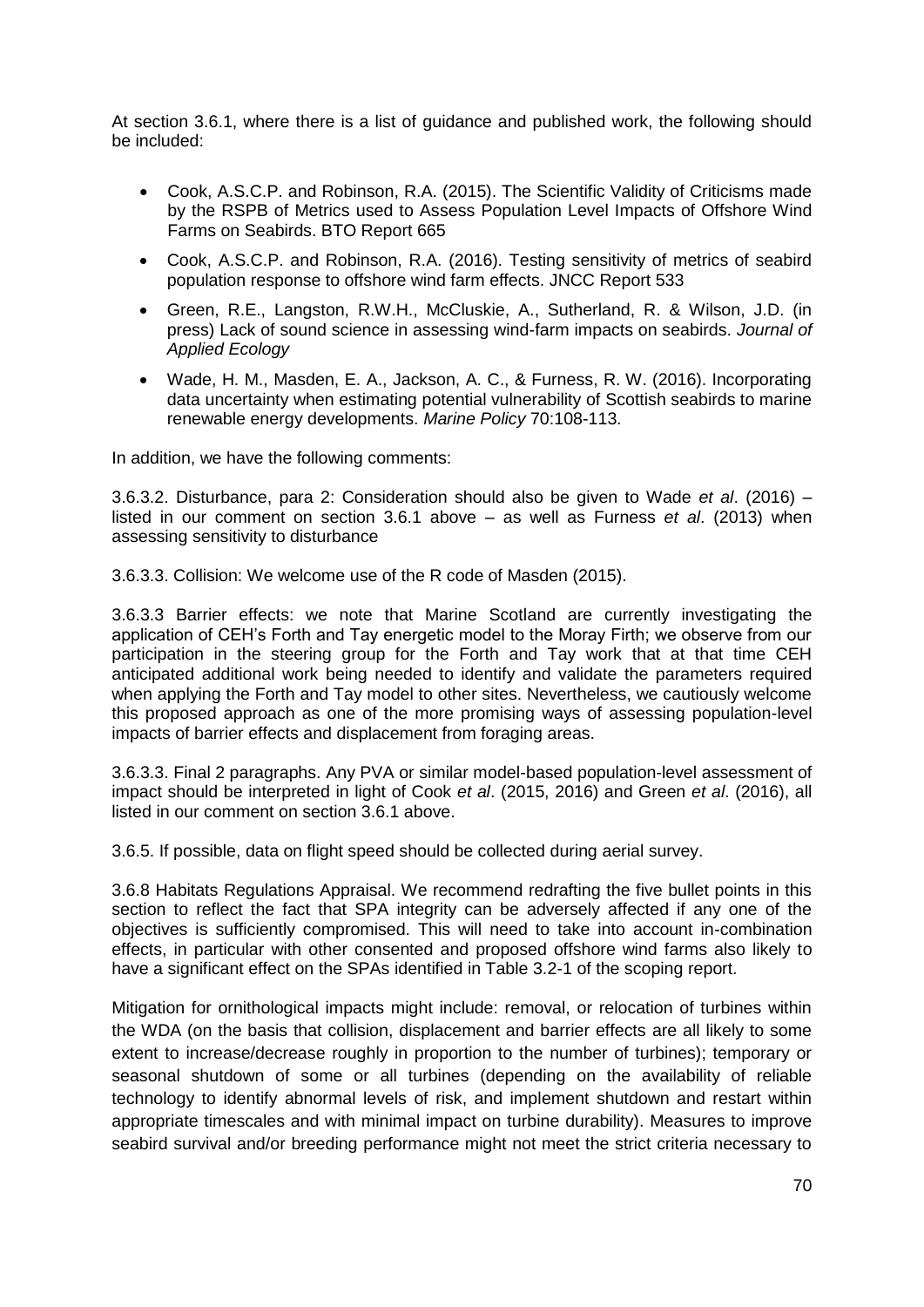At section 3.6.1, where there is a list of guidance and published work, the following should be included:

- Cook, A.S.C.P. and Robinson, R.A. (2015). The Scientific Validity of Criticisms made by the RSPB of Metrics used to Assess Population Level Impacts of Offshore Wind Farms on Seabirds. BTO Report 665
- Cook, A.S.C.P. and Robinson, R.A. (2016). Testing sensitivity of metrics of seabird population response to offshore wind farm effects. JNCC Report 533
- Green, R.E., Langston, R.W.H., McCluskie, A., Sutherland, R. & Wilson, J.D. (in press) Lack of sound science in assessing wind-farm impacts on seabirds. *Journal of Applied Ecology*
- Wade, H. M., Masden, E. A., Jackson, A. C., & Furness, R. W. (2016). Incorporating data uncertainty when estimating potential vulnerability of Scottish seabirds to marine renewable energy developments. *Marine Policy* 70:108-113.

In addition, we have the following comments:

3.6.3.2. Disturbance, para 2: Consideration should also be given to Wade *et al*. (2016) – listed in our comment on section 3.6.1 above – as well as Furness *et al*. (2013) when assessing sensitivity to disturbance

3.6.3.3. Collision: We welcome use of the R code of Masden (2015).

3.6.3.3 Barrier effects: we note that Marine Scotland are currently investigating the application of CEH's Forth and Tay energetic model to the Moray Firth; we observe from our participation in the steering group for the Forth and Tay work that at that time CEH anticipated additional work being needed to identify and validate the parameters required when applying the Forth and Tay model to other sites. Nevertheless, we cautiously welcome this proposed approach as one of the more promising ways of assessing population-level impacts of barrier effects and displacement from foraging areas.

3.6.3.3. Final 2 paragraphs. Any PVA or similar model-based population-level assessment of impact should be interpreted in light of Cook *et al*. (2015, 2016) and Green *et al*. (2016), all listed in our comment on section 3.6.1 above.

3.6.5. If possible, data on flight speed should be collected during aerial survey.

3.6.8 Habitats Regulations Appraisal. We recommend redrafting the five bullet points in this section to reflect the fact that SPA integrity can be adversely affected if any one of the objectives is sufficiently compromised. This will need to take into account in-combination effects, in particular with other consented and proposed offshore wind farms also likely to have a significant effect on the SPAs identified in Table 3.2-1 of the scoping report.

Mitigation for ornithological impacts might include: removal, or relocation of turbines within the WDA (on the basis that collision, displacement and barrier effects are all likely to some extent to increase/decrease roughly in proportion to the number of turbines); temporary or seasonal shutdown of some or all turbines (depending on the availability of reliable technology to identify abnormal levels of risk, and implement shutdown and restart within appropriate timescales and with minimal impact on turbine durability). Measures to improve seabird survival and/or breeding performance might not meet the strict criteria necessary to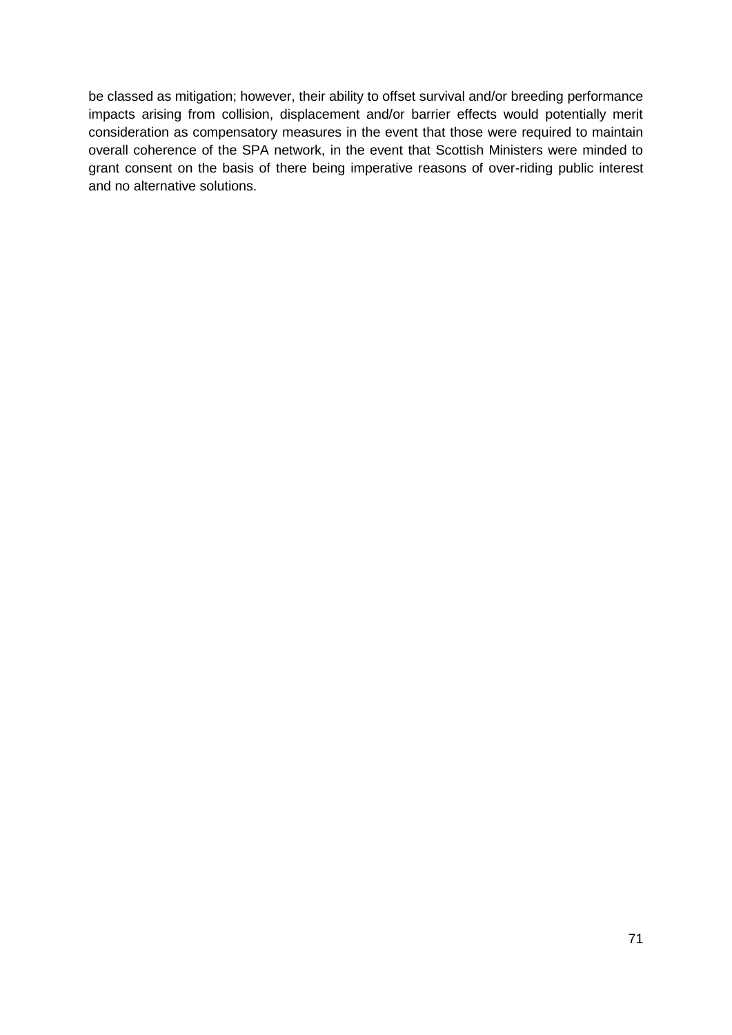be classed as mitigation; however, their ability to offset survival and/or breeding performance impacts arising from collision, displacement and/or barrier effects would potentially merit consideration as compensatory measures in the event that those were required to maintain overall coherence of the SPA network, in the event that Scottish Ministers were minded to grant consent on the basis of there being imperative reasons of over-riding public interest and no alternative solutions.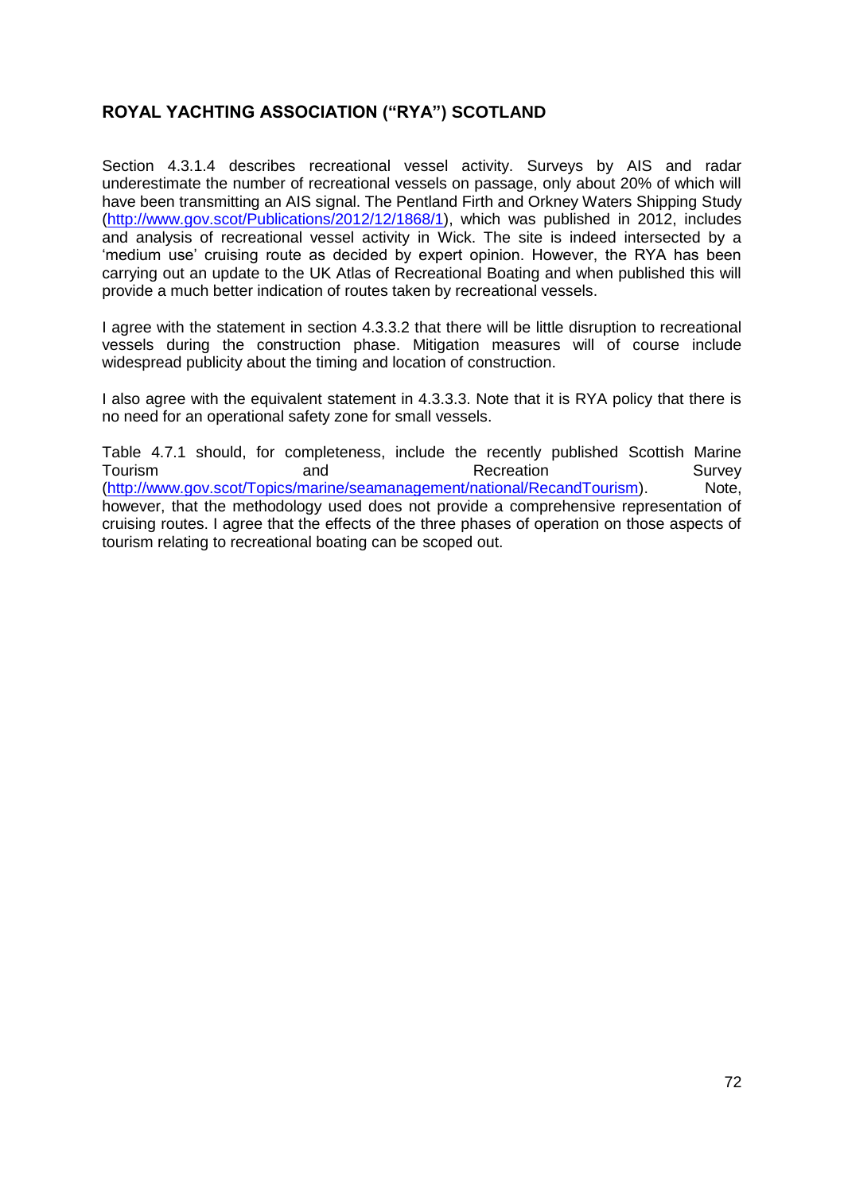## ROYAL YACHTING ASSOCIATION ("RYA") SCOTLAND

Section 4.3.1.4 describes recreational vessel activity. Surveys by AIS and radar underestimate the number of recreational vessels on passage, only about 20% of which will have been transmitting an AIS signal. The Pentland Firth and Orkney Waters Shipping Study (http://www.gov.scot/Publications/2012/12/1868/1), which was published in 2012, includes and analysis of recreational vessel activity in Wick. The site is indeed intersected by a 'medium use' cruising route as decided by expert opinion. However, the RYA has been carrying out an update to the UK Atlas of Recreational Boating and when published this will provide a much better indication of routes taken by recreational vessels.

I agree with the statement in section 4.3.3.2 that there will be little disruption to recreational vessels during the construction phase. Mitigation measures will of course include widespread publicity about the timing and location of construction.

I also agree with the equivalent statement in 4.3.3.3. Note that it is RYA policy that there is no need for an operational safety zone for small vessels.

Table 4.7.1 should, for completeness, include the recently published Scottish Marine Tourism and Recreation Survey (http://www.gov.scot/Topics/marine/seamanagement/national/RecandTourism). Note, however, that the methodology used does not provide a comprehensive representation of cruising routes. I agree that the effects of the three phases of operation on those aspects of tourism relating to recreational boating can be scoped out.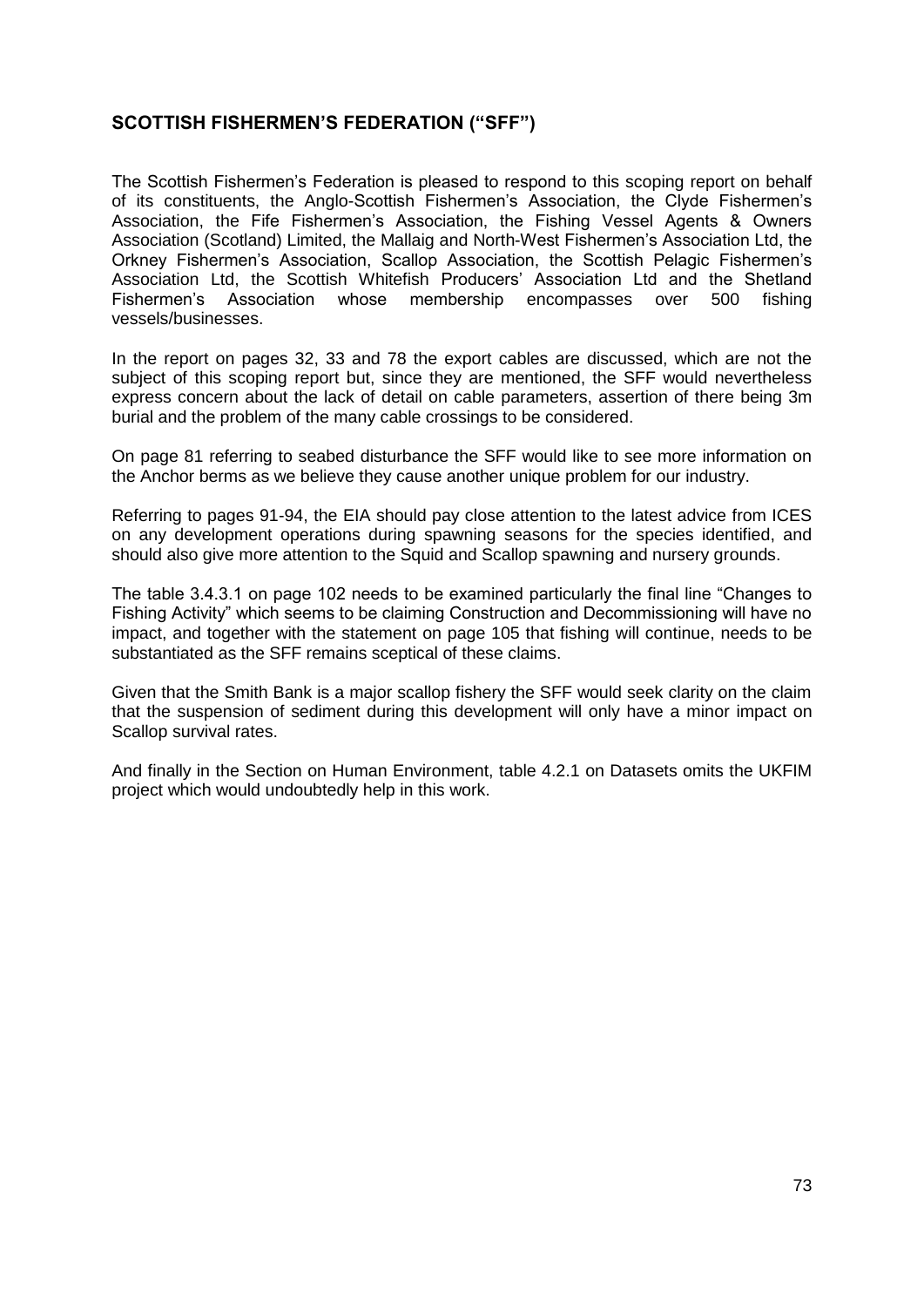## SCOTTISH FISHERMEN'S FEDERATION ("SFF")

The Scottish Fishermen's Federation is pleased to respond to this scoping report on behalf of its constituents, the Anglo-Scottish Fishermen's Association, the Clyde Fishermen's Association, the Fife Fishermen's Association, the Fishing Vessel Agents & Owners Association (Scotland) Limited, the Mallaig and North-West Fishermen's Association Ltd, the Orkney Fishermen's Association, Scallop Association, the Scottish Pelagic Fishermen's Association Ltd, the Scottish Whitefish Producers' Association Ltd and the Shetland Fishermen's Association whose membership encompasses over 500 fishing vessels/businesses.

In the report on pages 32, 33 and 78 the export cables are discussed, which are not the subject of this scoping report but, since they are mentioned, the SFF would nevertheless express concern about the lack of detail on cable parameters, assertion of there being 3m burial and the problem of the many cable crossings to be considered.

On page 81 referring to seabed disturbance the SFF would like to see more information on the Anchor berms as we believe they cause another unique problem for our industry.

Referring to pages 91-94, the EIA should pay close attention to the latest advice from ICES on any development operations during spawning seasons for the species identified, and should also give more attention to the Squid and Scallop spawning and nursery grounds.

The table 3.4.3.1 on page 102 needs to be examined particularly the final line "Changes to Fishing Activity" which seems to be claiming Construction and Decommissioning will have no impact, and together with the statement on page 105 that fishing will continue, needs to be substantiated as the SFF remains sceptical of these claims.

Given that the Smith Bank is a major scallop fishery the SFF would seek clarity on the claim that the suspension of sediment during this development will only have a minor impact on Scallop survival rates.

And finally in the Section on Human Environment, table 4.2.1 on Datasets omits the UKFIM project which would undoubtedly help in this work.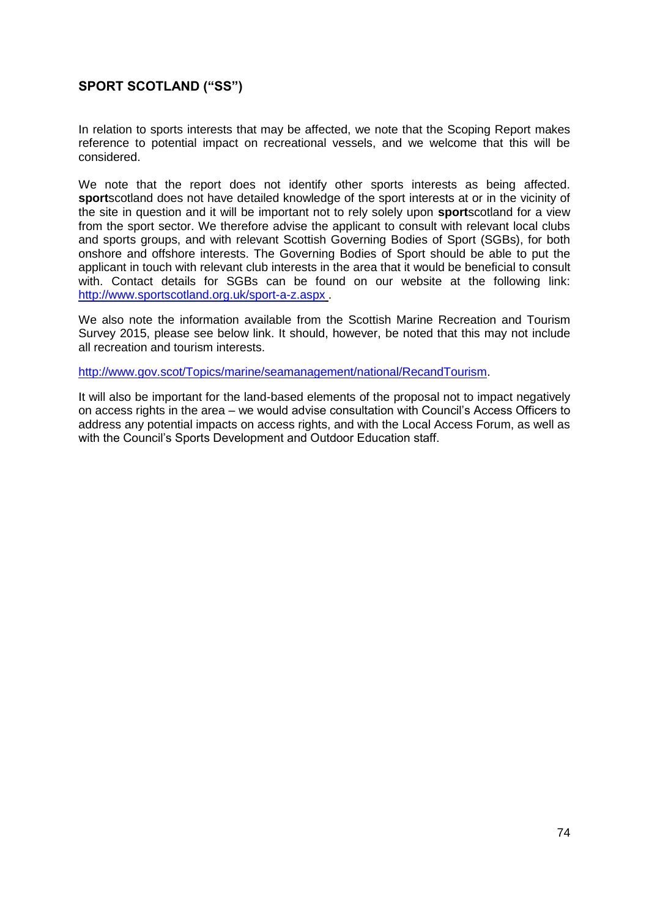## SPORT SCOTLAND ("SS")

In relation to sports interests that may be affected, we note that the Scoping Report makes reference to potential impact on recreational vessels, and we welcome that this will be considered.

We note that the report does not identify other sports interests as being affected. **sport**scotland does not have detailed knowledge of the sport interests at or in the vicinity of the site in question and it will be important not to rely solely upon **sport**scotland for a view from the sport sector. We therefore advise the applicant to consult with relevant local clubs and sports groups, and with relevant Scottish Governing Bodies of Sport (SGBs), for both onshore and offshore interests. The Governing Bodies of Sport should be able to put the applicant in touch with relevant club interests in the area that it would be beneficial to consult with. Contact details for SGBs can be found on our website at the following link: [http://www.sportscotland.org.uk/sport-a-z.aspx](http://www.sportscotland.org.uk/sport-a-z.aspx) .

We also note the information available from the Scottish Marine Recreation and Tourism Survey 2015, please see below link. It should, however, be noted that this may not include all recreation and tourism interests.

[http://www.gov.scot/Topics/marine/seamanagement/national/RecandTourism](http://www.gov.scot/Topics/marine/seamanagement/national/RecandTourism).

It will also be important for the land-based elements of the proposal not to impact negatively on access rights in the area – we would advise consultation with Council's Access Officers to address any potential impacts on access rights, and with the Local Access Forum, as well as with the Council's Sports Development and Outdoor Education staff.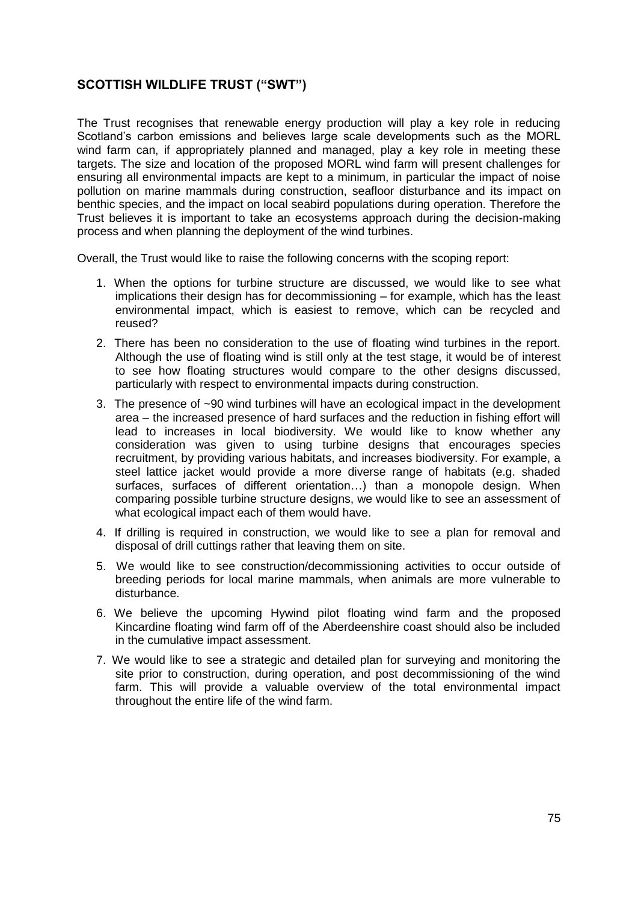## SCOTTISH WILDLIFE TRUST ("SWT")

The Trust recognises that renewable energy production will play a key role in reducing Scotland's carbon emissions and believes large scale developments such as the MORL wind farm can, if appropriately planned and managed, play a key role in meeting these targets. The size and location of the proposed MORL wind farm will present challenges for ensuring all environmental impacts are kept to a minimum, in particular the impact of noise pollution on marine mammals during construction, seafloor disturbance and its impact on benthic species, and the impact on local seabird populations during operation. Therefore the Trust believes it is important to take an ecosystems approach during the decision-making process and when planning the deployment of the wind turbines.

Overall, the Trust would like to raise the following concerns with the scoping report:

1. When the options for turbine structure are discussed, we would like to see what implications their design has for decommissioning – for example, which has the least environmental impact, which is easiest to remove, which can be recycled and reused?
2. There has been no consideration to the use of floating wind turbines in the report. Although the use of floating wind is still only at the test stage, it would be of interest to see how floating structures would compare to the other designs discussed, particularly with respect to environmental impacts during construction.
3. The presence of ~90 wind turbines will have an ecological impact in the development area – the increased presence of hard surfaces and the reduction in fishing effort will lead to increases in local biodiversity. We would like to know whether any consideration was given to using turbine designs that encourages species recruitment, by providing various habitats, and increases biodiversity. For example, a steel lattice jacket would provide a more diverse range of habitats (e.g. shaded surfaces, surfaces of different orientation…) than a monopole design. When comparing possible turbine structure designs, we would like to see an assessment of what ecological impact each of them would have.
4. If drilling is required in construction, we would like to see a plan for removal and disposal of drill cuttings rather that leaving them on site.
5. We would like to see construction/decommissioning activities to occur outside of breeding periods for local marine mammals, when animals are more vulnerable to disturbance.
6. We believe the upcoming Hywind pilot floating wind farm and the proposed Kincardine floating wind farm off of the Aberdeenshire coast should also be included in the cumulative impact assessment.
7. We would like to see a strategic and detailed plan for surveying and monitoring the site prior to construction, during operation, and post decommissioning of the wind farm. This will provide a valuable overview of the total environmental impact throughout the entire life of the wind farm.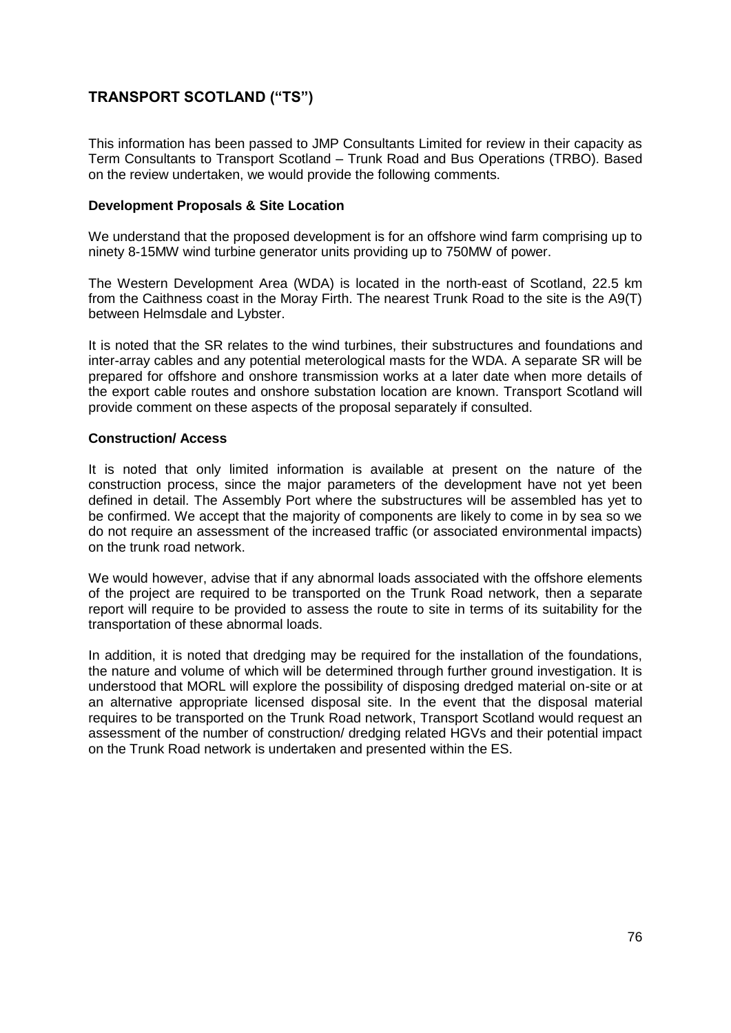## TRANSPORT SCOTLAND ("TS")

This information has been passed to JMP Consultants Limited for review in their capacity as Term Consultants to Transport Scotland – Trunk Road and Bus Operations (TRBO). Based on the review undertaken, we would provide the following comments.

**Development Proposals & Site Location**

We understand that the proposed development is for an offshore wind farm comprising up to ninety 8-15MW wind turbine generator units providing up to 750MW of power.

The Western Development Area (WDA) is located in the north-east of Scotland, 22.5 km from the Caithness coast in the Moray Firth. The nearest Trunk Road to the site is the A9(T) between Helmsdale and Lybster.

It is noted that the SR relates to the wind turbines, their substructures and foundations and inter-array cables and any potential meterological masts for the WDA. A separate SR will be prepared for offshore and onshore transmission works at a later date when more details of the export cable routes and onshore substation location are known. Transport Scotland will provide comment on these aspects of the proposal separately if consulted.

**Construction/ Access**

It is noted that only limited information is available at present on the nature of the construction process, since the major parameters of the development have not yet been defined in detail. The Assembly Port where the substructures will be assembled has yet to be confirmed. We accept that the majority of components are likely to come in by sea so we do not require an assessment of the increased traffic (or associated environmental impacts) on the trunk road network.

We would however, advise that if any abnormal loads associated with the offshore elements of the project are required to be transported on the Trunk Road network, then a separate report will require to be provided to assess the route to site in terms of its suitability for the transportation of these abnormal loads.

In addition, it is noted that dredging may be required for the installation of the foundations, the nature and volume of which will be determined through further ground investigation. It is understood that MORL will explore the possibility of disposing dredged material on-site or at an alternative appropriate licensed disposal site. In the event that the disposal material requires to be transported on the Trunk Road network, Transport Scotland would request an assessment of the number of construction/ dredging related HGVs and their potential impact on the Trunk Road network is undertaken and presented within the ES.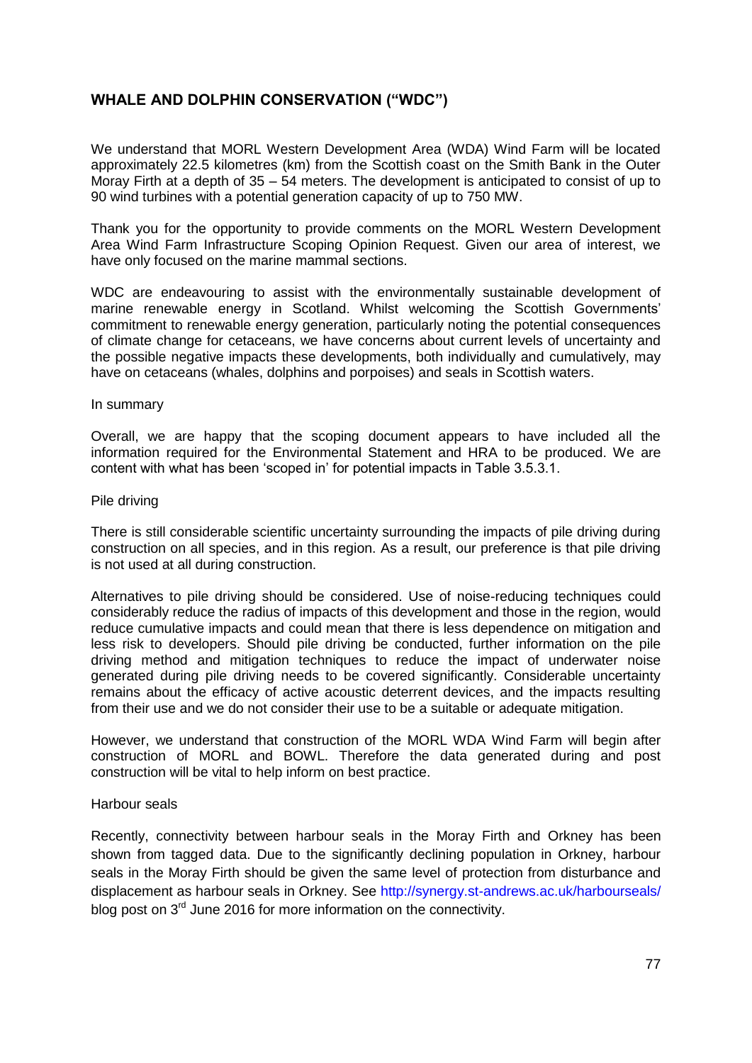## WHALE AND DOLPHIN CONSERVATION ("WDC")

We understand that MORL Western Development Area (WDA) Wind Farm will be located approximately 22.5 kilometres (km) from the Scottish coast on the Smith Bank in the Outer Moray Firth at a depth of 35 – 54 meters. The development is anticipated to consist of up to 90 wind turbines with a potential generation capacity of up to 750 MW.

Thank you for the opportunity to provide comments on the MORL Western Development Area Wind Farm Infrastructure Scoping Opinion Request. Given our area of interest, we have only focused on the marine mammal sections.

WDC are endeavouring to assist with the environmentally sustainable development of marine renewable energy in Scotland. Whilst welcoming the Scottish Governments' commitment to renewable energy generation, particularly noting the potential consequences of climate change for cetaceans, we have concerns about current levels of uncertainty and the possible negative impacts these developments, both individually and cumulatively, may have on cetaceans (whales, dolphins and porpoises) and seals in Scottish waters.

In summary

Overall, we are happy that the scoping document appears to have included all the information required for the Environmental Statement and HRA to be produced. We are content with what has been 'scoped in' for potential impacts in Table 3.5.3.1.

Pile driving

There is still considerable scientific uncertainty surrounding the impacts of pile driving during construction on all species, and in this region. As a result, our preference is that pile driving is not used at all during construction.

Alternatives to pile driving should be considered. Use of noise-reducing techniques could considerably reduce the radius of impacts of this development and those in the region, would reduce cumulative impacts and could mean that there is less dependence on mitigation and less risk to developers. Should pile driving be conducted, further information on the pile driving method and mitigation techniques to reduce the impact of underwater noise generated during pile driving needs to be covered significantly. Considerable uncertainty remains about the efficacy of active acoustic deterrent devices, and the impacts resulting from their use and we do not consider their use to be a suitable or adequate mitigation.

However, we understand that construction of the MORL WDA Wind Farm will begin after construction of MORL and BOWL. Therefore the data generated during and post construction will be vital to help inform on best practice.

Harbour seals

Recently, connectivity between harbour seals in the Moray Firth and Orkney has been shown from tagged data. Due to the significantly declining population in Orkney, harbour seals in the Moray Firth should be given the same level of protection from disturbance and displacement as harbour seals in Orkney. See http://synergy.st-andrews.ac.uk/harbourseals/ blog post on 3rd June 2016 for more information on the connectivity.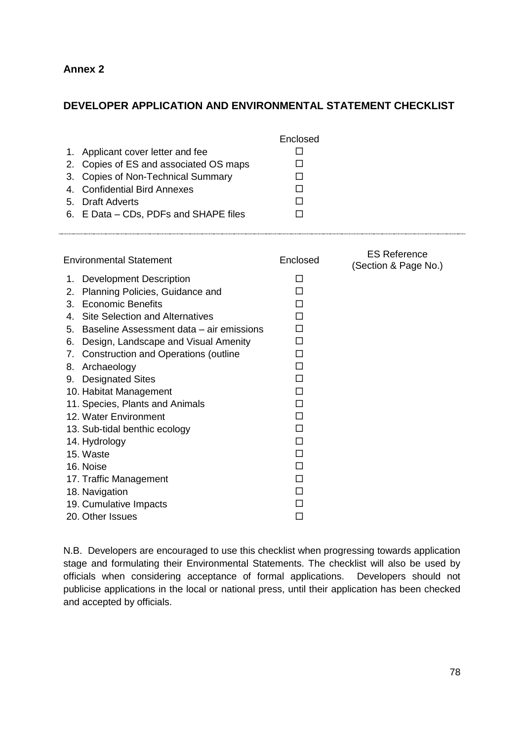**Annex 2**

## DEVELOPER APPLICATION AND ENVIRONMENTAL STATEMENT CHECKLIST

| | Enclosed |
|---|---|
| 1. Applicant cover letter and fee | ☐ |
| 2. Copies of ES and associated OS maps | ☐ |
| 3. Copies of Non-Technical Summary | ☐ |
| 4. Confidential Bird Annexes | ☐ |
| 5. Draft Adverts | ☐ |
| 6. E Data – CDs, PDFs and SHAPE files | ☐ |

---

| Environmental Statement | Enclosed | ES Reference (Section & Page No.) |
|---|---|---|
| 1. Development Description | ☐ | |
| 2. Planning Policies, Guidance and | ☐ | |
| 3. Economic Benefits | ☐ | |
| 4. Site Selection and Alternatives | ☐ | |
| 5. Baseline Assessment data – air emissions | ☐ | |
| 6. Design, Landscape and Visual Amenity | ☐ | |
| 7. Construction and Operations (outline | ☐ | |
| 8. Archaeology | ☐ | |
| 9. Designated Sites | ☐ | |
| 10. Habitat Management | ☐ | |
| 11. Species, Plants and Animals | ☐ | |
| 12. Water Environment | ☐ | |
| 13. Sub-tidal benthic ecology | ☐ | |
| 14. Hydrology | ☐ | |
| 15. Waste | ☐ | |
| 16. Noise | ☐ | |
| 17. Traffic Management | ☐ | |
| 18. Navigation | ☐ | |
| 19. Cumulative Impacts | ☐ | |
| 20. Other Issues | ☐ | |

N.B. Developers are encouraged to use this checklist when progressing towards application stage and formulating their Environmental Statements. The checklist will also be used by officials when considering acceptance of formal applications. Developers should not publicise applications in the local or national press, until their application has been checked and accepted by officials.